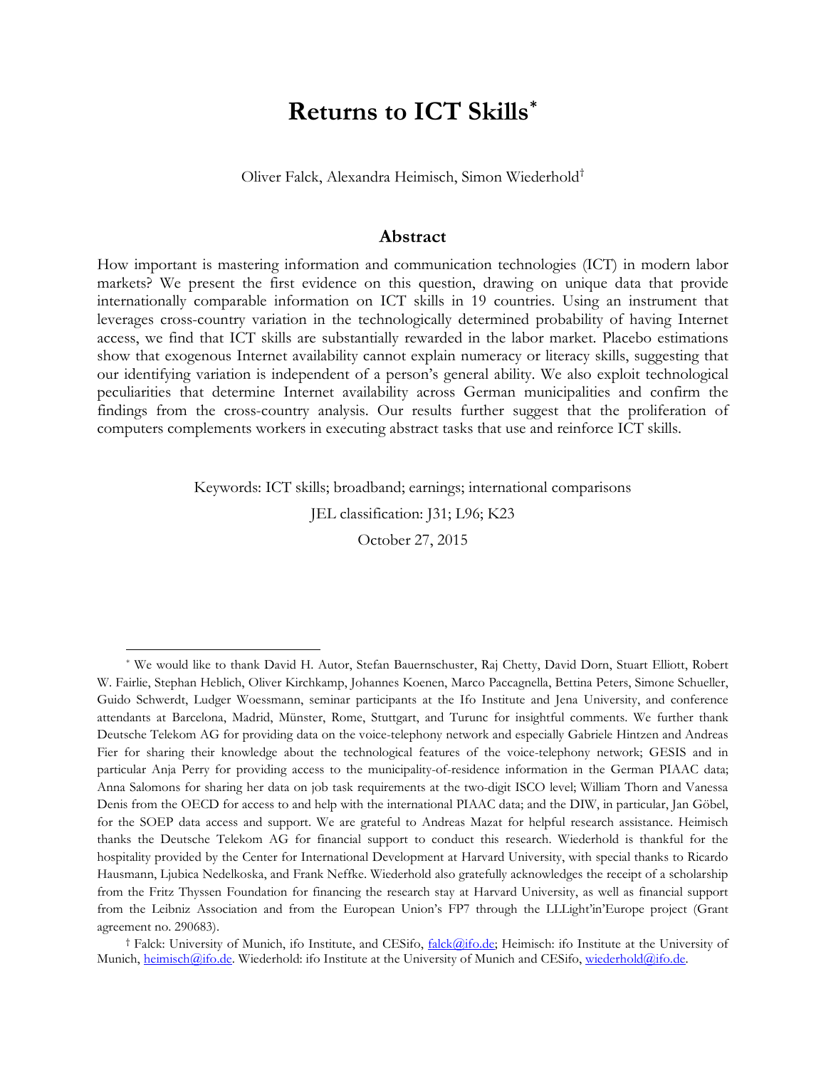# Returns to ICT Skills[*]

Oliver Falck, Alexandra Heimisch, Simon Wiederhold[†]

## Abstract

How important is mastering information and communication technologies (ICT) in modern labor markets? We present the first evidence on this question, drawing on unique data that provide internationally comparable information on ICT skills in 19 countries. Using an instrument that leverages cross-country variation in the technologically determined probability of having Internet access, we find that ICT skills are substantially rewarded in the labor market. Placebo estimations show that exogenous Internet availability cannot explain numeracy or literacy skills, suggesting that our identifying variation is independent of a person's general ability. We also exploit technological peculiarities that determine Internet availability across German municipalities and confirm the findings from the cross-country analysis. Our results further suggest that the proliferation of computers complements workers in executing abstract tasks that use and reinforce ICT skills.

Keywords: ICT skills; broadband; earnings; international comparisons

JEL classification: J31; L96; K23

October 27, 2015

---

[*] We would like to thank David H. Autor, Stefan Bauernschuster, Raj Chetty, David Dorn, Stuart Elliott, Robert W. Fairlie, Stephan Heblich, Oliver Kirchkamp, Johannes Koenen, Marco Paccagnella, Bettina Peters, Simone Schueller, Guido Schwerdt, Ludger Woessmann, seminar participants at the Ifo Institute and Jena University, and conference attendants at Barcelona, Madrid, Münster, Rome, Stuttgart, and Turunc for insightful comments. We further thank Deutsche Telekom AG for providing data on the voice-telephony network and especially Gabriele Hintzen and Andreas Fier for sharing their knowledge about the technological features of the voice-telephony network; GESIS and in particular Anja Perry for providing access to the municipality-of-residence information in the German PIAAC data; Anna Salomons for sharing her data on job task requirements at the two-digit ISCO level; William Thorn and Vanessa Denis from the OECD for access to and help with the international PIAAC data; and the DIW, in particular, Jan Göbel, for the SOEP data access and support. We are grateful to Andreas Mazat for helpful research assistance. Heimisch thanks the Deutsche Telekom AG for financial support to conduct this research. Wiederhold is thankful for the hospitality provided by the Center for International Development at Harvard University, with special thanks to Ricardo Hausmann, Ljubica Nedelkoska, and Frank Neffke. Wiederhold also gratefully acknowledges the receipt of a scholarship from the Fritz Thyssen Foundation for financing the research stay at Harvard University, as well as financial support from the Leibniz Association and from the European Union's FP7 through the LLLight'in'Europe project (Grant agreement no. 290683).

[†] Falck: University of Munich, ifo Institute, and CESifo, falck@ifo.de; Heimisch: ifo Institute at the University of Munich, heimisch@ifo.de. Wiederhold: ifo Institute at the University of Munich and CESifo, wiederhold@ifo.de.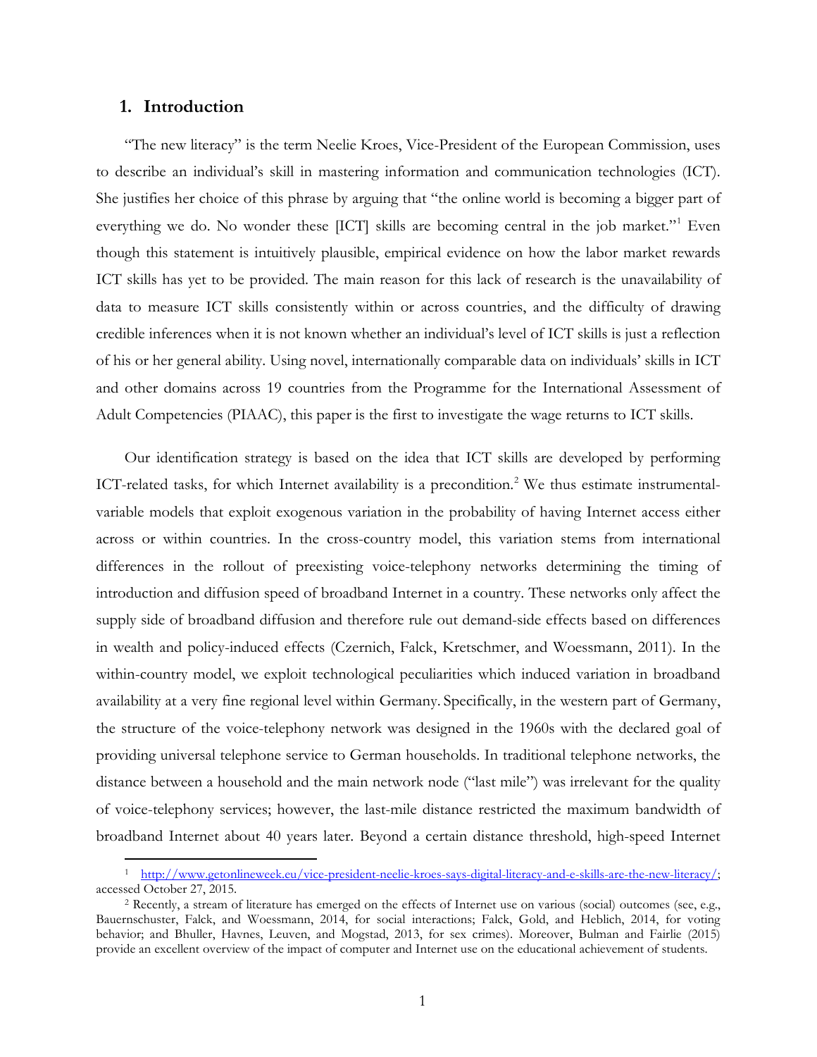## 1. Introduction

"The new literacy" is the term Neelie Kroes, Vice-President of the European Commission, uses to describe an individual's skill in mastering information and communication technologies (ICT). She justifies her choice of this phrase by arguing that "the online world is becoming a bigger part of everything we do. No wonder these [ICT] skills are becoming central in the job market."[1] Even though this statement is intuitively plausible, empirical evidence on how the labor market rewards ICT skills has yet to be provided. The main reason for this lack of research is the unavailability of data to measure ICT skills consistently within or across countries, and the difficulty of drawing credible inferences when it is not known whether an individual's level of ICT skills is just a reflection of his or her general ability. Using novel, internationally comparable data on individuals' skills in ICT and other domains across 19 countries from the Programme for the International Assessment of Adult Competencies (PIAAC), this paper is the first to investigate the wage returns to ICT skills.

Our identification strategy is based on the idea that ICT skills are developed by performing ICT-related tasks, for which Internet availability is a precondition.[2] We thus estimate instrumental-variable models that exploit exogenous variation in the probability of having Internet access either across or within countries. In the cross-country model, this variation stems from international differences in the rollout of preexisting voice-telephony networks determining the timing of introduction and diffusion speed of broadband Internet in a country. These networks only affect the supply side of broadband diffusion and therefore rule out demand-side effects based on differences in wealth and policy-induced effects (Czernich, Falck, Kretschmer, and Woessmann, 2011). In the within-country model, we exploit technological peculiarities which induced variation in broadband availability at a very fine regional level within Germany. Specifically, in the western part of Germany, the structure of the voice-telephony network was designed in the 1960s with the declared goal of providing universal telephone service to German households. In traditional telephone networks, the distance between a household and the main network node ("last mile") was irrelevant for the quality of voice-telephony services; however, the last-mile distance restricted the maximum bandwidth of broadband Internet about 40 years later. Beyond a certain distance threshold, high-speed Internet

---

[1] http://www.getonlineweek.eu/vice-president-neelie-kroes-says-digital-literacy-and-e-skills-are-the-new-literacy/; accessed October 27, 2015.

[2] Recently, a stream of literature has emerged on the effects of Internet use on various (social) outcomes (see, e.g., Bauernschuster, Falck, and Woessmann, 2014, for social interactions; Falck, Gold, and Heblich, 2014, for voting behavior; and Bhuller, Havnes, Leuven, and Mogstad, 2013, for sex crimes). Moreover, Bulman and Fairlie (2015) provide an excellent overview of the impact of computer and Internet use on the educational achievement of students.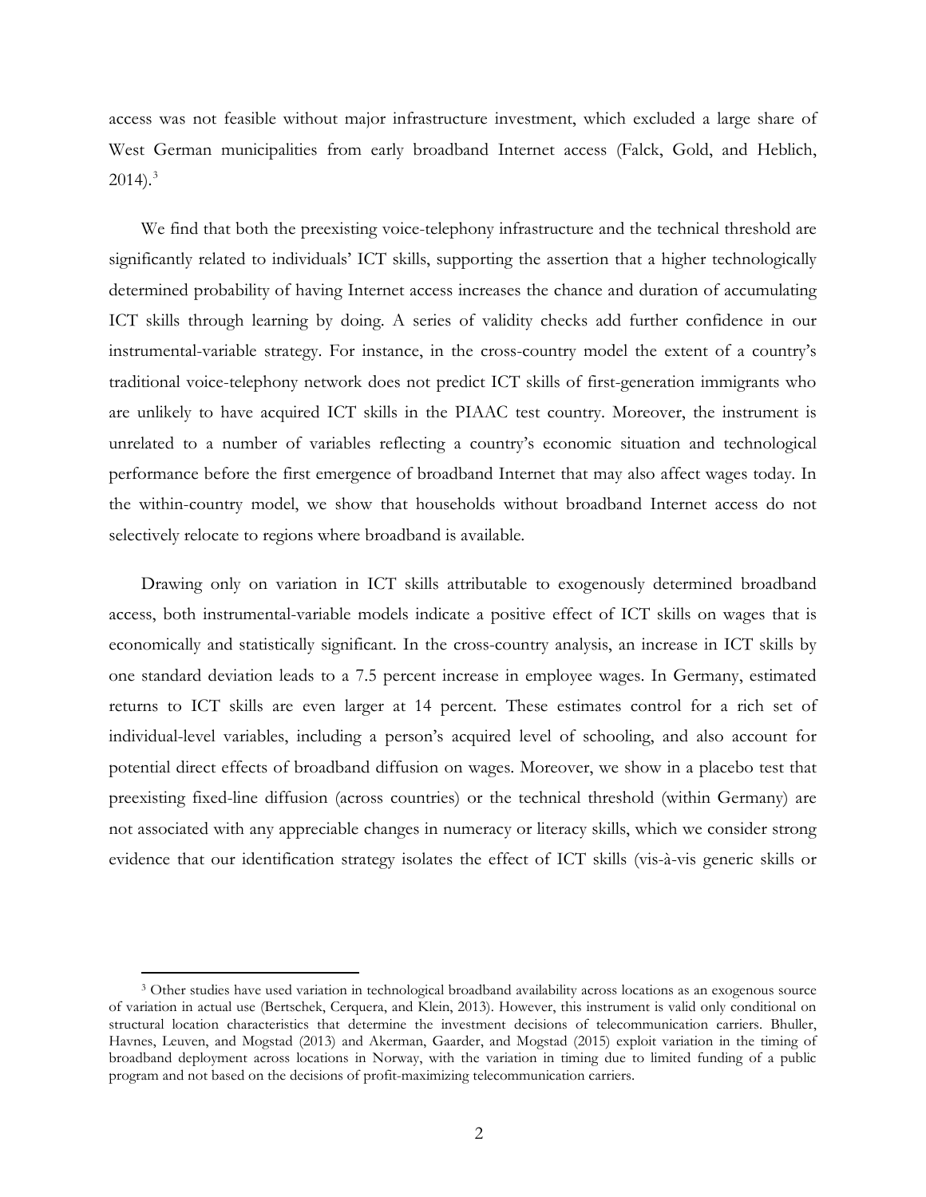access was not feasible without major infrastructure investment, which excluded a large share of West German municipalities from early broadband Internet access (Falck, Gold, and Heblich, 2014).[3]

We find that both the preexisting voice-telephony infrastructure and the technical threshold are significantly related to individuals' ICT skills, supporting the assertion that a higher technologically determined probability of having Internet access increases the chance and duration of accumulating ICT skills through learning by doing. A series of validity checks add further confidence in our instrumental-variable strategy. For instance, in the cross-country model the extent of a country's traditional voice-telephony network does not predict ICT skills of first-generation immigrants who are unlikely to have acquired ICT skills in the PIAAC test country. Moreover, the instrument is unrelated to a number of variables reflecting a country's economic situation and technological performance before the first emergence of broadband Internet that may also affect wages today. In the within-country model, we show that households without broadband Internet access do not selectively relocate to regions where broadband is available.

Drawing only on variation in ICT skills attributable to exogenously determined broadband access, both instrumental-variable models indicate a positive effect of ICT skills on wages that is economically and statistically significant. In the cross-country analysis, an increase in ICT skills by one standard deviation leads to a 7.5 percent increase in employee wages. In Germany, estimated returns to ICT skills are even larger at 14 percent. These estimates control for a rich set of individual-level variables, including a person's acquired level of schooling, and also account for potential direct effects of broadband diffusion on wages. Moreover, we show in a placebo test that preexisting fixed-line diffusion (across countries) or the technical threshold (within Germany) are not associated with any appreciable changes in numeracy or literacy skills, which we consider strong evidence that our identification strategy isolates the effect of ICT skills (vis-à-vis generic skills or

[3] Other studies have used variation in technological broadband availability across locations as an exogenous source of variation in actual use (Bertschek, Cerquera, and Klein, 2013). However, this instrument is valid only conditional on structural location characteristics that determine the investment decisions of telecommunication carriers. Bhuller, Havnes, Leuven, and Mogstad (2013) and Akerman, Gaarder, and Mogstad (2015) exploit variation in the timing of broadband deployment across locations in Norway, with the variation in timing due to limited funding of a public program and not based on the decisions of profit-maximizing telecommunication carriers.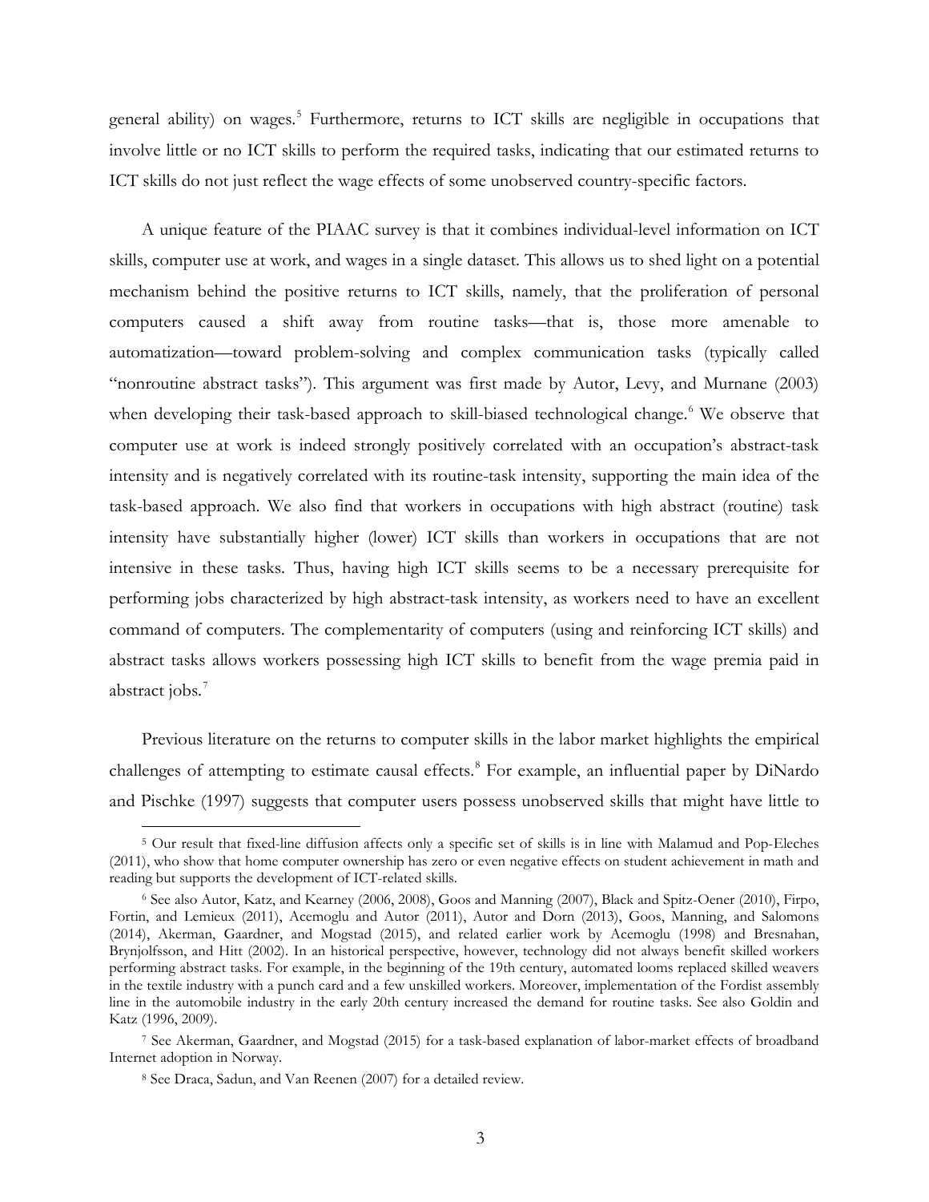general ability) on wages.[5] Furthermore, returns to ICT skills are negligible in occupations that involve little or no ICT skills to perform the required tasks, indicating that our estimated returns to ICT skills do not just reflect the wage effects of some unobserved country-specific factors.

A unique feature of the PIAAC survey is that it combines individual-level information on ICT skills, computer use at work, and wages in a single dataset. This allows us to shed light on a potential mechanism behind the positive returns to ICT skills, namely, that the proliferation of personal computers caused a shift away from routine tasks—that is, those more amenable to automatization—toward problem-solving and complex communication tasks (typically called "nonroutine abstract tasks"). This argument was first made by Autor, Levy, and Murnane (2003) when developing their task-based approach to skill-biased technological change.[6] We observe that computer use at work is indeed strongly positively correlated with an occupation's abstract-task intensity and is negatively correlated with its routine-task intensity, supporting the main idea of the task-based approach. We also find that workers in occupations with high abstract (routine) task intensity have substantially higher (lower) ICT skills than workers in occupations that are not intensive in these tasks. Thus, having high ICT skills seems to be a necessary prerequisite for performing jobs characterized by high abstract-task intensity, as workers need to have an excellent command of computers. The complementarity of computers (using and reinforcing ICT skills) and abstract tasks allows workers possessing high ICT skills to benefit from the wage premia paid in abstract jobs.[7]

Previous literature on the returns to computer skills in the labor market highlights the empirical challenges of attempting to estimate causal effects.[8] For example, an influential paper by DiNardo and Pischke (1997) suggests that computer users possess unobserved skills that might have little to

---

[5] Our result that fixed-line diffusion affects only a specific set of skills is in line with Malamud and Pop-Eleches (2011), who show that home computer ownership has zero or even negative effects on student achievement in math and reading but supports the development of ICT-related skills.

[6] See also Autor, Katz, and Kearney (2006, 2008), Goos and Manning (2007), Black and Spitz-Oener (2010), Firpo, Fortin, and Lemieux (2011), Acemoglu and Autor (2011), Autor and Dorn (2013), Goos, Manning, and Salomons (2014), Akerman, Gaardner, and Mogstad (2015), and related earlier work by Acemoglu (1998) and Bresnahan, Brynjolfsson, and Hitt (2002). In an historical perspective, however, technology did not always benefit skilled workers performing abstract tasks. For example, in the beginning of the 19th century, automated looms replaced skilled weavers in the textile industry with a punch card and a few unskilled workers. Moreover, implementation of the Fordist assembly line in the automobile industry in the early 20th century increased the demand for routine tasks. See also Goldin and Katz (1996, 2009).

[7] See Akerman, Gaardner, and Mogstad (2015) for a task-based explanation of labor-market effects of broadband Internet adoption in Norway.

[8] See Draca, Sadun, and Van Reenen (2007) for a detailed review.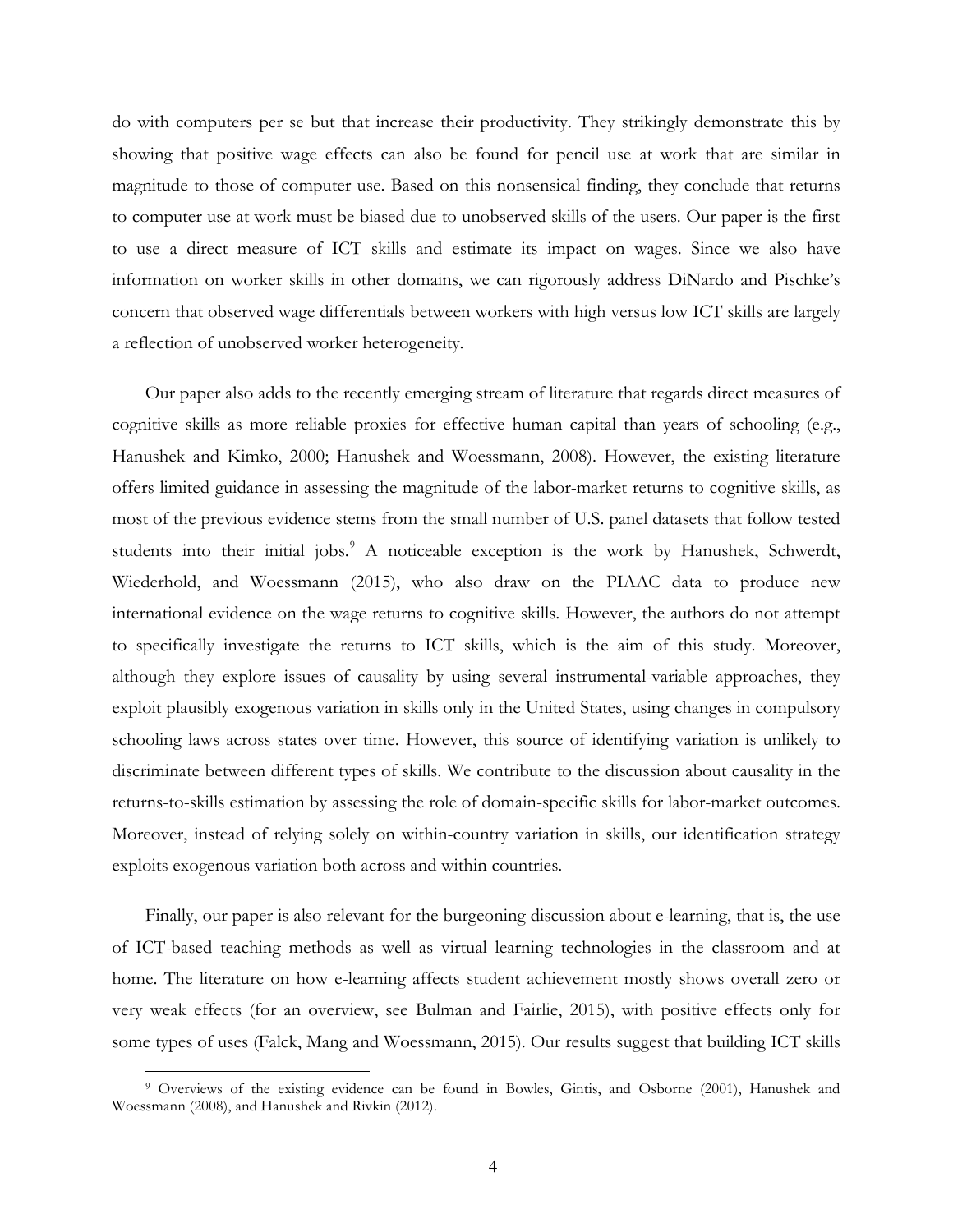do with computers per se but that increase their productivity. They strikingly demonstrate this by showing that positive wage effects can also be found for pencil use at work that are similar in magnitude to those of computer use. Based on this nonsensical finding, they conclude that returns to computer use at work must be biased due to unobserved skills of the users. Our paper is the first to use a direct measure of ICT skills and estimate its impact on wages. Since we also have information on worker skills in other domains, we can rigorously address DiNardo and Pischke's concern that observed wage differentials between workers with high versus low ICT skills are largely a reflection of unobserved worker heterogeneity.

Our paper also adds to the recently emerging stream of literature that regards direct measures of cognitive skills as more reliable proxies for effective human capital than years of schooling (e.g., Hanushek and Kimko, 2000; Hanushek and Woessmann, 2008). However, the existing literature offers limited guidance in assessing the magnitude of the labor-market returns to cognitive skills, as most of the previous evidence stems from the small number of U.S. panel datasets that follow tested students into their initial jobs.[9] A noticeable exception is the work by Hanushek, Schwerdt, Wiederhold, and Woessmann (2015), who also draw on the PIAAC data to produce new international evidence on the wage returns to cognitive skills. However, the authors do not attempt to specifically investigate the returns to ICT skills, which is the aim of this study. Moreover, although they explore issues of causality by using several instrumental-variable approaches, they exploit plausibly exogenous variation in skills only in the United States, using changes in compulsory schooling laws across states over time. However, this source of identifying variation is unlikely to discriminate between different types of skills. We contribute to the discussion about causality in the returns-to-skills estimation by assessing the role of domain-specific skills for labor-market outcomes. Moreover, instead of relying solely on within-country variation in skills, our identification strategy exploits exogenous variation both across and within countries.

Finally, our paper is also relevant for the burgeoning discussion about e-learning, that is, the use of ICT-based teaching methods as well as virtual learning technologies in the classroom and at home. The literature on how e-learning affects student achievement mostly shows overall zero or very weak effects (for an overview, see Bulman and Fairlie, 2015), with positive effects only for some types of uses (Falck, Mang and Woessmann, 2015). Our results suggest that building ICT skills

[9] Overviews of the existing evidence can be found in Bowles, Gintis, and Osborne (2001), Hanushek and Woessmann (2008), and Hanushek and Rivkin (2012).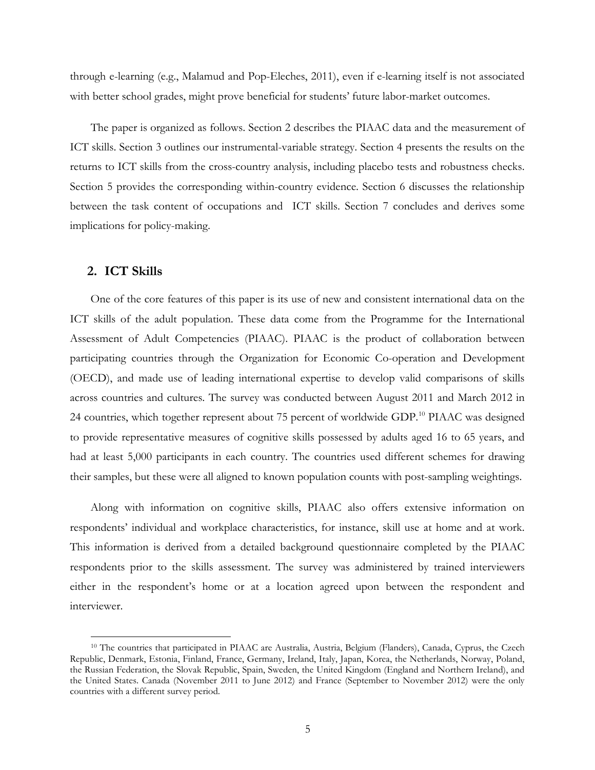through e-learning (e.g., Malamud and Pop-Eleches, 2011), even if e-learning itself is not associated with better school grades, might prove beneficial for students' future labor-market outcomes.

The paper is organized as follows. Section 2 describes the PIAAC data and the measurement of ICT skills. Section 3 outlines our instrumental-variable strategy. Section 4 presents the results on the returns to ICT skills from the cross-country analysis, including placebo tests and robustness checks. Section 5 provides the corresponding within-country evidence. Section 6 discusses the relationship between the task content of occupations and ICT skills. Section 7 concludes and derives some implications for policy-making.

## 2. ICT Skills

One of the core features of this paper is its use of new and consistent international data on the ICT skills of the adult population. These data come from the Programme for the International Assessment of Adult Competencies (PIAAC). PIAAC is the product of collaboration between participating countries through the Organization for Economic Co-operation and Development (OECD), and made use of leading international expertise to develop valid comparisons of skills across countries and cultures. The survey was conducted between August 2011 and March 2012 in 24 countries, which together represent about 75 percent of worldwide GDP.[10] PIAAC was designed to provide representative measures of cognitive skills possessed by adults aged 16 to 65 years, and had at least 5,000 participants in each country. The countries used different schemes for drawing their samples, but these were all aligned to known population counts with post-sampling weightings.

Along with information on cognitive skills, PIAAC also offers extensive information on respondents' individual and workplace characteristics, for instance, skill use at home and at work. This information is derived from a detailed background questionnaire completed by the PIAAC respondents prior to the skills assessment. The survey was administered by trained interviewers either in the respondent's home or at a location agreed upon between the respondent and interviewer.

[10] The countries that participated in PIAAC are Australia, Austria, Belgium (Flanders), Canada, Cyprus, the Czech Republic, Denmark, Estonia, Finland, France, Germany, Ireland, Italy, Japan, Korea, the Netherlands, Norway, Poland, the Russian Federation, the Slovak Republic, Spain, Sweden, the United Kingdom (England and Northern Ireland), and the United States. Canada (November 2011 to June 2012) and France (September to November 2012) were the only countries with a different survey period.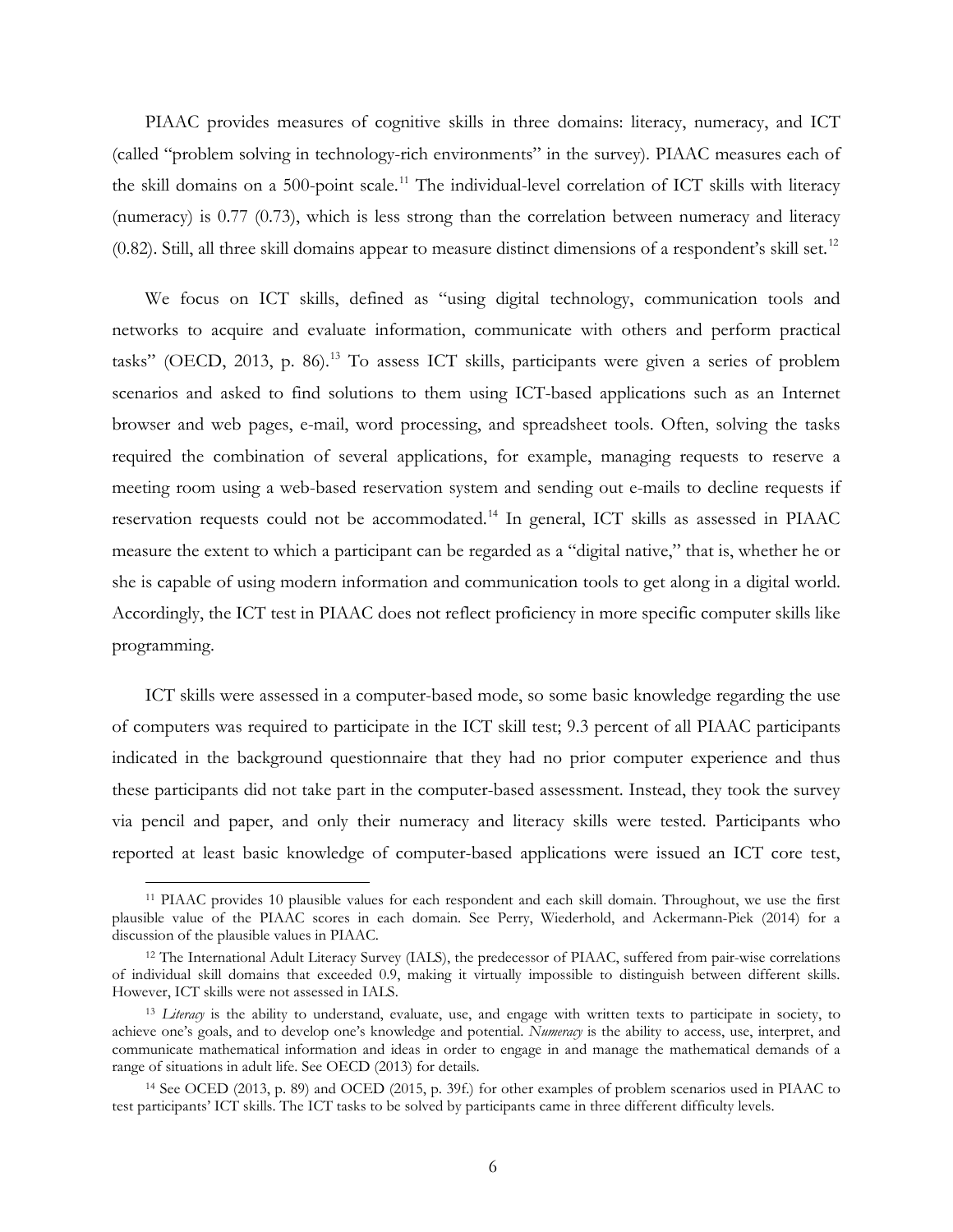PIAAC provides measures of cognitive skills in three domains: literacy, numeracy, and ICT (called "problem solving in technology-rich environments" in the survey). PIAAC measures each of the skill domains on a 500-point scale.[11] The individual-level correlation of ICT skills with literacy (numeracy) is 0.77 (0.73), which is less strong than the correlation between numeracy and literacy (0.82). Still, all three skill domains appear to measure distinct dimensions of a respondent's skill set.[12]

We focus on ICT skills, defined as "using digital technology, communication tools and networks to acquire and evaluate information, communicate with others and perform practical tasks" (OECD, 2013, p. 86).[13] To assess ICT skills, participants were given a series of problem scenarios and asked to find solutions to them using ICT-based applications such as an Internet browser and web pages, e-mail, word processing, and spreadsheet tools. Often, solving the tasks required the combination of several applications, for example, managing requests to reserve a meeting room using a web-based reservation system and sending out e-mails to decline requests if reservation requests could not be accommodated.[14] In general, ICT skills as assessed in PIAAC measure the extent to which a participant can be regarded as a "digital native," that is, whether he or she is capable of using modern information and communication tools to get along in a digital world. Accordingly, the ICT test in PIAAC does not reflect proficiency in more specific computer skills like programming.

ICT skills were assessed in a computer-based mode, so some basic knowledge regarding the use of computers was required to participate in the ICT skill test; 9.3 percent of all PIAAC participants indicated in the background questionnaire that they had no prior computer experience and thus these participants did not take part in the computer-based assessment. Instead, they took the survey via pencil and paper, and only their numeracy and literacy skills were tested. Participants who reported at least basic knowledge of computer-based applications were issued an ICT core test,

---

[11] PIAAC provides 10 plausible values for each respondent and each skill domain. Throughout, we use the first plausible value of the PIAAC scores in each domain. See Perry, Wiederhold, and Ackermann-Piek (2014) for a discussion of the plausible values in PIAAC.

[12] The International Adult Literacy Survey (IALS), the predecessor of PIAAC, suffered from pair-wise correlations of individual skill domains that exceeded 0.9, making it virtually impossible to distinguish between different skills. However, ICT skills were not assessed in IALS.

[13] *Literacy* is the ability to understand, evaluate, use, and engage with written texts to participate in society, to achieve one's goals, and to develop one's knowledge and potential. *Numeracy* is the ability to access, use, interpret, and communicate mathematical information and ideas in order to engage in and manage the mathematical demands of a range of situations in adult life. See OECD (2013) for details.

[14] See OCED (2013, p. 89) and OCED (2015, p. 39f.) for other examples of problem scenarios used in PIAAC to test participants' ICT skills. The ICT tasks to be solved by participants came in three different difficulty levels.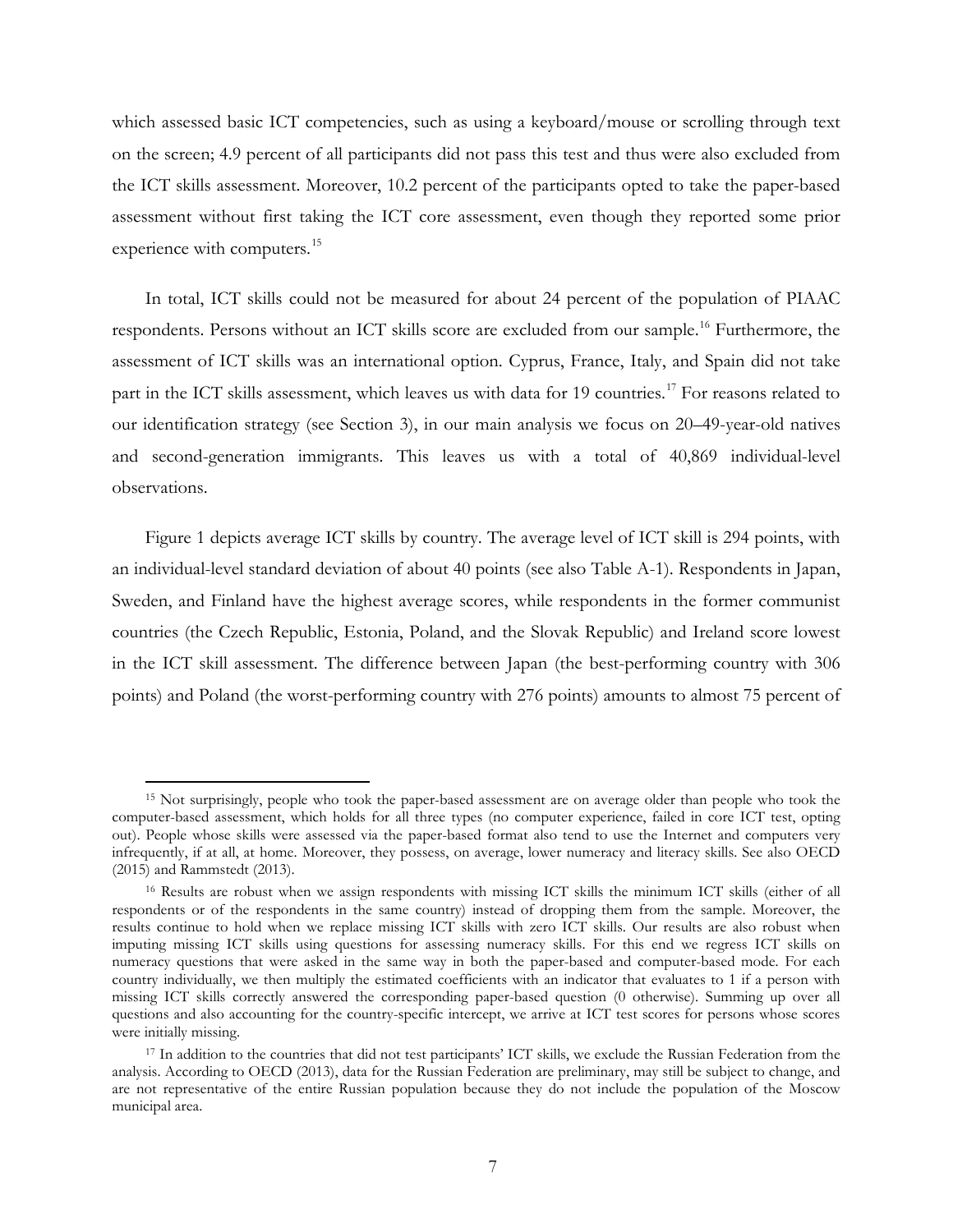which assessed basic ICT competencies, such as using a keyboard/mouse or scrolling through text on the screen; 4.9 percent of all participants did not pass this test and thus were also excluded from the ICT skills assessment. Moreover, 10.2 percent of the participants opted to take the paper-based assessment without first taking the ICT core assessment, even though they reported some prior experience with computers.[15]

In total, ICT skills could not be measured for about 24 percent of the population of PIAAC respondents. Persons without an ICT skills score are excluded from our sample.[16] Furthermore, the assessment of ICT skills was an international option. Cyprus, France, Italy, and Spain did not take part in the ICT skills assessment, which leaves us with data for 19 countries.[17] For reasons related to our identification strategy (see Section 3), in our main analysis we focus on 20–49-year-old natives and second-generation immigrants. This leaves us with a total of 40,869 individual-level observations.

Figure 1 depicts average ICT skills by country. The average level of ICT skill is 294 points, with an individual-level standard deviation of about 40 points (see also Table A-1). Respondents in Japan, Sweden, and Finland have the highest average scores, while respondents in the former communist countries (the Czech Republic, Estonia, Poland, and the Slovak Republic) and Ireland score lowest in the ICT skill assessment. The difference between Japan (the best-performing country with 306 points) and Poland (the worst-performing country with 276 points) amounts to almost 75 percent of

---

[15] Not surprisingly, people who took the paper-based assessment are on average older than people who took the computer-based assessment, which holds for all three types (no computer experience, failed in core ICT test, opting out). People whose skills were assessed via the paper-based format also tend to use the Internet and computers very infrequently, if at all, at home. Moreover, they possess, on average, lower numeracy and literacy skills. See also OECD (2015) and Rammstedt (2013).

[16] Results are robust when we assign respondents with missing ICT skills the minimum ICT skills (either of all respondents or of the respondents in the same country) instead of dropping them from the sample. Moreover, the results continue to hold when we replace missing ICT skills with zero ICT skills. Our results are also robust when imputing missing ICT skills using questions for assessing numeracy skills. For this end we regress ICT skills on numeracy questions that were asked in the same way in both the paper-based and computer-based mode. For each country individually, we then multiply the estimated coefficients with an indicator that evaluates to 1 if a person with missing ICT skills correctly answered the corresponding paper-based question (0 otherwise). Summing up over all questions and also accounting for the country-specific intercept, we arrive at ICT test scores for persons whose scores were initially missing.

[17] In addition to the countries that did not test participants' ICT skills, we exclude the Russian Federation from the analysis. According to OECD (2013), data for the Russian Federation are preliminary, may still be subject to change, and are not representative of the entire Russian population because they do not include the population of the Moscow municipal area.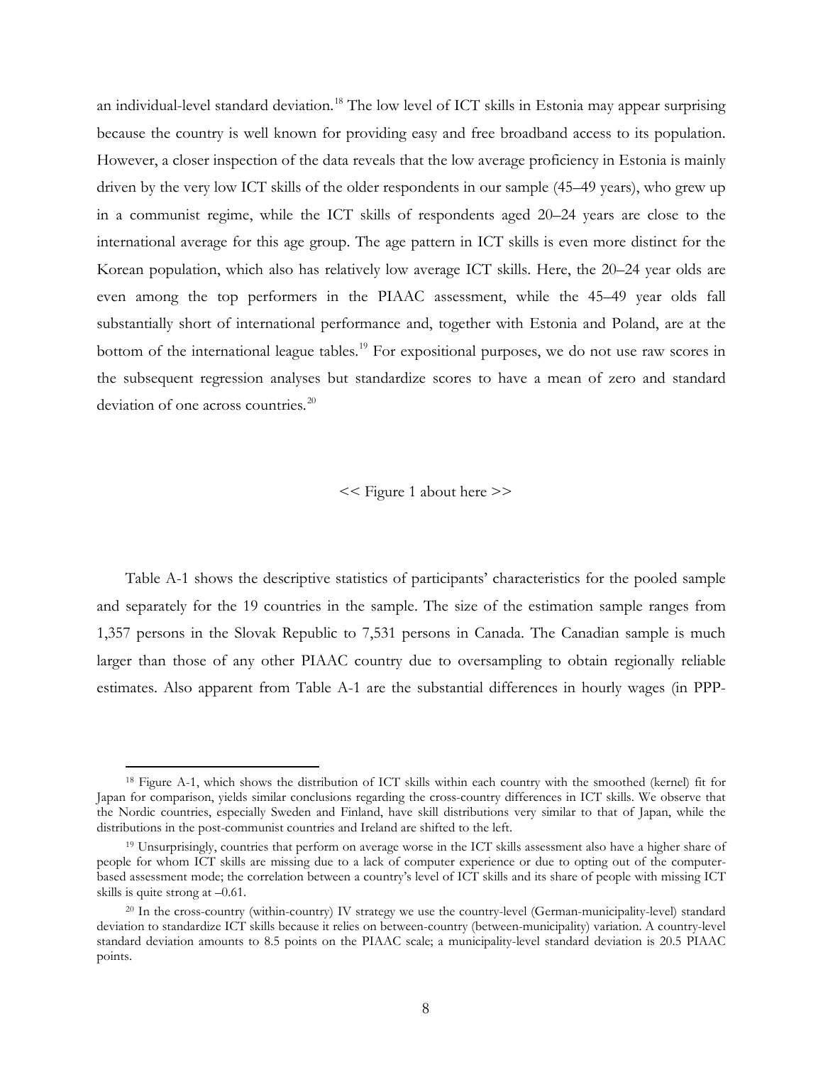an individual-level standard deviation.[18] The low level of ICT skills in Estonia may appear surprising because the country is well known for providing easy and free broadband access to its population. However, a closer inspection of the data reveals that the low average proficiency in Estonia is mainly driven by the very low ICT skills of the older respondents in our sample (45–49 years), who grew up in a communist regime, while the ICT skills of respondents aged 20–24 years are close to the international average for this age group. The age pattern in ICT skills is even more distinct for the Korean population, which also has relatively low average ICT skills. Here, the 20–24 year olds are even among the top performers in the PIAAC assessment, while the 45–49 year olds fall substantially short of international performance and, together with Estonia and Poland, are at the bottom of the international league tables.[19] For expositional purposes, we do not use raw scores in the subsequent regression analyses but standardize scores to have a mean of zero and standard deviation of one across countries.[20]

<< Figure 1 about here >>

Table A-1 shows the descriptive statistics of participants' characteristics for the pooled sample and separately for the 19 countries in the sample. The size of the estimation sample ranges from 1,357 persons in the Slovak Republic to 7,531 persons in Canada. The Canadian sample is much larger than those of any other PIAAC country due to oversampling to obtain regionally reliable estimates. Also apparent from Table A-1 are the substantial differences in hourly wages (in PPP-

---

[18] Figure A-1, which shows the distribution of ICT skills within each country with the smoothed (kernel) fit for Japan for comparison, yields similar conclusions regarding the cross-country differences in ICT skills. We observe that the Nordic countries, especially Sweden and Finland, have skill distributions very similar to that of Japan, while the distributions in the post-communist countries and Ireland are shifted to the left.

[19] Unsurprisingly, countries that perform on average worse in the ICT skills assessment also have a higher share of people for whom ICT skills are missing due to a lack of computer experience or due to opting out of the computer-based assessment mode; the correlation between a country's level of ICT skills and its share of people with missing ICT skills is quite strong at –0.61.

[20] In the cross-country (within-country) IV strategy we use the country-level (German-municipality-level) standard deviation to standardize ICT skills because it relies on between-country (between-municipality) variation. A country-level standard deviation amounts to 8.5 points on the PIAAC scale; a municipality-level standard deviation is 20.5 PIAAC points.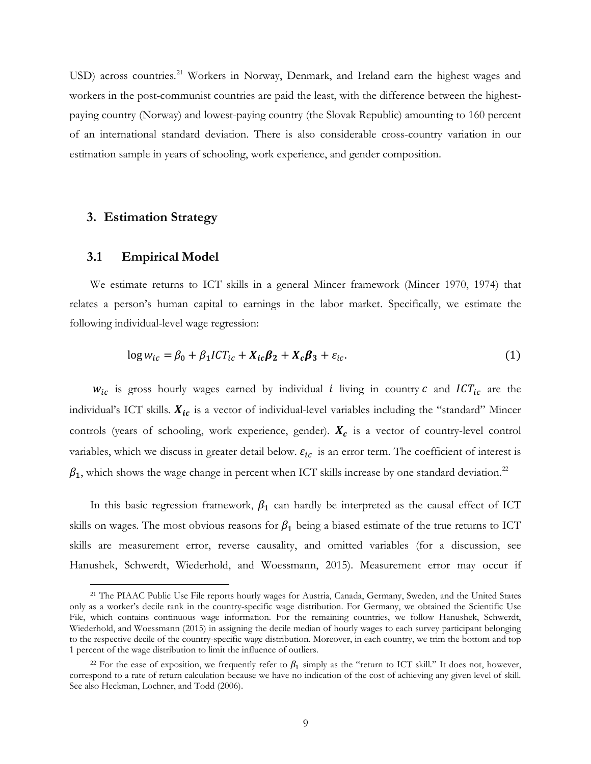USD) across countries.[21] Workers in Norway, Denmark, and Ireland earn the highest wages and workers in the post-communist countries are paid the least, with the difference between the highest-paying country (Norway) and lowest-paying country (the Slovak Republic) amounting to 160 percent of an international standard deviation. There is also considerable cross-country variation in our estimation sample in years of schooling, work experience, and gender composition.

## 3. Estimation Strategy

### 3.1 Empirical Model

We estimate returns to ICT skills in a general Mincer framework (Mincer 1970, 1974) that relates a person's human capital to earnings in the labor market. Specifically, we estimate the following individual-level wage regression:

$$\log w_{ic} = \beta_0 + \beta_1 ICT_{ic} + \boldsymbol{X_{ic}\beta_2} + \boldsymbol{X_c\beta_3} + \varepsilon_{ic}. \tag{1}$$

$w_{ic}$ is gross hourly wages earned by individual $i$ living in country $c$ and $ICT_{ic}$ are the individual's ICT skills. $\boldsymbol{X_{ic}}$ is a vector of individual-level variables including the "standard" Mincer controls (years of schooling, work experience, gender). $\boldsymbol{X_c}$ is a vector of country-level control variables, which we discuss in greater detail below. $\varepsilon_{ic}$ is an error term. The coefficient of interest is $\beta_1$, which shows the wage change in percent when ICT skills increase by one standard deviation.[22]

In this basic regression framework, $\beta_1$ can hardly be interpreted as the causal effect of ICT skills on wages. The most obvious reasons for $\beta_1$ being a biased estimate of the true returns to ICT skills are measurement error, reverse causality, and omitted variables (for a discussion, see Hanushek, Schwerdt, Wiederhold, and Woessmann, 2015). Measurement error may occur if

[21] The PIAAC Public Use File reports hourly wages for Austria, Canada, Germany, Sweden, and the United States only as a worker's decile rank in the country-specific wage distribution. For Germany, we obtained the Scientific Use File, which contains continuous wage information. For the remaining countries, we follow Hanushek, Schwerdt, Wiederhold, and Woessmann (2015) in assigning the decile median of hourly wages to each survey participant belonging to the respective decile of the country-specific wage distribution. Moreover, in each country, we trim the bottom and top 1 percent of the wage distribution to limit the influence of outliers.

[22] For the ease of exposition, we frequently refer to $\beta_1$ simply as the "return to ICT skill." It does not, however, correspond to a rate of return calculation because we have no indication of the cost of achieving any given level of skill. See also Heckman, Lochner, and Todd (2006).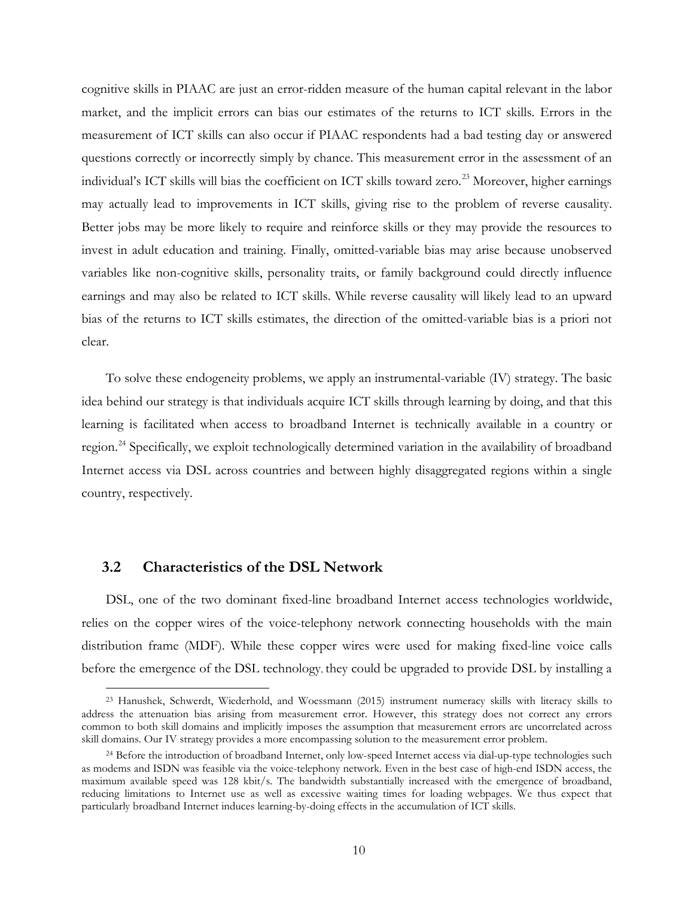cognitive skills in PIAAC are just an error-ridden measure of the human capital relevant in the labor market, and the implicit errors can bias our estimates of the returns to ICT skills. Errors in the measurement of ICT skills can also occur if PIAAC respondents had a bad testing day or answered questions correctly or incorrectly simply by chance. This measurement error in the assessment of an individual's ICT skills will bias the coefficient on ICT skills toward zero.[23] Moreover, higher earnings may actually lead to improvements in ICT skills, giving rise to the problem of reverse causality. Better jobs may be more likely to require and reinforce skills or they may provide the resources to invest in adult education and training. Finally, omitted-variable bias may arise because unobserved variables like non-cognitive skills, personality traits, or family background could directly influence earnings and may also be related to ICT skills. While reverse causality will likely lead to an upward bias of the returns to ICT skills estimates, the direction of the omitted-variable bias is a priori not clear.

To solve these endogeneity problems, we apply an instrumental-variable (IV) strategy. The basic idea behind our strategy is that individuals acquire ICT skills through learning by doing, and that this learning is facilitated when access to broadband Internet is technically available in a country or region.[24] Specifically, we exploit technologically determined variation in the availability of broadband Internet access via DSL across countries and between highly disaggregated regions within a single country, respectively.

## 3.2 Characteristics of the DSL Network

DSL, one of the two dominant fixed-line broadband Internet access technologies worldwide, relies on the copper wires of the voice-telephony network connecting households with the main distribution frame (MDF). While these copper wires were used for making fixed-line voice calls before the emergence of the DSL technology, they could be upgraded to provide DSL by installing a

---

[23] Hanushek, Schwerdt, Wiederhold, and Woessmann (2015) instrument numeracy skills with literacy skills to address the attenuation bias arising from measurement error. However, this strategy does not correct any errors common to both skill domains and implicitly imposes the assumption that measurement errors are uncorrelated across skill domains. Our IV strategy provides a more encompassing solution to the measurement error problem.

[24] Before the introduction of broadband Internet, only low-speed Internet access via dial-up-type technologies such as modems and ISDN was feasible via the voice-telephony network. Even in the best case of high-end ISDN access, the maximum available speed was 128 kbit/s. The bandwidth substantially increased with the emergence of broadband, reducing limitations to Internet use as well as excessive waiting times for loading webpages. We thus expect that particularly broadband Internet induces learning-by-doing effects in the accumulation of ICT skills.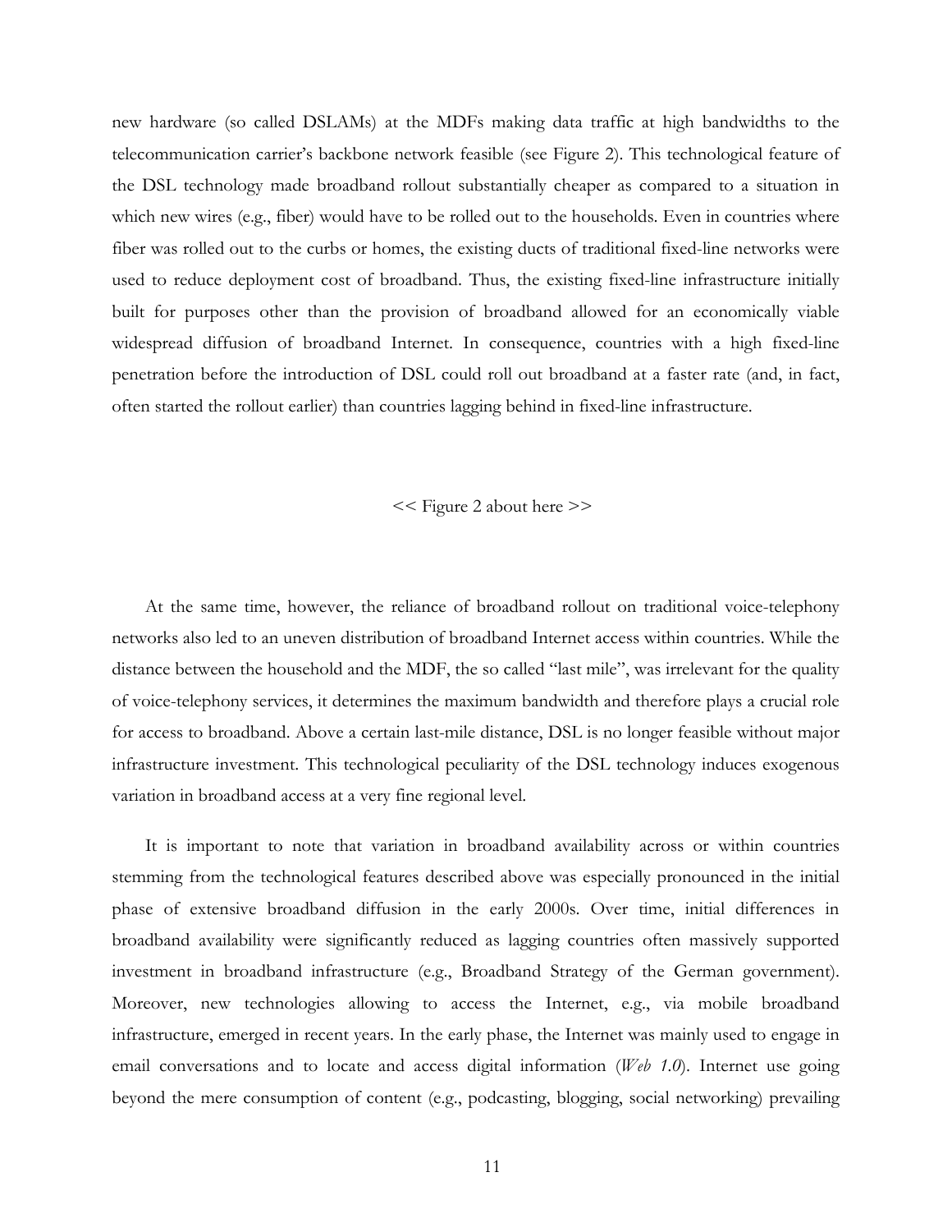new hardware (so called DSLAMs) at the MDFs making data traffic at high bandwidths to the telecommunication carrier's backbone network feasible (see Figure 2). This technological feature of the DSL technology made broadband rollout substantially cheaper as compared to a situation in which new wires (e.g., fiber) would have to be rolled out to the households. Even in countries where fiber was rolled out to the curbs or homes, the existing ducts of traditional fixed-line networks were used to reduce deployment cost of broadband. Thus, the existing fixed-line infrastructure initially built for purposes other than the provision of broadband allowed for an economically viable widespread diffusion of broadband Internet. In consequence, countries with a high fixed-line penetration before the introduction of DSL could roll out broadband at a faster rate (and, in fact, often started the rollout earlier) than countries lagging behind in fixed-line infrastructure.

<< Figure 2 about here >>

At the same time, however, the reliance of broadband rollout on traditional voice-telephony networks also led to an uneven distribution of broadband Internet access within countries. While the distance between the household and the MDF, the so called "last mile", was irrelevant for the quality of voice-telephony services, it determines the maximum bandwidth and therefore plays a crucial role for access to broadband. Above a certain last-mile distance, DSL is no longer feasible without major infrastructure investment. This technological peculiarity of the DSL technology induces exogenous variation in broadband access at a very fine regional level.

It is important to note that variation in broadband availability across or within countries stemming from the technological features described above was especially pronounced in the initial phase of extensive broadband diffusion in the early 2000s. Over time, initial differences in broadband availability were significantly reduced as lagging countries often massively supported investment in broadband infrastructure (e.g., Broadband Strategy of the German government). Moreover, new technologies allowing to access the Internet, e.g., via mobile broadband infrastructure, emerged in recent years. In the early phase, the Internet was mainly used to engage in email conversations and to locate and access digital information (*Web 1.0*). Internet use going beyond the mere consumption of content (e.g., podcasting, blogging, social networking) prevailing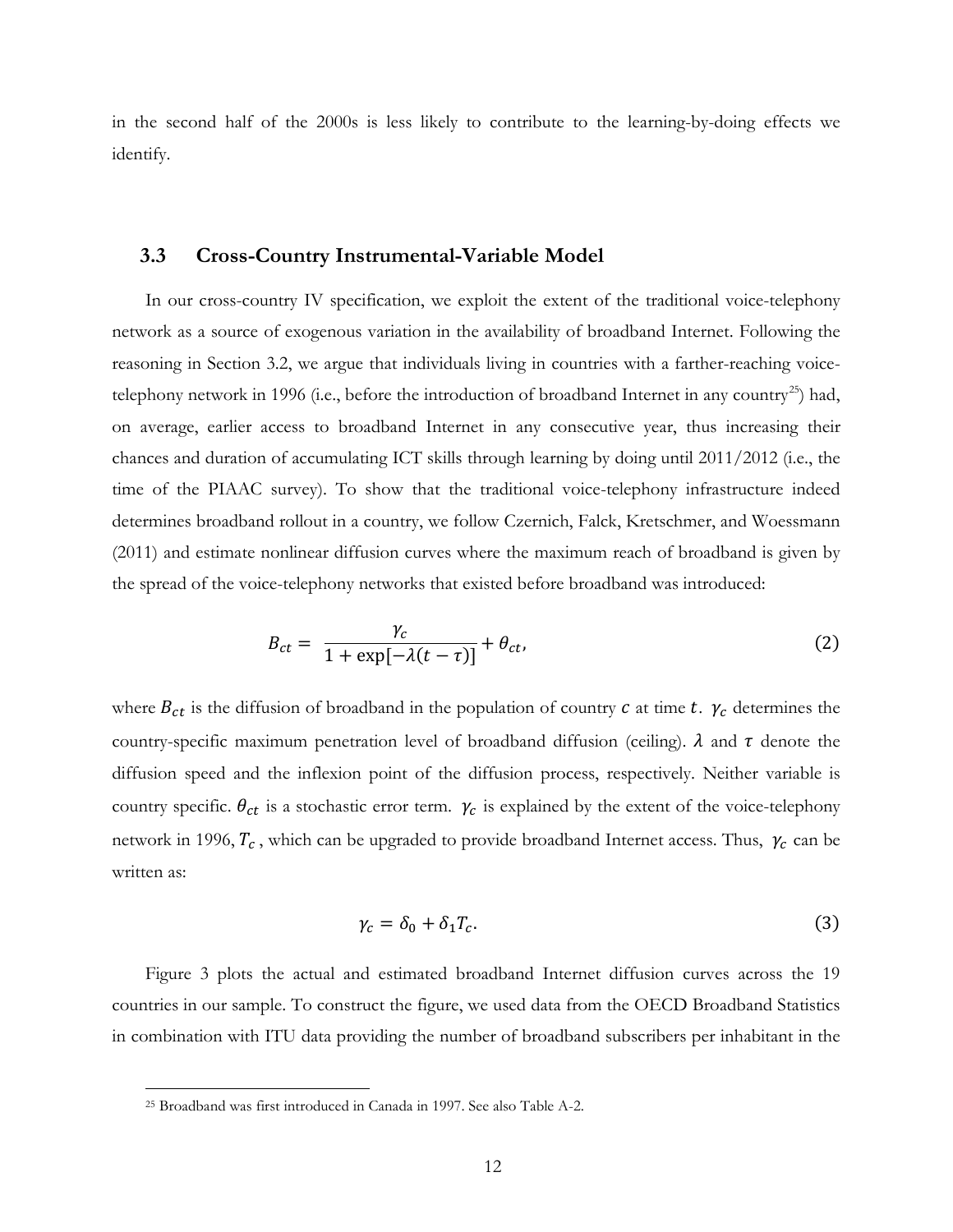in the second half of the 2000s is less likely to contribute to the learning-by-doing effects we identify.

### 3.3 Cross-Country Instrumental-Variable Model

In our cross-country IV specification, we exploit the extent of the traditional voice-telephony network as a source of exogenous variation in the availability of broadband Internet. Following the reasoning in Section 3.2, we argue that individuals living in countries with a farther-reaching voice-telephony network in 1996 (i.e., before the introduction of broadband Internet in any country[25]) had, on average, earlier access to broadband Internet in any consecutive year, thus increasing their chances and duration of accumulating ICT skills through learning by doing until 2011/2012 (i.e., the time of the PIAAC survey). To show that the traditional voice-telephony infrastructure indeed determines broadband rollout in a country, we follow Czernich, Falck, Kretschmer, and Woessmann (2011) and estimate nonlinear diffusion curves where the maximum reach of broadband is given by the spread of the voice-telephony networks that existed before broadband was introduced:

$$B_{ct} = \frac{\gamma_c}{1 + \exp[-\lambda(t - \tau)]} + \theta_{ct}, \tag{2}$$

where $B_{ct}$ is the diffusion of broadband in the population of country $c$ at time $t$. $\gamma_c$ determines the country-specific maximum penetration level of broadband diffusion (ceiling). $\lambda$ and $\tau$ denote the diffusion speed and the inflexion point of the diffusion process, respectively. Neither variable is country specific. $\theta_{ct}$ is a stochastic error term. $\gamma_c$ is explained by the extent of the voice-telephony network in 1996, $T_c$, which can be upgraded to provide broadband Internet access. Thus, $\gamma_c$ can be written as:

$$\gamma_c = \delta_0 + \delta_1 T_c. \tag{3}$$

Figure 3 plots the actual and estimated broadband Internet diffusion curves across the 19 countries in our sample. To construct the figure, we used data from the OECD Broadband Statistics in combination with ITU data providing the number of broadband subscribers per inhabitant in the

[25] Broadband was first introduced in Canada in 1997. See also Table A-2.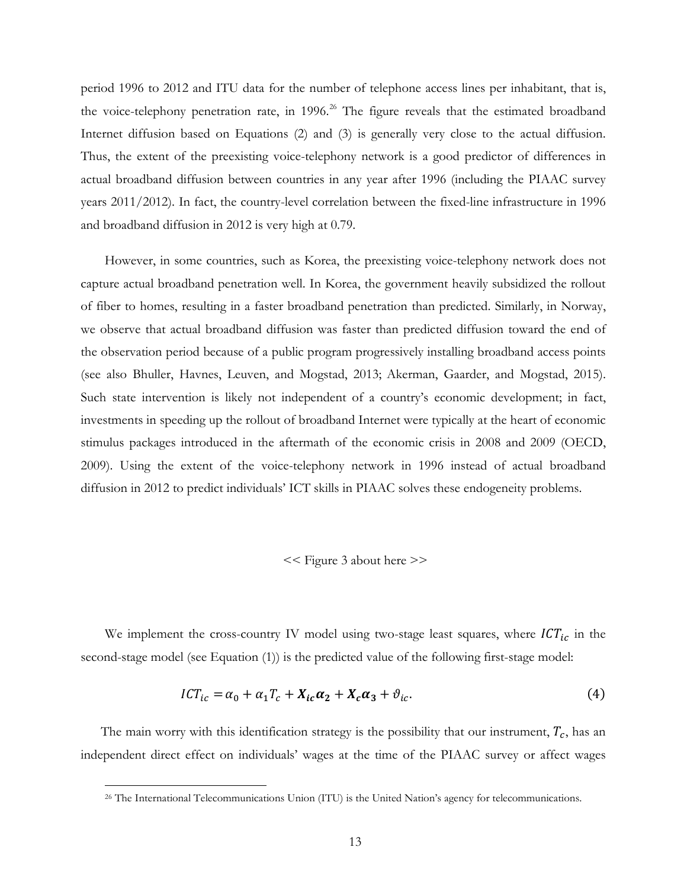period 1996 to 2012 and ITU data for the number of telephone access lines per inhabitant, that is, the voice-telephony penetration rate, in 1996.[26] The figure reveals that the estimated broadband Internet diffusion based on Equations (2) and (3) is generally very close to the actual diffusion. Thus, the extent of the preexisting voice-telephony network is a good predictor of differences in actual broadband diffusion between countries in any year after 1996 (including the PIAAC survey years 2011/2012). In fact, the country-level correlation between the fixed-line infrastructure in 1996 and broadband diffusion in 2012 is very high at 0.79.

However, in some countries, such as Korea, the preexisting voice-telephony network does not capture actual broadband penetration well. In Korea, the government heavily subsidized the rollout of fiber to homes, resulting in a faster broadband penetration than predicted. Similarly, in Norway, we observe that actual broadband diffusion was faster than predicted diffusion toward the end of the observation period because of a public program progressively installing broadband access points (see also Bhuller, Havnes, Leuven, and Mogstad, 2013; Akerman, Gaarder, and Mogstad, 2015). Such state intervention is likely not independent of a country's economic development; in fact, investments in speeding up the rollout of broadband Internet were typically at the heart of economic stimulus packages introduced in the aftermath of the economic crisis in 2008 and 2009 (OECD, 2009). Using the extent of the voice-telephony network in 1996 instead of actual broadband diffusion in 2012 to predict individuals' ICT skills in PIAAC solves these endogeneity problems.

<< Figure 3 about here >>

We implement the cross-country IV model using two-stage least squares, where $ICT_{ic}$ in the second-stage model (see Equation (1)) is the predicted value of the following first-stage model:

$$ICT_{ic} = \alpha_0 + \alpha_1 T_c + \boldsymbol{X_{ic}\alpha_2} + \boldsymbol{X_c\alpha_3} + \vartheta_{ic}. \tag{4}$$

The main worry with this identification strategy is the possibility that our instrument, $T_c$, has an independent direct effect on individuals' wages at the time of the PIAAC survey or affect wages

[26] The International Telecommunications Union (ITU) is the United Nation's agency for telecommunications.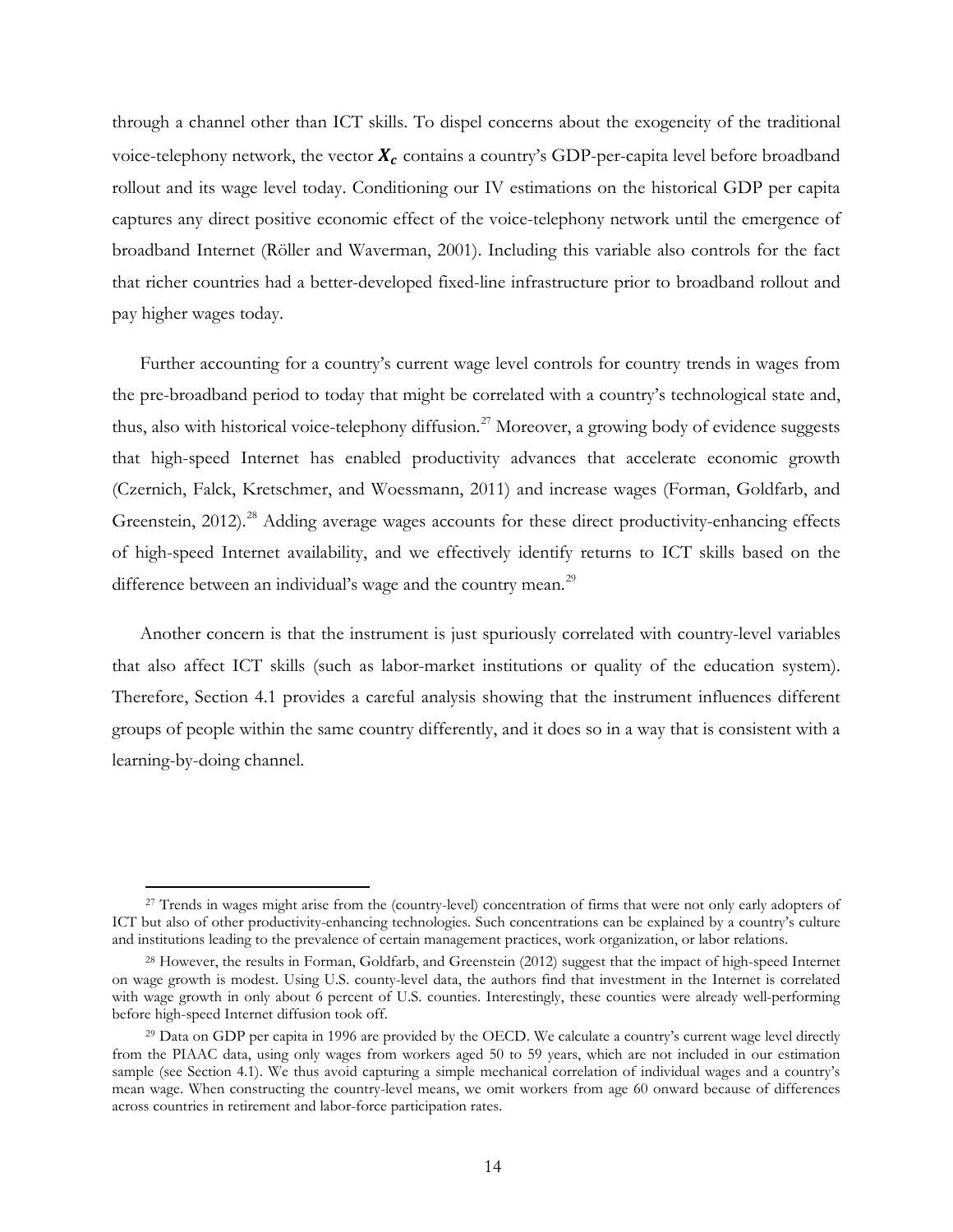through a channel other than ICT skills. To dispel concerns about the exogeneity of the traditional voice-telephony network, the vector $\boldsymbol{X_c}$ contains a country's GDP-per-capita level before broadband rollout and its wage level today. Conditioning our IV estimations on the historical GDP per capita captures any direct positive economic effect of the voice-telephony network until the emergence of broadband Internet (Röller and Waverman, 2001). Including this variable also controls for the fact that richer countries had a better-developed fixed-line infrastructure prior to broadband rollout and pay higher wages today.

Further accounting for a country's current wage level controls for country trends in wages from the pre-broadband period to today that might be correlated with a country's technological state and, thus, also with historical voice-telephony diffusion.[27] Moreover, a growing body of evidence suggests that high-speed Internet has enabled productivity advances that accelerate economic growth (Czernich, Falck, Kretschmer, and Woessmann, 2011) and increase wages (Forman, Goldfarb, and Greenstein, 2012).[28] Adding average wages accounts for these direct productivity-enhancing effects of high-speed Internet availability, and we effectively identify returns to ICT skills based on the difference between an individual's wage and the country mean.[29]

Another concern is that the instrument is just spuriously correlated with country-level variables that also affect ICT skills (such as labor-market institutions or quality of the education system). Therefore, Section 4.1 provides a careful analysis showing that the instrument influences different groups of people within the same country differently, and it does so in a way that is consistent with a learning-by-doing channel.

---

[27] Trends in wages might arise from the (country-level) concentration of firms that were not only early adopters of ICT but also of other productivity-enhancing technologies. Such concentrations can be explained by a country's culture and institutions leading to the prevalence of certain management practices, work organization, or labor relations.

[28] However, the results in Forman, Goldfarb, and Greenstein (2012) suggest that the impact of high-speed Internet on wage growth is modest. Using U.S. county-level data, the authors find that investment in the Internet is correlated with wage growth in only about 6 percent of U.S. counties. Interestingly, these counties were already well-performing before high-speed Internet diffusion took off.

[29] Data on GDP per capita in 1996 are provided by the OECD. We calculate a country's current wage level directly from the PIAAC data, using only wages from workers aged 50 to 59 years, which are not included in our estimation sample (see Section 4.1). We thus avoid capturing a simple mechanical correlation of individual wages and a country's mean wage. When constructing the country-level means, we omit workers from age 60 onward because of differences across countries in retirement and labor-force participation rates.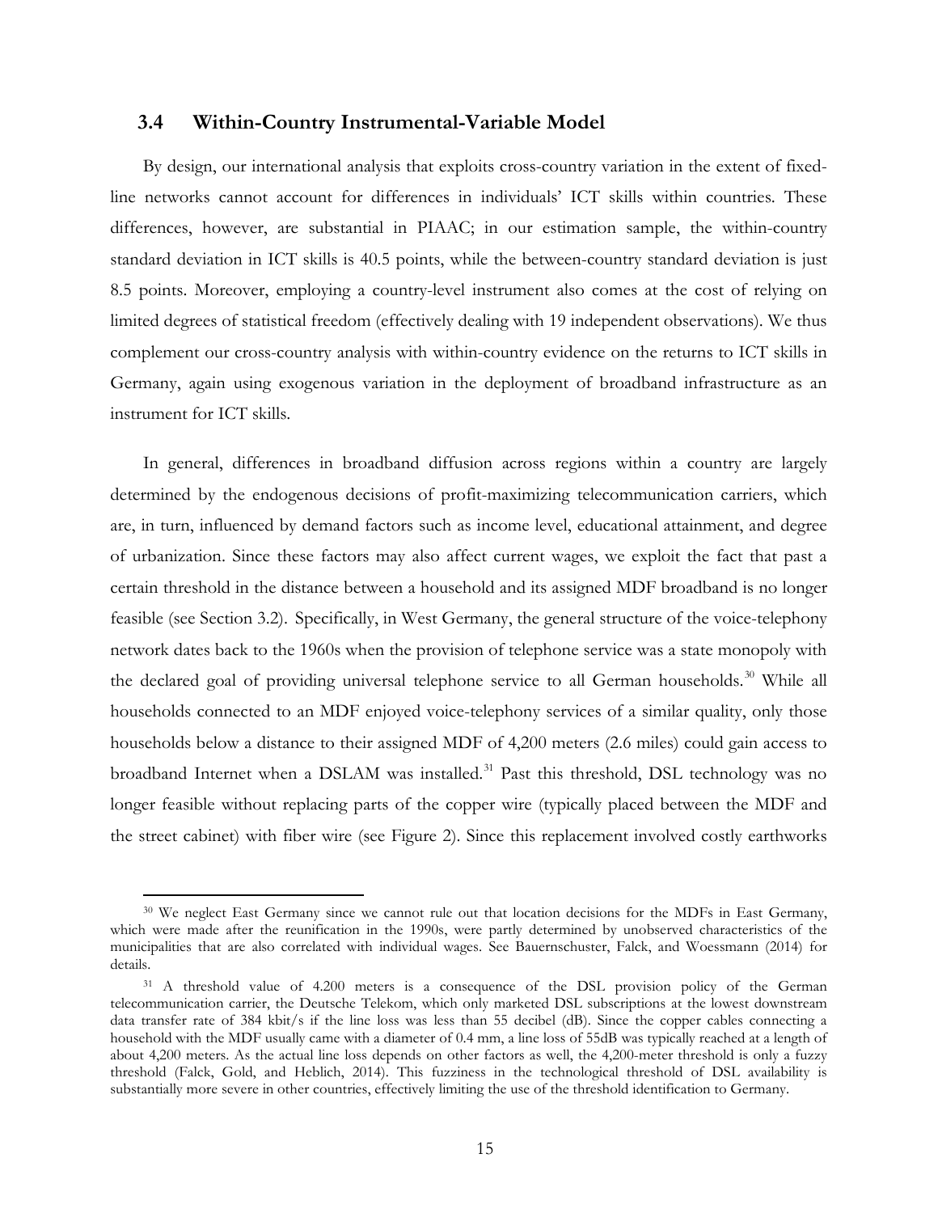### 3.4 Within-Country Instrumental-Variable Model

By design, our international analysis that exploits cross-country variation in the extent of fixed-line networks cannot account for differences in individuals' ICT skills within countries. These differences, however, are substantial in PIAAC; in our estimation sample, the within-country standard deviation in ICT skills is 40.5 points, while the between-country standard deviation is just 8.5 points. Moreover, employing a country-level instrument also comes at the cost of relying on limited degrees of statistical freedom (effectively dealing with 19 independent observations). We thus complement our cross-country analysis with within-country evidence on the returns to ICT skills in Germany, again using exogenous variation in the deployment of broadband infrastructure as an instrument for ICT skills.

In general, differences in broadband diffusion across regions within a country are largely determined by the endogenous decisions of profit-maximizing telecommunication carriers, which are, in turn, influenced by demand factors such as income level, educational attainment, and degree of urbanization. Since these factors may also affect current wages, we exploit the fact that past a certain threshold in the distance between a household and its assigned MDF broadband is no longer feasible (see Section 3.2). Specifically, in West Germany, the general structure of the voice-telephony network dates back to the 1960s when the provision of telephone service was a state monopoly with the declared goal of providing universal telephone service to all German households.[30] While all households connected to an MDF enjoyed voice-telephony services of a similar quality, only those households below a distance to their assigned MDF of 4,200 meters (2.6 miles) could gain access to broadband Internet when a DSLAM was installed.[31] Past this threshold, DSL technology was no longer feasible without replacing parts of the copper wire (typically placed between the MDF and the street cabinet) with fiber wire (see Figure 2). Since this replacement involved costly earthworks

[30] We neglect East Germany since we cannot rule out that location decisions for the MDFs in East Germany, which were made after the reunification in the 1990s, were partly determined by unobserved characteristics of the municipalities that are also correlated with individual wages. See Bauernschuster, Falck, and Woessmann (2014) for details.

[31] A threshold value of 4.200 meters is a consequence of the DSL provision policy of the German telecommunication carrier, the Deutsche Telekom, which only marketed DSL subscriptions at the lowest downstream data transfer rate of 384 kbit/s if the line loss was less than 55 decibel (dB). Since the copper cables connecting a household with the MDF usually came with a diameter of 0.4 mm, a line loss of 55dB was typically reached at a length of about 4,200 meters. As the actual line loss depends on other factors as well, the 4,200-meter threshold is only a fuzzy threshold (Falck, Gold, and Heblich, 2014). This fuzziness in the technological threshold of DSL availability is substantially more severe in other countries, effectively limiting the use of the threshold identification to Germany.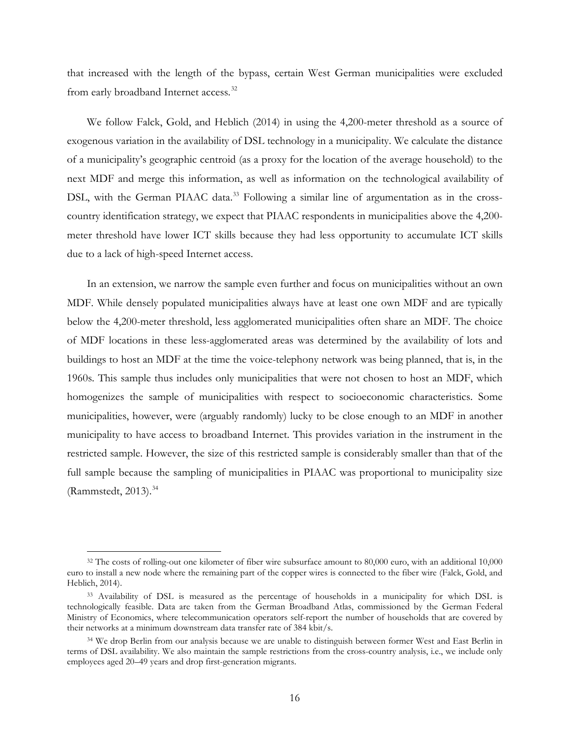that increased with the length of the bypass, certain West German municipalities were excluded from early broadband Internet access.[32]

We follow Falck, Gold, and Heblich (2014) in using the 4,200-meter threshold as a source of exogenous variation in the availability of DSL technology in a municipality. We calculate the distance of a municipality's geographic centroid (as a proxy for the location of the average household) to the next MDF and merge this information, as well as information on the technological availability of DSL, with the German PIAAC data.[33] Following a similar line of argumentation as in the cross-country identification strategy, we expect that PIAAC respondents in municipalities above the 4,200-meter threshold have lower ICT skills because they had less opportunity to accumulate ICT skills due to a lack of high-speed Internet access.

In an extension, we narrow the sample even further and focus on municipalities without an own MDF. While densely populated municipalities always have at least one own MDF and are typically below the 4,200-meter threshold, less agglomerated municipalities often share an MDF. The choice of MDF locations in these less-agglomerated areas was determined by the availability of lots and buildings to host an MDF at the time the voice-telephony network was being planned, that is, in the 1960s. This sample thus includes only municipalities that were not chosen to host an MDF, which homogenizes the sample of municipalities with respect to socioeconomic characteristics. Some municipalities, however, were (arguably randomly) lucky to be close enough to an MDF in another municipality to have access to broadband Internet. This provides variation in the instrument in the restricted sample. However, the size of this restricted sample is considerably smaller than that of the full sample because the sampling of municipalities in PIAAC was proportional to municipality size (Rammstedt, 2013).[34]

---

[32] The costs of rolling-out one kilometer of fiber wire subsurface amount to 80,000 euro, with an additional 10,000 euro to install a new node where the remaining part of the copper wires is connected to the fiber wire (Falck, Gold, and Heblich, 2014).

[33] Availability of DSL is measured as the percentage of households in a municipality for which DSL is technologically feasible. Data are taken from the German Broadband Atlas, commissioned by the German Federal Ministry of Economics, where telecommunication operators self-report the number of households that are covered by their networks at a minimum downstream data transfer rate of 384 kbit/s.

[34] We drop Berlin from our analysis because we are unable to distinguish between former West and East Berlin in terms of DSL availability. We also maintain the sample restrictions from the cross-country analysis, i.e., we include only employees aged 20–49 years and drop first-generation migrants.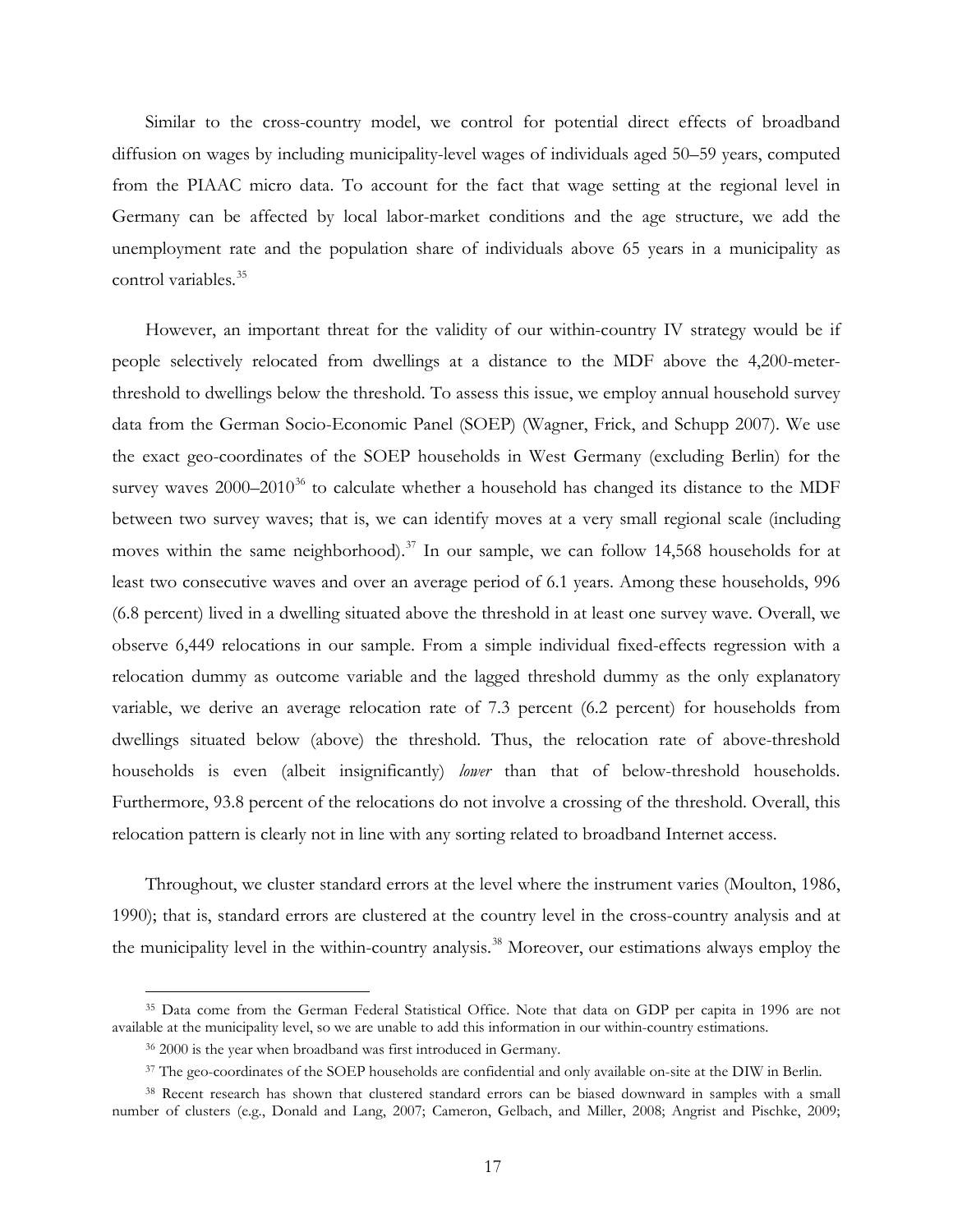Similar to the cross-country model, we control for potential direct effects of broadband diffusion on wages by including municipality-level wages of individuals aged 50–59 years, computed from the PIAAC micro data. To account for the fact that wage setting at the regional level in Germany can be affected by local labor-market conditions and the age structure, we add the unemployment rate and the population share of individuals above 65 years in a municipality as control variables.[35]

However, an important threat for the validity of our within-country IV strategy would be if people selectively relocated from dwellings at a distance to the MDF above the 4,200-meter-threshold to dwellings below the threshold. To assess this issue, we employ annual household survey data from the German Socio-Economic Panel (SOEP) (Wagner, Frick, and Schupp 2007). We use the exact geo-coordinates of the SOEP households in West Germany (excluding Berlin) for the survey waves 2000–2010[36] to calculate whether a household has changed its distance to the MDF between two survey waves; that is, we can identify moves at a very small regional scale (including moves within the same neighborhood).[37] In our sample, we can follow 14,568 households for at least two consecutive waves and over an average period of 6.1 years. Among these households, 996 (6.8 percent) lived in a dwelling situated above the threshold in at least one survey wave. Overall, we observe 6,449 relocations in our sample. From a simple individual fixed-effects regression with a relocation dummy as outcome variable and the lagged threshold dummy as the only explanatory variable, we derive an average relocation rate of 7.3 percent (6.2 percent) for households from dwellings situated below (above) the threshold. Thus, the relocation rate of above-threshold households is even (albeit insignificantly) *lower* than that of below-threshold households. Furthermore, 93.8 percent of the relocations do not involve a crossing of the threshold. Overall, this relocation pattern is clearly not in line with any sorting related to broadband Internet access.

Throughout, we cluster standard errors at the level where the instrument varies (Moulton, 1986, 1990); that is, standard errors are clustered at the country level in the cross-country analysis and at the municipality level in the within-country analysis.[38] Moreover, our estimations always employ the

[35] Data come from the German Federal Statistical Office. Note that data on GDP per capita in 1996 are not available at the municipality level, so we are unable to add this information in our within-country estimations.

[36] 2000 is the year when broadband was first introduced in Germany.

[37] The geo-coordinates of the SOEP households are confidential and only available on-site at the DIW in Berlin.

[38] Recent research has shown that clustered standard errors can be biased downward in samples with a small number of clusters (e.g., Donald and Lang, 2007; Cameron, Gelbach, and Miller, 2008; Angrist and Pischke, 2009;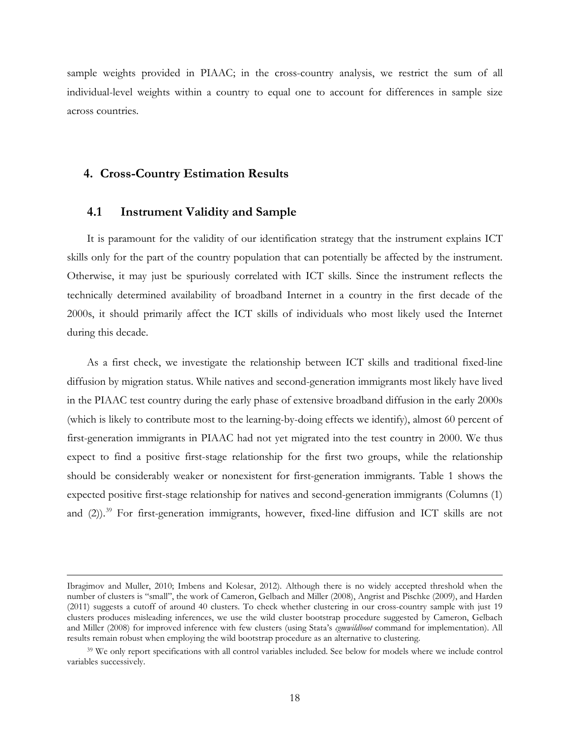sample weights provided in PIAAC; in the cross-country analysis, we restrict the sum of all individual-level weights within a country to equal one to account for differences in sample size across countries.

## 4. Cross-Country Estimation Results

### 4.1 Instrument Validity and Sample

It is paramount for the validity of our identification strategy that the instrument explains ICT skills only for the part of the country population that can potentially be affected by the instrument. Otherwise, it may just be spuriously correlated with ICT skills. Since the instrument reflects the technically determined availability of broadband Internet in a country in the first decade of the 2000s, it should primarily affect the ICT skills of individuals who most likely used the Internet during this decade.

As a first check, we investigate the relationship between ICT skills and traditional fixed-line diffusion by migration status. While natives and second-generation immigrants most likely have lived in the PIAAC test country during the early phase of extensive broadband diffusion in the early 2000s (which is likely to contribute most to the learning-by-doing effects we identify), almost 60 percent of first-generation immigrants in PIAAC had not yet migrated into the test country in 2000. We thus expect to find a positive first-stage relationship for the first two groups, while the relationship should be considerably weaker or nonexistent for first-generation immigrants. Table 1 shows the expected positive first-stage relationship for natives and second-generation immigrants (Columns (1) and (2)).[39] For first-generation immigrants, however, fixed-line diffusion and ICT skills are not

---

Ibragimov and Muller, 2010; Imbens and Kolesar, 2012). Although there is no widely accepted threshold when the number of clusters is "small", the work of Cameron, Gelbach and Miller (2008), Angrist and Pischke (2009), and Harden (2011) suggests a cutoff of around 40 clusters. To check whether clustering in our cross-country sample with just 19 clusters produces misleading inferences, we use the wild cluster bootstrap procedure suggested by Cameron, Gelbach and Miller (2008) for improved inference with few clusters (using Stata's *cgmwildboot* command for implementation). All results remain robust when employing the wild bootstrap procedure as an alternative to clustering.

[39] We only report specifications with all control variables included. See below for models where we include control variables successively.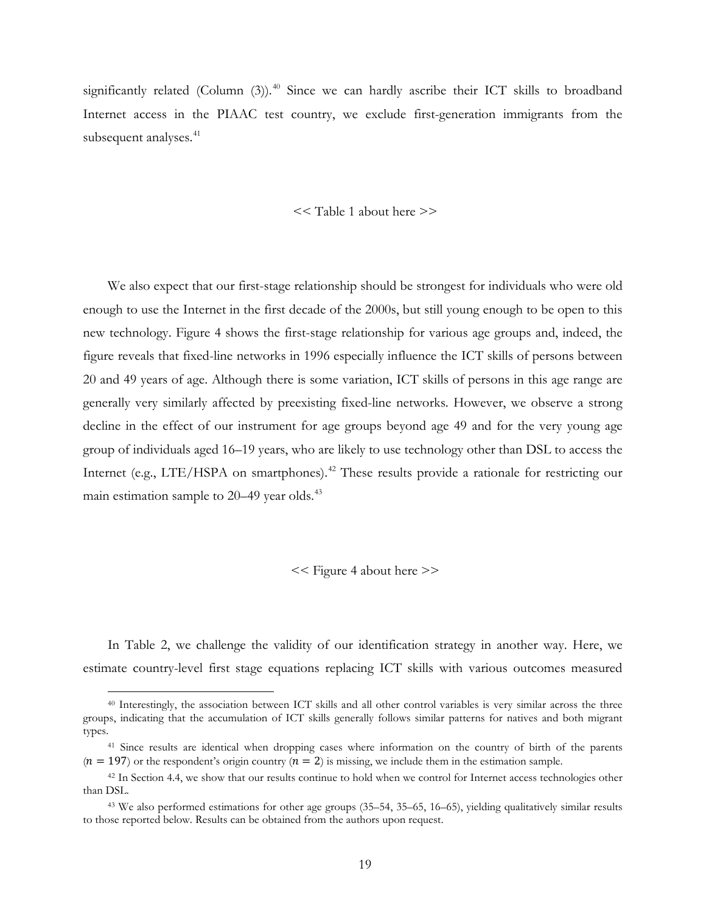significantly related (Column (3)).[40] Since we can hardly ascribe their ICT skills to broadband Internet access in the PIAAC test country, we exclude first-generation immigrants from the subsequent analyses.[41]

<< Table 1 about here >>

We also expect that our first-stage relationship should be strongest for individuals who were old enough to use the Internet in the first decade of the 2000s, but still young enough to be open to this new technology. Figure 4 shows the first-stage relationship for various age groups and, indeed, the figure reveals that fixed-line networks in 1996 especially influence the ICT skills of persons between 20 and 49 years of age. Although there is some variation, ICT skills of persons in this age range are generally very similarly affected by preexisting fixed-line networks. However, we observe a strong decline in the effect of our instrument for age groups beyond age 49 and for the very young age group of individuals aged 16–19 years, who are likely to use technology other than DSL to access the Internet (e.g., LTE/HSPA on smartphones).[42] These results provide a rationale for restricting our main estimation sample to 20–49 year olds.[43]

<< Figure 4 about here >>

In Table 2, we challenge the validity of our identification strategy in another way. Here, we estimate country-level first stage equations replacing ICT skills with various outcomes measured

---

[40] Interestingly, the association between ICT skills and all other control variables is very similar across the three groups, indicating that the accumulation of ICT skills generally follows similar patterns for natives and both migrant types.

[41] Since results are identical when dropping cases where information on the country of birth of the parents ($n = 197$) or the respondent's origin country ($n = 2$) is missing, we include them in the estimation sample.

[42] In Section 4.4, we show that our results continue to hold when we control for Internet access technologies other than DSL.

[43] We also performed estimations for other age groups (35–54, 35–65, 16–65), yielding qualitatively similar results to those reported below. Results can be obtained from the authors upon request.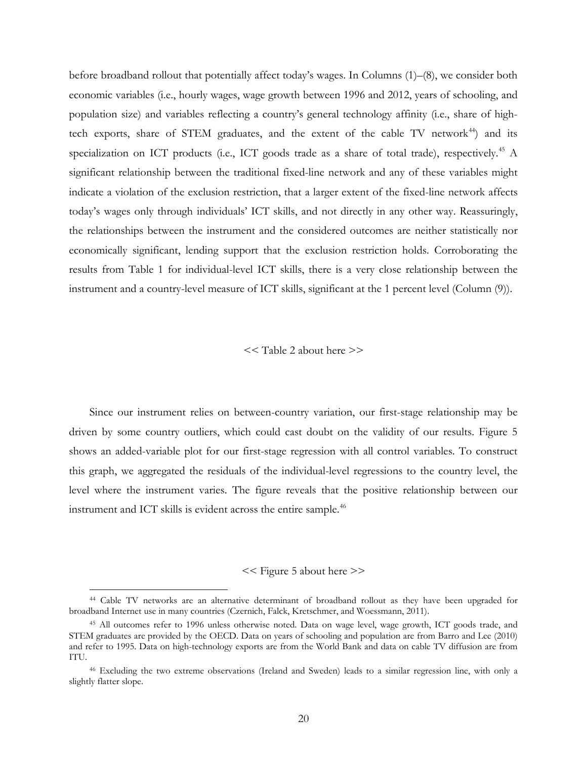before broadband rollout that potentially affect today's wages. In Columns (1)–(8), we consider both economic variables (i.e., hourly wages, wage growth between 1996 and 2012, years of schooling, and population size) and variables reflecting a country's general technology affinity (i.e., share of high-tech exports, share of STEM graduates, and the extent of the cable TV network[44]) and its specialization on ICT products (i.e., ICT goods trade as a share of total trade), respectively.[45] A significant relationship between the traditional fixed-line network and any of these variables might indicate a violation of the exclusion restriction, that a larger extent of the fixed-line network affects today's wages only through individuals' ICT skills, and not directly in any other way. Reassuringly, the relationships between the instrument and the considered outcomes are neither statistically nor economically significant, lending support that the exclusion restriction holds. Corroborating the results from Table 1 for individual-level ICT skills, there is a very close relationship between the instrument and a country-level measure of ICT skills, significant at the 1 percent level (Column (9)).

<< Table 2 about here >>

Since our instrument relies on between-country variation, our first-stage relationship may be driven by some country outliers, which could cast doubt on the validity of our results. Figure 5 shows an added-variable plot for our first-stage regression with all control variables. To construct this graph, we aggregated the residuals of the individual-level regressions to the country level, the level where the instrument varies. The figure reveals that the positive relationship between our instrument and ICT skills is evident across the entire sample.[46]

<< Figure 5 about here >>

[44] Cable TV networks are an alternative determinant of broadband rollout as they have been upgraded for broadband Internet use in many countries (Czernich, Falck, Kretschmer, and Woessmann, 2011).

[45] All outcomes refer to 1996 unless otherwise noted. Data on wage level, wage growth, ICT goods trade, and STEM graduates are provided by the OECD. Data on years of schooling and population are from Barro and Lee (2010) and refer to 1995. Data on high-technology exports are from the World Bank and data on cable TV diffusion are from ITU.

[46] Excluding the two extreme observations (Ireland and Sweden) leads to a similar regression line, with only a slightly flatter slope.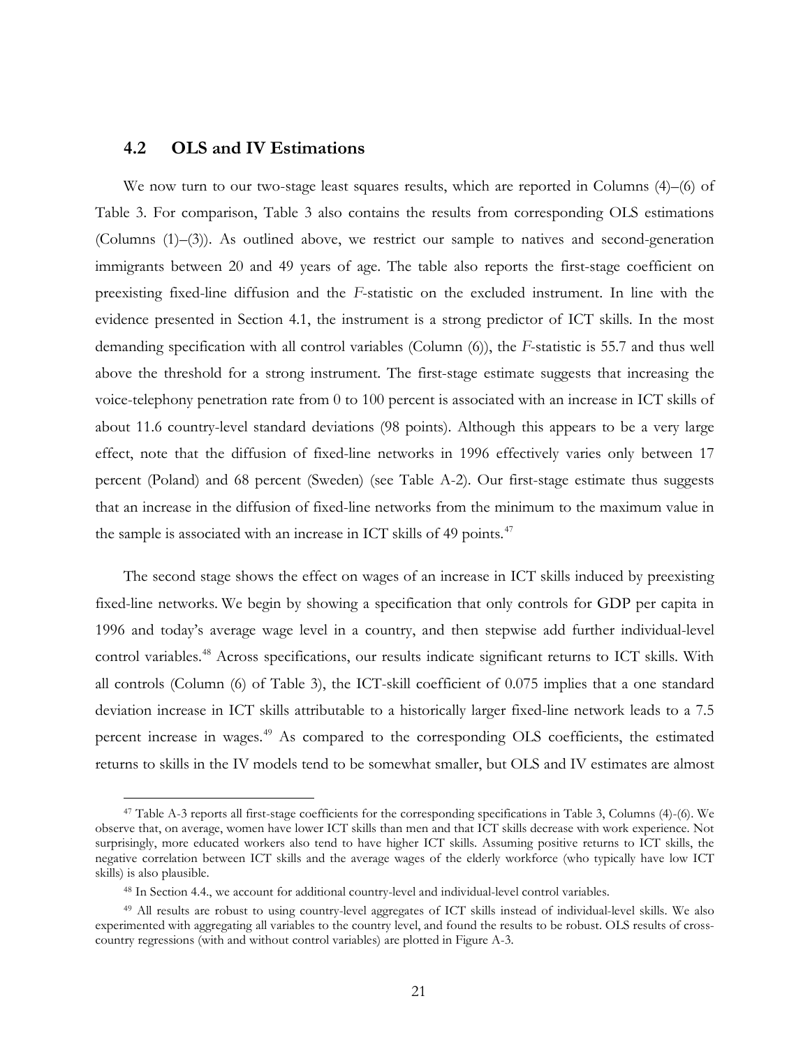### 4.2 OLS and IV Estimations

We now turn to our two-stage least squares results, which are reported in Columns (4)–(6) of Table 3. For comparison, Table 3 also contains the results from corresponding OLS estimations (Columns (1)–(3)). As outlined above, we restrict our sample to natives and second-generation immigrants between 20 and 49 years of age. The table also reports the first-stage coefficient on preexisting fixed-line diffusion and the *F*-statistic on the excluded instrument. In line with the evidence presented in Section 4.1, the instrument is a strong predictor of ICT skills. In the most demanding specification with all control variables (Column (6)), the *F*-statistic is 55.7 and thus well above the threshold for a strong instrument. The first-stage estimate suggests that increasing the voice-telephony penetration rate from 0 to 100 percent is associated with an increase in ICT skills of about 11.6 country-level standard deviations (98 points). Although this appears to be a very large effect, note that the diffusion of fixed-line networks in 1996 effectively varies only between 17 percent (Poland) and 68 percent (Sweden) (see Table A-2). Our first-stage estimate thus suggests that an increase in the diffusion of fixed-line networks from the minimum to the maximum value in the sample is associated with an increase in ICT skills of 49 points.[47]

The second stage shows the effect on wages of an increase in ICT skills induced by preexisting fixed-line networks. We begin by showing a specification that only controls for GDP per capita in 1996 and today's average wage level in a country, and then stepwise add further individual-level control variables.[48] Across specifications, our results indicate significant returns to ICT skills. With all controls (Column (6) of Table 3), the ICT-skill coefficient of 0.075 implies that a one standard deviation increase in ICT skills attributable to a historically larger fixed-line network leads to a 7.5 percent increase in wages.[49] As compared to the corresponding OLS coefficients, the estimated returns to skills in the IV models tend to be somewhat smaller, but OLS and IV estimates are almost

---

[47] Table A-3 reports all first-stage coefficients for the corresponding specifications in Table 3, Columns (4)-(6). We observe that, on average, women have lower ICT skills than men and that ICT skills decrease with work experience. Not surprisingly, more educated workers also tend to have higher ICT skills. Assuming positive returns to ICT skills, the negative correlation between ICT skills and the average wages of the elderly workforce (who typically have low ICT skills) is also plausible.

[48] In Section 4.4., we account for additional country-level and individual-level control variables.

[49] All results are robust to using country-level aggregates of ICT skills instead of individual-level skills. We also experimented with aggregating all variables to the country level, and found the results to be robust. OLS results of cross-country regressions (with and without control variables) are plotted in Figure A-3.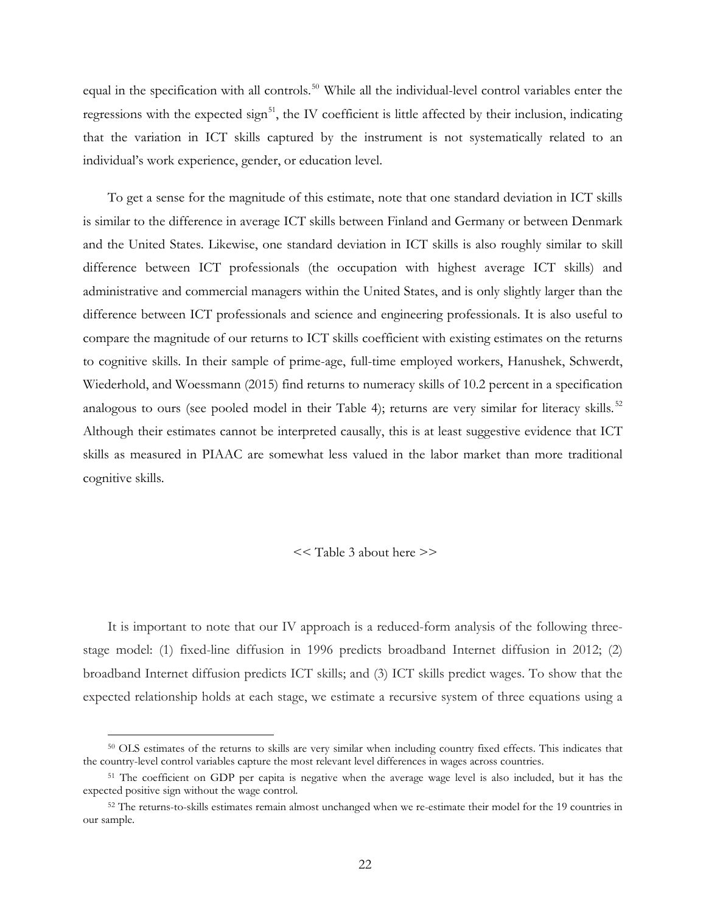equal in the specification with all controls.[50] While all the individual-level control variables enter the regressions with the expected sign[51], the IV coefficient is little affected by their inclusion, indicating that the variation in ICT skills captured by the instrument is not systematically related to an individual's work experience, gender, or education level.

To get a sense for the magnitude of this estimate, note that one standard deviation in ICT skills is similar to the difference in average ICT skills between Finland and Germany or between Denmark and the United States. Likewise, one standard deviation in ICT skills is also roughly similar to skill difference between ICT professionals (the occupation with highest average ICT skills) and administrative and commercial managers within the United States, and is only slightly larger than the difference between ICT professionals and science and engineering professionals. It is also useful to compare the magnitude of our returns to ICT skills coefficient with existing estimates on the returns to cognitive skills. In their sample of prime-age, full-time employed workers, Hanushek, Schwerdt, Wiederhold, and Woessmann (2015) find returns to numeracy skills of 10.2 percent in a specification analogous to ours (see pooled model in their Table 4); returns are very similar for literacy skills.[52] Although their estimates cannot be interpreted causally, this is at least suggestive evidence that ICT skills as measured in PIAAC are somewhat less valued in the labor market than more traditional cognitive skills.

<< Table 3 about here >>

It is important to note that our IV approach is a reduced-form analysis of the following three-stage model: (1) fixed-line diffusion in 1996 predicts broadband Internet diffusion in 2012; (2) broadband Internet diffusion predicts ICT skills; and (3) ICT skills predict wages. To show that the expected relationship holds at each stage, we estimate a recursive system of three equations using a

[50] OLS estimates of the returns to skills are very similar when including country fixed effects. This indicates that the country-level control variables capture the most relevant level differences in wages across countries.

[51] The coefficient on GDP per capita is negative when the average wage level is also included, but it has the expected positive sign without the wage control.

[52] The returns-to-skills estimates remain almost unchanged when we re-estimate their model for the 19 countries in our sample.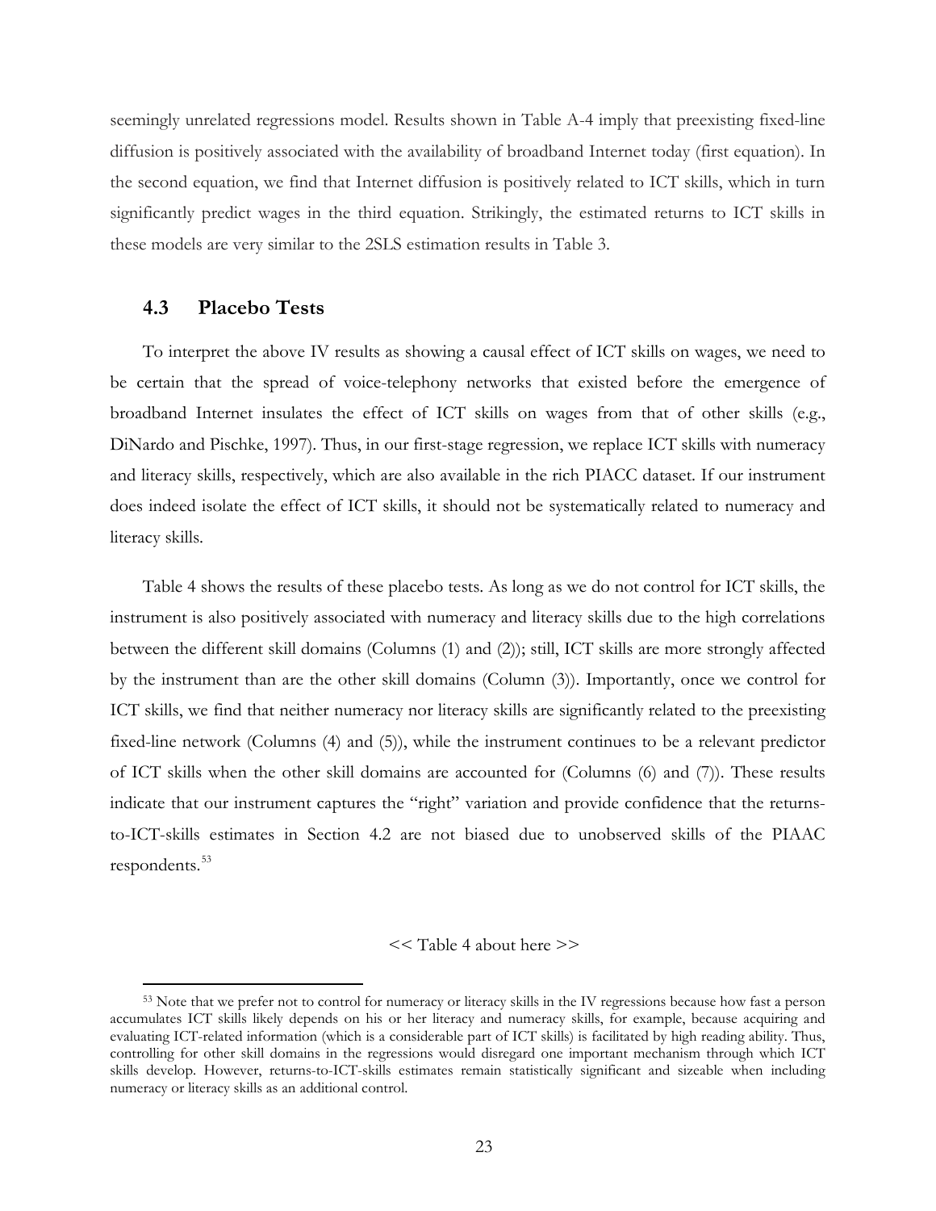seemingly unrelated regressions model. Results shown in Table A-4 imply that preexisting fixed-line diffusion is positively associated with the availability of broadband Internet today (first equation). In the second equation, we find that Internet diffusion is positively related to ICT skills, which in turn significantly predict wages in the third equation. Strikingly, the estimated returns to ICT skills in these models are very similar to the 2SLS estimation results in Table 3.

## 4.3 Placebo Tests

To interpret the above IV results as showing a causal effect of ICT skills on wages, we need to be certain that the spread of voice-telephony networks that existed before the emergence of broadband Internet insulates the effect of ICT skills on wages from that of other skills (e.g., DiNardo and Pischke, 1997). Thus, in our first-stage regression, we replace ICT skills with numeracy and literacy skills, respectively, which are also available in the rich PIACC dataset. If our instrument does indeed isolate the effect of ICT skills, it should not be systematically related to numeracy and literacy skills.

Table 4 shows the results of these placebo tests. As long as we do not control for ICT skills, the instrument is also positively associated with numeracy and literacy skills due to the high correlations between the different skill domains (Columns (1) and (2)); still, ICT skills are more strongly affected by the instrument than are the other skill domains (Column (3)). Importantly, once we control for ICT skills, we find that neither numeracy nor literacy skills are significantly related to the preexisting fixed-line network (Columns (4) and (5)), while the instrument continues to be a relevant predictor of ICT skills when the other skill domains are accounted for (Columns (6) and (7)). These results indicate that our instrument captures the "right" variation and provide confidence that the returns-to-ICT-skills estimates in Section 4.2 are not biased due to unobserved skills of the PIAAC respondents.[53]

<< Table 4 about here >>

[53] Note that we prefer not to control for numeracy or literacy skills in the IV regressions because how fast a person accumulates ICT skills likely depends on his or her literacy and numeracy skills, for example, because acquiring and evaluating ICT-related information (which is a considerable part of ICT skills) is facilitated by high reading ability. Thus, controlling for other skill domains in the regressions would disregard one important mechanism through which ICT skills develop. However, returns-to-ICT-skills estimates remain statistically significant and sizeable when including numeracy or literacy skills as an additional control.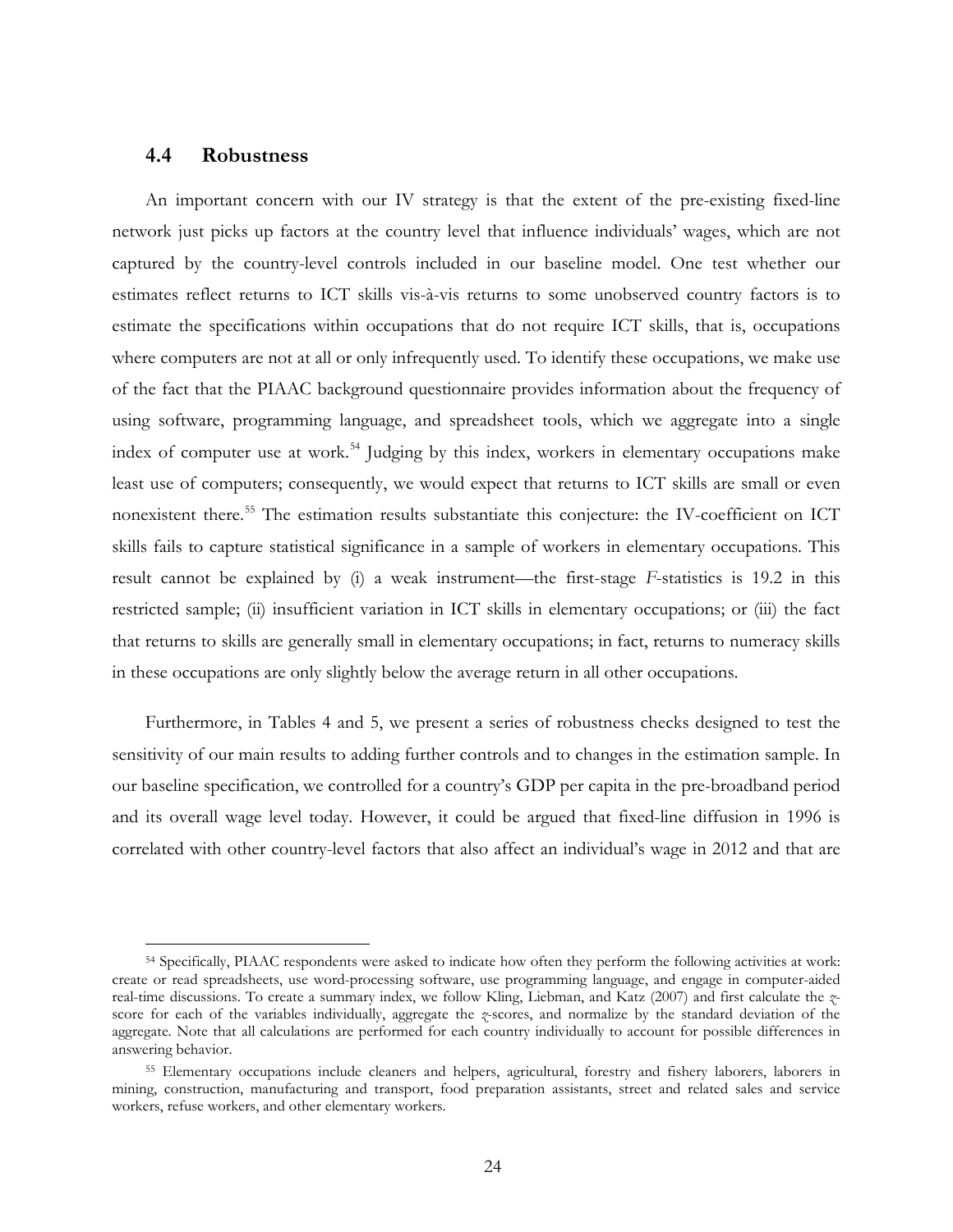### 4.4 Robustness

An important concern with our IV strategy is that the extent of the pre-existing fixed-line network just picks up factors at the country level that influence individuals' wages, which are not captured by the country-level controls included in our baseline model. One test whether our estimates reflect returns to ICT skills vis-à-vis returns to some unobserved country factors is to estimate the specifications within occupations that do not require ICT skills, that is, occupations where computers are not at all or only infrequently used. To identify these occupations, we make use of the fact that the PIAAC background questionnaire provides information about the frequency of using software, programming language, and spreadsheet tools, which we aggregate into a single index of computer use at work.[54] Judging by this index, workers in elementary occupations make least use of computers; consequently, we would expect that returns to ICT skills are small or even nonexistent there.[55] The estimation results substantiate this conjecture: the IV-coefficient on ICT skills fails to capture statistical significance in a sample of workers in elementary occupations. This result cannot be explained by (i) a weak instrument—the first-stage *F*-statistics is 19.2 in this restricted sample; (ii) insufficient variation in ICT skills in elementary occupations; or (iii) the fact that returns to skills are generally small in elementary occupations; in fact, returns to numeracy skills in these occupations are only slightly below the average return in all other occupations.

Furthermore, in Tables 4 and 5, we present a series of robustness checks designed to test the sensitivity of our main results to adding further controls and to changes in the estimation sample. In our baseline specification, we controlled for a country's GDP per capita in the pre-broadband period and its overall wage level today. However, it could be argued that fixed-line diffusion in 1996 is correlated with other country-level factors that also affect an individual's wage in 2012 and that are

[54] Specifically, PIAAC respondents were asked to indicate how often they perform the following activities at work: create or read spreadsheets, use word-processing software, use programming language, and engage in computer-aided real-time discussions. To create a summary index, we follow Kling, Liebman, and Katz (2007) and first calculate the *z*-score for each of the variables individually, aggregate the *z*-scores, and normalize by the standard deviation of the aggregate. Note that all calculations are performed for each country individually to account for possible differences in answering behavior.

[55] Elementary occupations include cleaners and helpers, agricultural, forestry and fishery laborers, laborers in mining, construction, manufacturing and transport, food preparation assistants, street and related sales and service workers, refuse workers, and other elementary workers.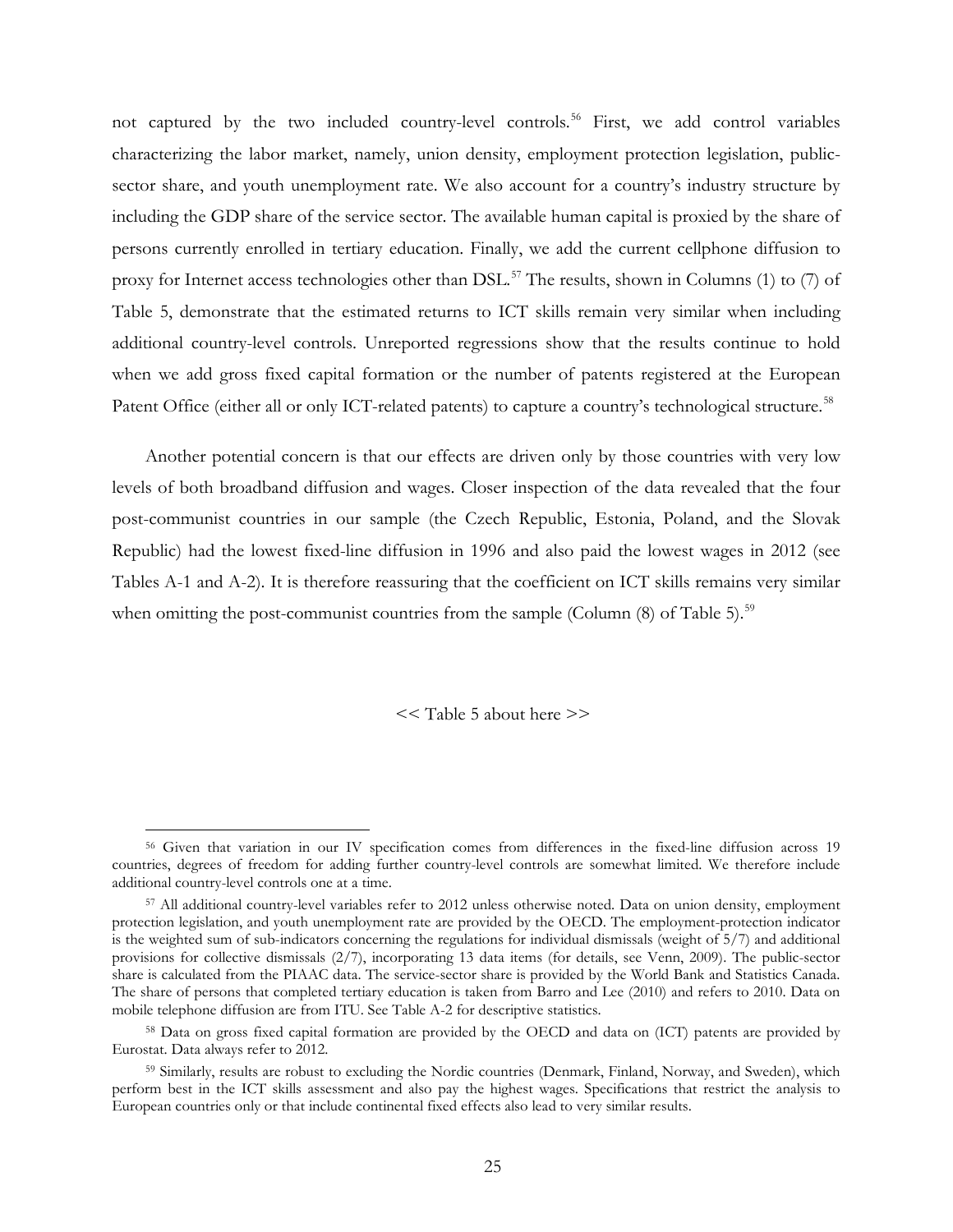not captured by the two included country-level controls.[56] First, we add control variables characterizing the labor market, namely, union density, employment protection legislation, public-sector share, and youth unemployment rate. We also account for a country's industry structure by including the GDP share of the service sector. The available human capital is proxied by the share of persons currently enrolled in tertiary education. Finally, we add the current cellphone diffusion to proxy for Internet access technologies other than DSL.[57] The results, shown in Columns (1) to (7) of Table 5, demonstrate that the estimated returns to ICT skills remain very similar when including additional country-level controls. Unreported regressions show that the results continue to hold when we add gross fixed capital formation or the number of patents registered at the European Patent Office (either all or only ICT-related patents) to capture a country's technological structure.[58]

Another potential concern is that our effects are driven only by those countries with very low levels of both broadband diffusion and wages. Closer inspection of the data revealed that the four post-communist countries in our sample (the Czech Republic, Estonia, Poland, and the Slovak Republic) had the lowest fixed-line diffusion in 1996 and also paid the lowest wages in 2012 (see Tables A-1 and A-2). It is therefore reassuring that the coefficient on ICT skills remains very similar when omitting the post-communist countries from the sample (Column (8) of Table 5).[59]

<< Table 5 about here >>

---

[56] Given that variation in our IV specification comes from differences in the fixed-line diffusion across 19 countries, degrees of freedom for adding further country-level controls are somewhat limited. We therefore include additional country-level controls one at a time.

[57] All additional country-level variables refer to 2012 unless otherwise noted. Data on union density, employment protection legislation, and youth unemployment rate are provided by the OECD. The employment-protection indicator is the weighted sum of sub-indicators concerning the regulations for individual dismissals (weight of 5/7) and additional provisions for collective dismissals (2/7), incorporating 13 data items (for details, see Venn, 2009). The public-sector share is calculated from the PIAAC data. The service-sector share is provided by the World Bank and Statistics Canada. The share of persons that completed tertiary education is taken from Barro and Lee (2010) and refers to 2010. Data on mobile telephone diffusion are from ITU. See Table A-2 for descriptive statistics.

[58] Data on gross fixed capital formation are provided by the OECD and data on (ICT) patents are provided by Eurostat. Data always refer to 2012.

[59] Similarly, results are robust to excluding the Nordic countries (Denmark, Finland, Norway, and Sweden), which perform best in the ICT skills assessment and also pay the highest wages. Specifications that restrict the analysis to European countries only or that include continental fixed effects also lead to very similar results.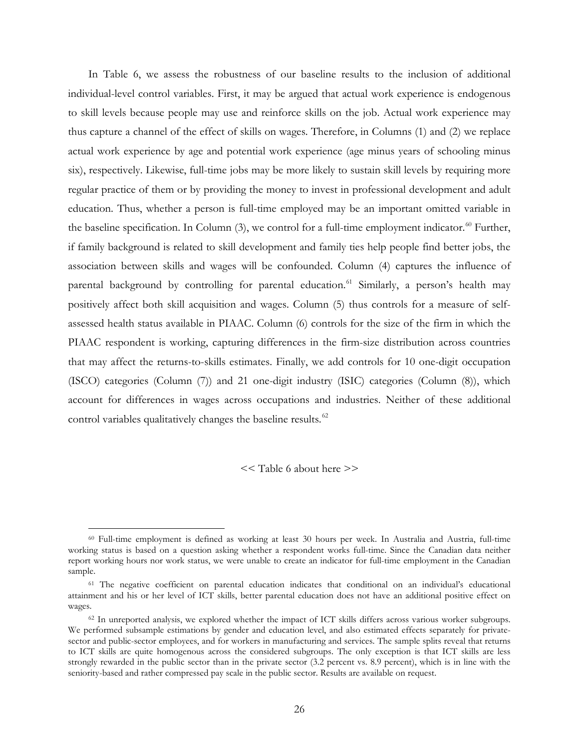In Table 6, we assess the robustness of our baseline results to the inclusion of additional individual-level control variables. First, it may be argued that actual work experience is endogenous to skill levels because people may use and reinforce skills on the job. Actual work experience may thus capture a channel of the effect of skills on wages. Therefore, in Columns (1) and (2) we replace actual work experience by age and potential work experience (age minus years of schooling minus six), respectively. Likewise, full-time jobs may be more likely to sustain skill levels by requiring more regular practice of them or by providing the money to invest in professional development and adult education. Thus, whether a person is full-time employed may be an important omitted variable in the baseline specification. In Column (3), we control for a full-time employment indicator.[60] Further, if family background is related to skill development and family ties help people find better jobs, the association between skills and wages will be confounded. Column (4) captures the influence of parental background by controlling for parental education.[61] Similarly, a person's health may positively affect both skill acquisition and wages. Column (5) thus controls for a measure of self-assessed health status available in PIAAC. Column (6) controls for the size of the firm in which the PIAAC respondent is working, capturing differences in the firm-size distribution across countries that may affect the returns-to-skills estimates. Finally, we add controls for 10 one-digit occupation (ISCO) categories (Column (7)) and 21 one-digit industry (ISIC) categories (Column (8)), which account for differences in wages across occupations and industries. Neither of these additional control variables qualitatively changes the baseline results.[62]

<< Table 6 about here >>

---

[60] Full-time employment is defined as working at least 30 hours per week. In Australia and Austria, full-time working status is based on a question asking whether a respondent works full-time. Since the Canadian data neither report working hours nor work status, we were unable to create an indicator for full-time employment in the Canadian sample.

[61] The negative coefficient on parental education indicates that conditional on an individual's educational attainment and his or her level of ICT skills, better parental education does not have an additional positive effect on wages.

[62] In unreported analysis, we explored whether the impact of ICT skills differs across various worker subgroups. We performed subsample estimations by gender and education level, and also estimated effects separately for private-sector and public-sector employees, and for workers in manufacturing and services. The sample splits reveal that returns to ICT skills are quite homogenous across the considered subgroups. The only exception is that ICT skills are less strongly rewarded in the public sector than in the private sector (3.2 percent vs. 8.9 percent), which is in line with the seniority-based and rather compressed pay scale in the public sector. Results are available on request.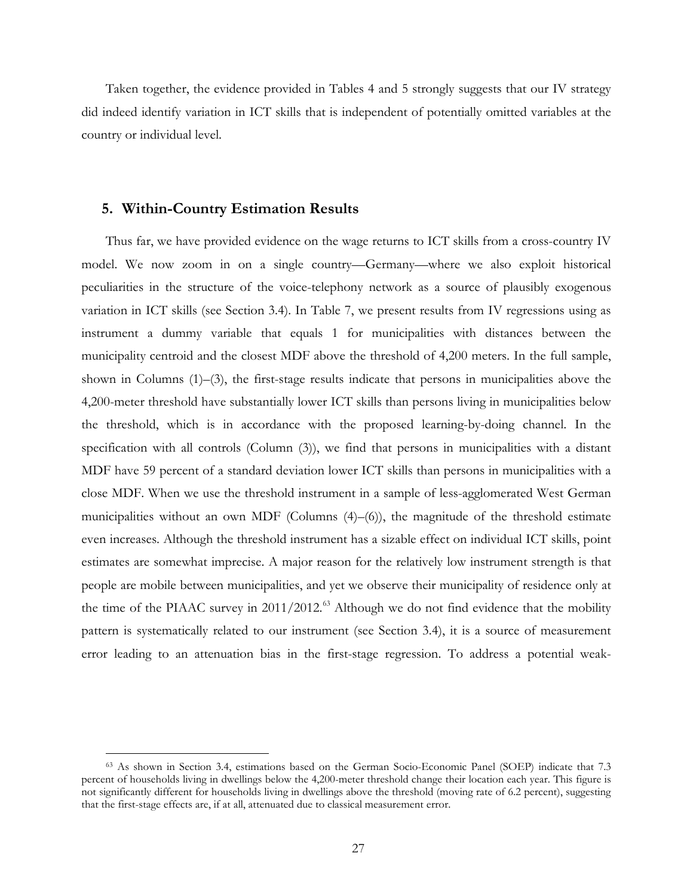Taken together, the evidence provided in Tables 4 and 5 strongly suggests that our IV strategy did indeed identify variation in ICT skills that is independent of potentially omitted variables at the country or individual level.

## 5. Within-Country Estimation Results

Thus far, we have provided evidence on the wage returns to ICT skills from a cross-country IV model. We now zoom in on a single country—Germany—where we also exploit historical peculiarities in the structure of the voice-telephony network as a source of plausibly exogenous variation in ICT skills (see Section 3.4). In Table 7, we present results from IV regressions using as instrument a dummy variable that equals 1 for municipalities with distances between the municipality centroid and the closest MDF above the threshold of 4,200 meters. In the full sample, shown in Columns (1)–(3), the first-stage results indicate that persons in municipalities above the 4,200-meter threshold have substantially lower ICT skills than persons living in municipalities below the threshold, which is in accordance with the proposed learning-by-doing channel. In the specification with all controls (Column (3)), we find that persons in municipalities with a distant MDF have 59 percent of a standard deviation lower ICT skills than persons in municipalities with a close MDF. When we use the threshold instrument in a sample of less-agglomerated West German municipalities without an own MDF (Columns (4)–(6)), the magnitude of the threshold estimate even increases. Although the threshold instrument has a sizable effect on individual ICT skills, point estimates are somewhat imprecise. A major reason for the relatively low instrument strength is that people are mobile between municipalities, and yet we observe their municipality of residence only at the time of the PIAAC survey in 2011/2012.[63] Although we do not find evidence that the mobility pattern is systematically related to our instrument (see Section 3.4), it is a source of measurement error leading to an attenuation bias in the first-stage regression. To address a potential weak-

[63] As shown in Section 3.4, estimations based on the German Socio-Economic Panel (SOEP) indicate that 7.3 percent of households living in dwellings below the 4,200-meter threshold change their location each year. This figure is not significantly different for households living in dwellings above the threshold (moving rate of 6.2 percent), suggesting that the first-stage effects are, if at all, attenuated due to classical measurement error.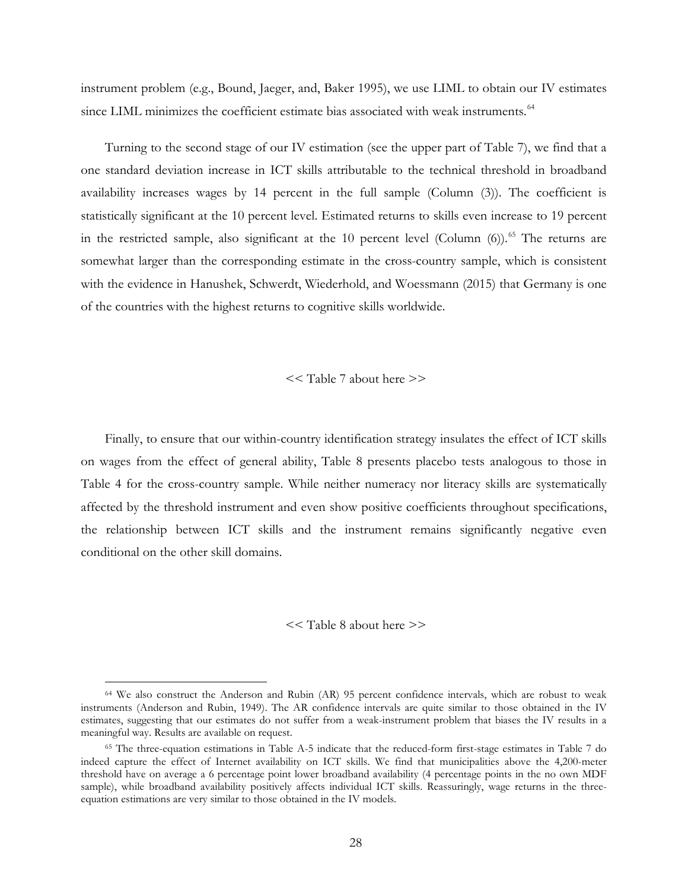instrument problem (e.g., Bound, Jaeger, and, Baker 1995), we use LIML to obtain our IV estimates since LIML minimizes the coefficient estimate bias associated with weak instruments.[64]

Turning to the second stage of our IV estimation (see the upper part of Table 7), we find that a one standard deviation increase in ICT skills attributable to the technical threshold in broadband availability increases wages by 14 percent in the full sample (Column (3)). The coefficient is statistically significant at the 10 percent level. Estimated returns to skills even increase to 19 percent in the restricted sample, also significant at the 10 percent level (Column (6)).[65] The returns are somewhat larger than the corresponding estimate in the cross-country sample, which is consistent with the evidence in Hanushek, Schwerdt, Wiederhold, and Woessmann (2015) that Germany is one of the countries with the highest returns to cognitive skills worldwide.

<< Table 7 about here >>

Finally, to ensure that our within-country identification strategy insulates the effect of ICT skills on wages from the effect of general ability, Table 8 presents placebo tests analogous to those in Table 4 for the cross-country sample. While neither numeracy nor literacy skills are systematically affected by the threshold instrument and even show positive coefficients throughout specifications, the relationship between ICT skills and the instrument remains significantly negative even conditional on the other skill domains.

<< Table 8 about here >>

[64] We also construct the Anderson and Rubin (AR) 95 percent confidence intervals, which are robust to weak instruments (Anderson and Rubin, 1949). The AR confidence intervals are quite similar to those obtained in the IV estimates, suggesting that our estimates do not suffer from a weak-instrument problem that biases the IV results in a meaningful way. Results are available on request.

[65] The three-equation estimations in Table A-5 indicate that the reduced-form first-stage estimates in Table 7 do indeed capture the effect of Internet availability on ICT skills. We find that municipalities above the 4,200-meter threshold have on average a 6 percentage point lower broadband availability (4 percentage points in the no own MDF sample), while broadband availability positively affects individual ICT skills. Reassuringly, wage returns in the three-equation estimations are very similar to those obtained in the IV models.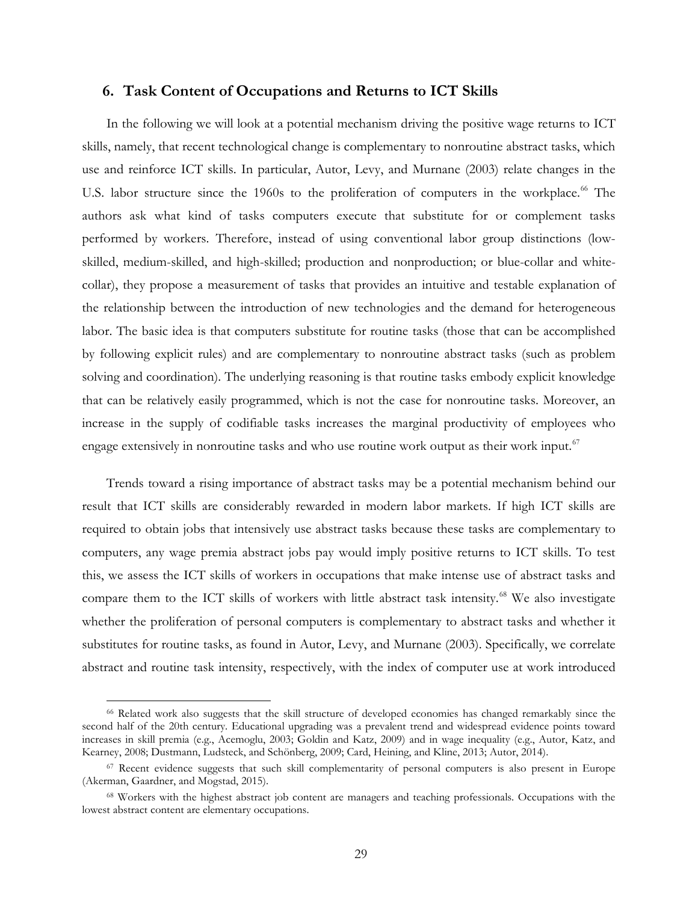## 6. Task Content of Occupations and Returns to ICT Skills

In the following we will look at a potential mechanism driving the positive wage returns to ICT skills, namely, that recent technological change is complementary to nonroutine abstract tasks, which use and reinforce ICT skills. In particular, Autor, Levy, and Murnane (2003) relate changes in the U.S. labor structure since the 1960s to the proliferation of computers in the workplace.[66] The authors ask what kind of tasks computers execute that substitute for or complement tasks performed by workers. Therefore, instead of using conventional labor group distinctions (low-skilled, medium-skilled, and high-skilled; production and nonproduction; or blue-collar and white-collar), they propose a measurement of tasks that provides an intuitive and testable explanation of the relationship between the introduction of new technologies and the demand for heterogeneous labor. The basic idea is that computers substitute for routine tasks (those that can be accomplished by following explicit rules) and are complementary to nonroutine abstract tasks (such as problem solving and coordination). The underlying reasoning is that routine tasks embody explicit knowledge that can be relatively easily programmed, which is not the case for nonroutine tasks. Moreover, an increase in the supply of codifiable tasks increases the marginal productivity of employees who engage extensively in nonroutine tasks and who use routine work output as their work input.[67]

Trends toward a rising importance of abstract tasks may be a potential mechanism behind our result that ICT skills are considerably rewarded in modern labor markets. If high ICT skills are required to obtain jobs that intensively use abstract tasks because these tasks are complementary to computers, any wage premia abstract jobs pay would imply positive returns to ICT skills. To test this, we assess the ICT skills of workers in occupations that make intense use of abstract tasks and compare them to the ICT skills of workers with little abstract task intensity.[68] We also investigate whether the proliferation of personal computers is complementary to abstract tasks and whether it substitutes for routine tasks, as found in Autor, Levy, and Murnane (2003). Specifically, we correlate abstract and routine task intensity, respectively, with the index of computer use at work introduced

[66] Related work also suggests that the skill structure of developed economies has changed remarkably since the second half of the 20th century. Educational upgrading was a prevalent trend and widespread evidence points toward increases in skill premia (e.g., Acemoglu, 2003; Goldin and Katz, 2009) and in wage inequality (e.g., Autor, Katz, and Kearney, 2008; Dustmann, Ludsteck, and Schönberg, 2009; Card, Heining, and Kline, 2013; Autor, 2014).

[67] Recent evidence suggests that such skill complementarity of personal computers is also present in Europe (Akerman, Gaardner, and Mogstad, 2015).

[68] Workers with the highest abstract job content are managers and teaching professionals. Occupations with the lowest abstract content are elementary occupations.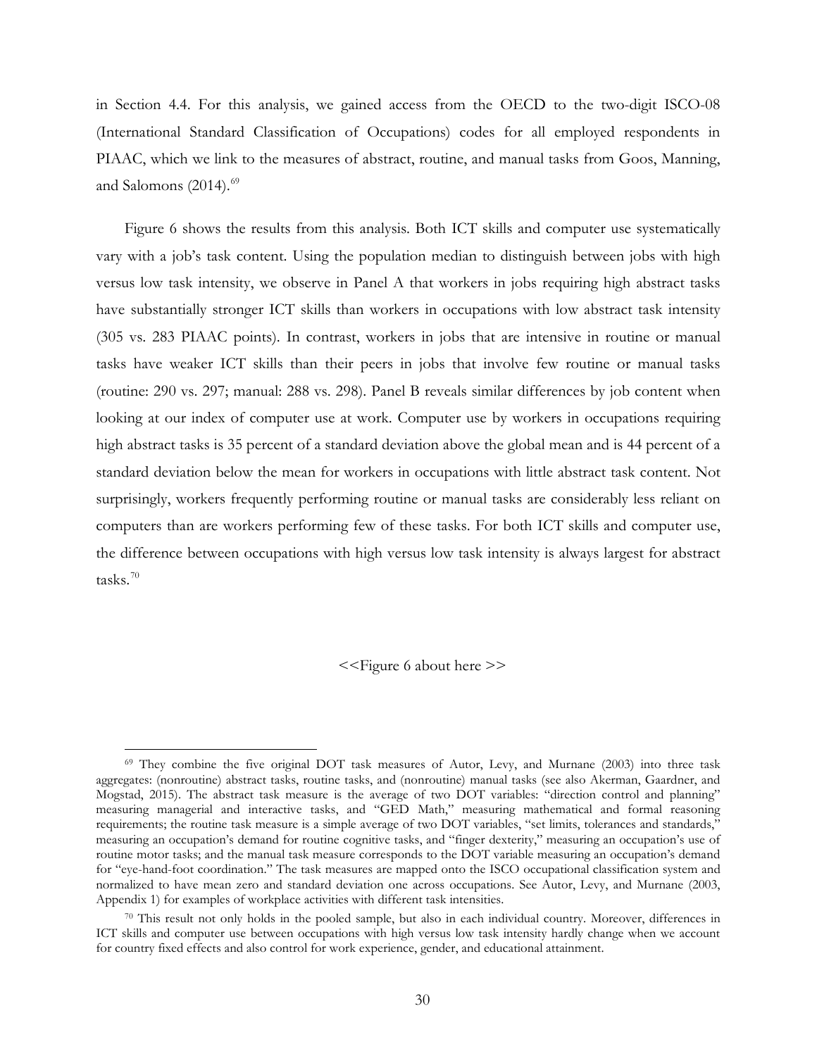in Section 4.4. For this analysis, we gained access from the OECD to the two-digit ISCO-08 (International Standard Classification of Occupations) codes for all employed respondents in PIAAC, which we link to the measures of abstract, routine, and manual tasks from Goos, Manning, and Salomons (2014).[69]

Figure 6 shows the results from this analysis. Both ICT skills and computer use systematically vary with a job's task content. Using the population median to distinguish between jobs with high versus low task intensity, we observe in Panel A that workers in jobs requiring high abstract tasks have substantially stronger ICT skills than workers in occupations with low abstract task intensity (305 vs. 283 PIAAC points). In contrast, workers in jobs that are intensive in routine or manual tasks have weaker ICT skills than their peers in jobs that involve few routine or manual tasks (routine: 290 vs. 297; manual: 288 vs. 298). Panel B reveals similar differences by job content when looking at our index of computer use at work. Computer use by workers in occupations requiring high abstract tasks is 35 percent of a standard deviation above the global mean and is 44 percent of a standard deviation below the mean for workers in occupations with little abstract task content. Not surprisingly, workers frequently performing routine or manual tasks are considerably less reliant on computers than are workers performing few of these tasks. For both ICT skills and computer use, the difference between occupations with high versus low task intensity is always largest for abstract tasks.[70]

<<Figure 6 about here >>

---

[69] They combine the five original DOT task measures of Autor, Levy, and Murnane (2003) into three task aggregates: (nonroutine) abstract tasks, routine tasks, and (nonroutine) manual tasks (see also Akerman, Gaardner, and Mogstad, 2015). The abstract task measure is the average of two DOT variables: "direction control and planning" measuring managerial and interactive tasks, and "GED Math," measuring mathematical and formal reasoning requirements; the routine task measure is a simple average of two DOT variables, "set limits, tolerances and standards," measuring an occupation's demand for routine cognitive tasks, and "finger dexterity," measuring an occupation's use of routine motor tasks; and the manual task measure corresponds to the DOT variable measuring an occupation's demand for "eye-hand-foot coordination." The task measures are mapped onto the ISCO occupational classification system and normalized to have mean zero and standard deviation one across occupations. See Autor, Levy, and Murnane (2003, Appendix 1) for examples of workplace activities with different task intensities.

[70] This result not only holds in the pooled sample, but also in each individual country. Moreover, differences in ICT skills and computer use between occupations with high versus low task intensity hardly change when we account for country fixed effects and also control for work experience, gender, and educational attainment.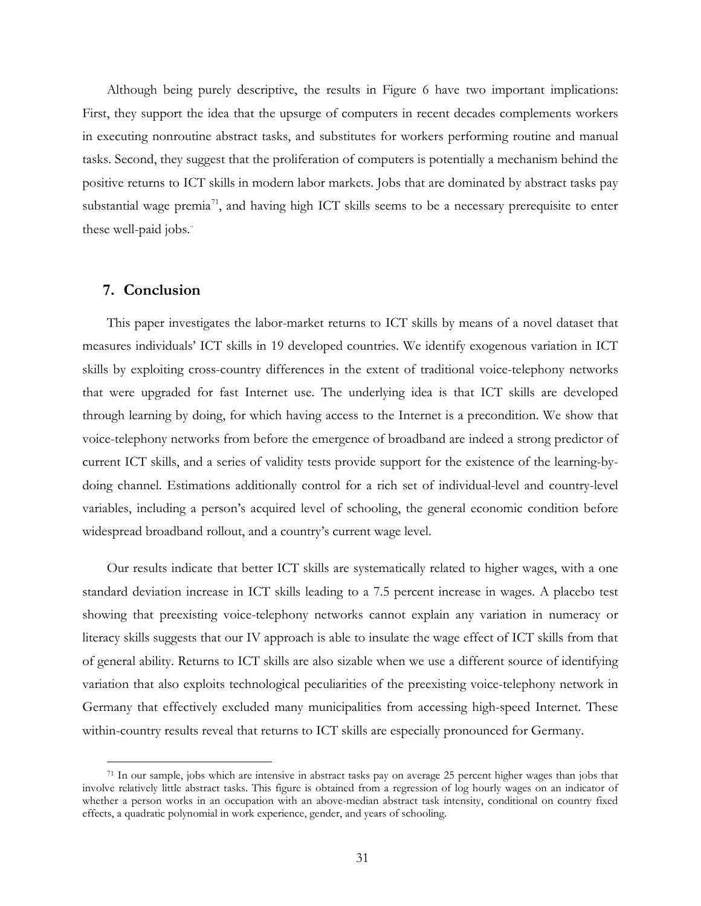Although being purely descriptive, the results in Figure 6 have two important implications: First, they support the idea that the upsurge of computers in recent decades complements workers in executing nonroutine abstract tasks, and substitutes for workers performing routine and manual tasks. Second, they suggest that the proliferation of computers is potentially a mechanism behind the positive returns to ICT skills in modern labor markets. Jobs that are dominated by abstract tasks pay substantial wage premia[71], and having high ICT skills seems to be a necessary prerequisite to enter these well-paid jobs.

## 7. Conclusion

This paper investigates the labor-market returns to ICT skills by means of a novel dataset that measures individuals' ICT skills in 19 developed countries. We identify exogenous variation in ICT skills by exploiting cross-country differences in the extent of traditional voice-telephony networks that were upgraded for fast Internet use. The underlying idea is that ICT skills are developed through learning by doing, for which having access to the Internet is a precondition. We show that voice-telephony networks from before the emergence of broadband are indeed a strong predictor of current ICT skills, and a series of validity tests provide support for the existence of the learning-by-doing channel. Estimations additionally control for a rich set of individual-level and country-level variables, including a person's acquired level of schooling, the general economic condition before widespread broadband rollout, and a country's current wage level.

Our results indicate that better ICT skills are systematically related to higher wages, with a one standard deviation increase in ICT skills leading to a 7.5 percent increase in wages. A placebo test showing that preexisting voice-telephony networks cannot explain any variation in numeracy or literacy skills suggests that our IV approach is able to insulate the wage effect of ICT skills from that of general ability. Returns to ICT skills are also sizable when we use a different source of identifying variation that also exploits technological peculiarities of the preexisting voice-telephony network in Germany that effectively excluded many municipalities from accessing high-speed Internet. These within-country results reveal that returns to ICT skills are especially pronounced for Germany.

[71] In our sample, jobs which are intensive in abstract tasks pay on average 25 percent higher wages than jobs that involve relatively little abstract tasks. This figure is obtained from a regression of log hourly wages on an indicator of whether a person works in an occupation with an above-median abstract task intensity, conditional on country fixed effects, a quadratic polynomial in work experience, gender, and years of schooling.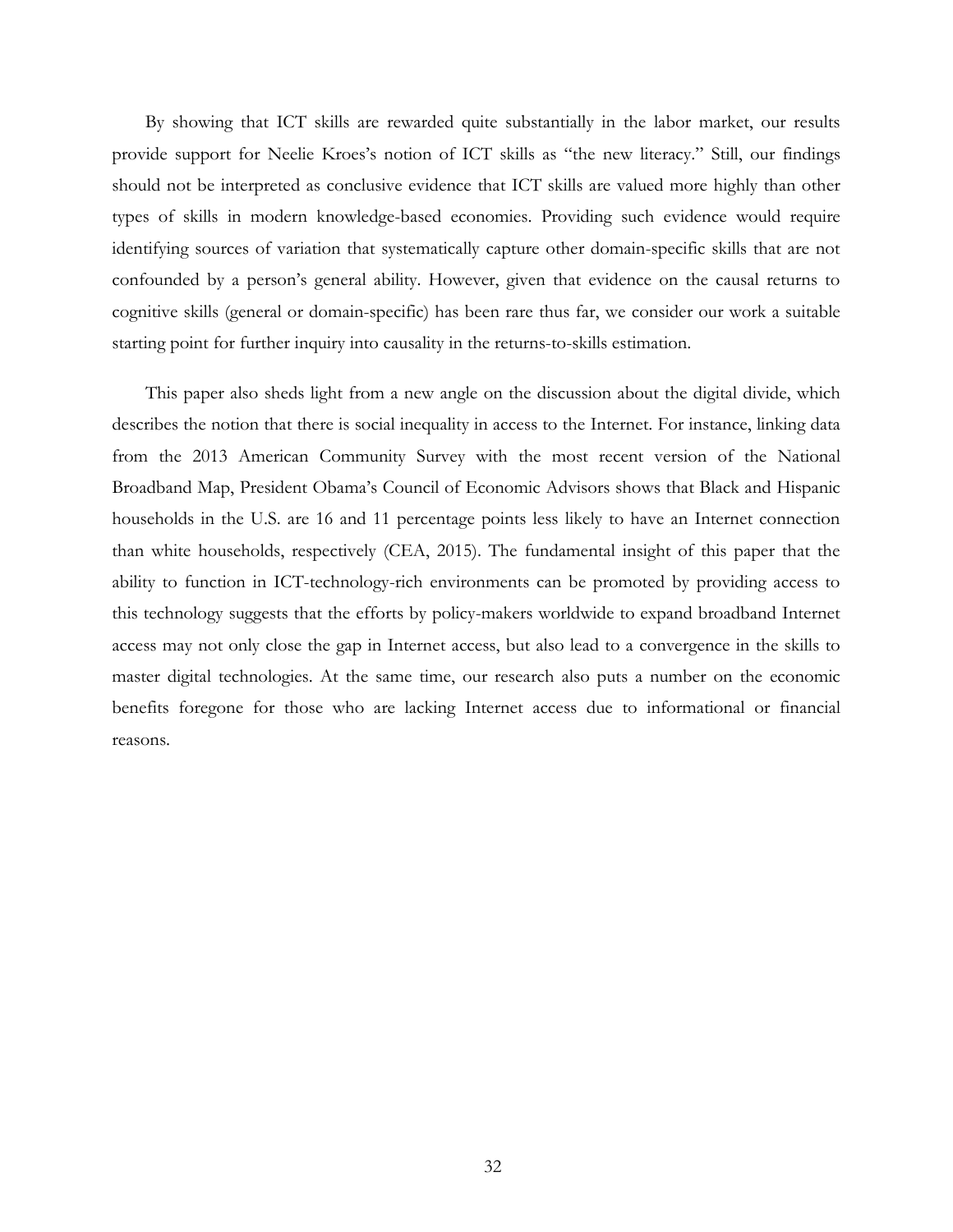By showing that ICT skills are rewarded quite substantially in the labor market, our results provide support for Neelie Kroes's notion of ICT skills as "the new literacy." Still, our findings should not be interpreted as conclusive evidence that ICT skills are valued more highly than other types of skills in modern knowledge-based economies. Providing such evidence would require identifying sources of variation that systematically capture other domain-specific skills that are not confounded by a person's general ability. However, given that evidence on the causal returns to cognitive skills (general or domain-specific) has been rare thus far, we consider our work a suitable starting point for further inquiry into causality in the returns-to-skills estimation.

This paper also sheds light from a new angle on the discussion about the digital divide, which describes the notion that there is social inequality in access to the Internet. For instance, linking data from the 2013 American Community Survey with the most recent version of the National Broadband Map, President Obama's Council of Economic Advisors shows that Black and Hispanic households in the U.S. are 16 and 11 percentage points less likely to have an Internet connection than white households, respectively (CEA, 2015). The fundamental insight of this paper that the ability to function in ICT-technology-rich environments can be promoted by providing access to this technology suggests that the efforts by policy-makers worldwide to expand broadband Internet access may not only close the gap in Internet access, but also lead to a convergence in the skills to master digital technologies. At the same time, our research also puts a number on the economic benefits foregone for those who are lacking Internet access due to informational or financial reasons.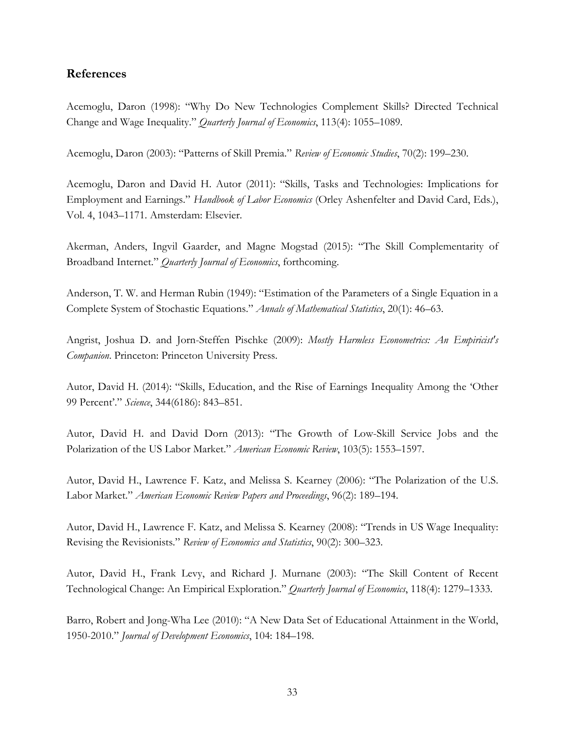## References

Acemoglu, Daron (1998): "Why Do New Technologies Complement Skills? Directed Technical Change and Wage Inequality." *Quarterly Journal of Economics*, 113(4): 1055–1089.

Acemoglu, Daron (2003): "Patterns of Skill Premia." *Review of Economic Studies*, 70(2): 199–230.

Acemoglu, Daron and David H. Autor (2011): "Skills, Tasks and Technologies: Implications for Employment and Earnings." *Handbook of Labor Economics* (Orley Ashenfelter and David Card, Eds.), Vol. 4, 1043–1171. Amsterdam: Elsevier.

Akerman, Anders, Ingvil Gaarder, and Magne Mogstad (2015): "The Skill Complementarity of Broadband Internet." *Quarterly Journal of Economics*, forthcoming.

Anderson, T. W. and Herman Rubin (1949): "Estimation of the Parameters of a Single Equation in a Complete System of Stochastic Equations." *Annals of Mathematical Statistics*, 20(1): 46–63.

Angrist, Joshua D. and Jorn-Steffen Pischke (2009): *Mostly Harmless Econometrics: An Empiricist's Companion*. Princeton: Princeton University Press.

Autor, David H. (2014): "Skills, Education, and the Rise of Earnings Inequality Among the 'Other 99 Percent'." *Science*, 344(6186): 843–851.

Autor, David H. and David Dorn (2013): "The Growth of Low-Skill Service Jobs and the Polarization of the US Labor Market." *American Economic Review*, 103(5): 1553–1597.

Autor, David H., Lawrence F. Katz, and Melissa S. Kearney (2006): "The Polarization of the U.S. Labor Market." *American Economic Review Papers and Proceedings*, 96(2): 189–194.

Autor, David H., Lawrence F. Katz, and Melissa S. Kearney (2008): "Trends in US Wage Inequality: Revising the Revisionists." *Review of Economics and Statistics*, 90(2): 300–323.

Autor, David H., Frank Levy, and Richard J. Murnane (2003): "The Skill Content of Recent Technological Change: An Empirical Exploration." *Quarterly Journal of Economics*, 118(4): 1279–1333.

Barro, Robert and Jong-Wha Lee (2010): "A New Data Set of Educational Attainment in the World, 1950-2010." *Journal of Development Economics*, 104: 184–198.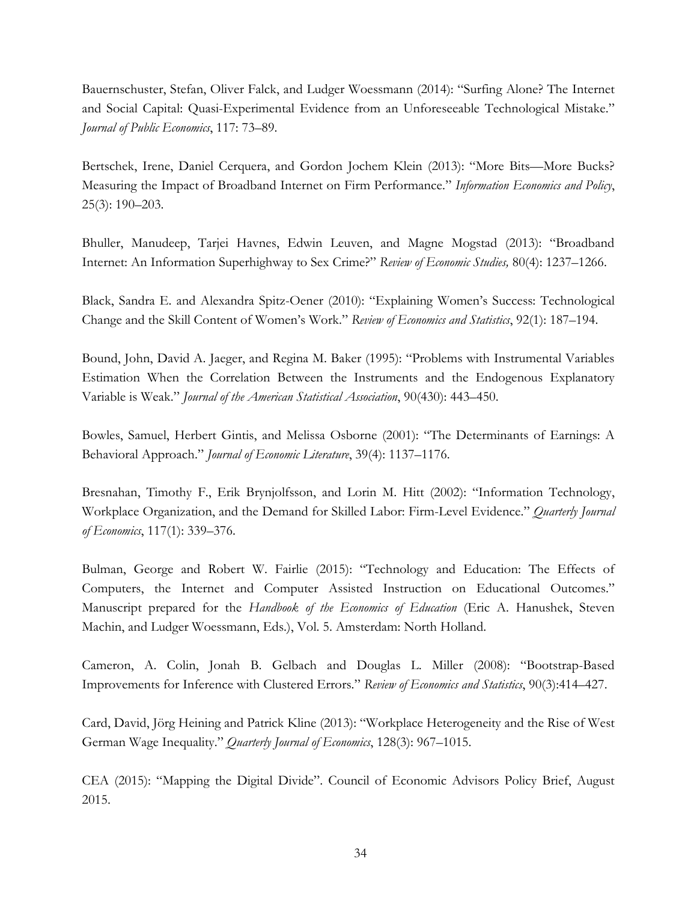Bauernschuster, Stefan, Oliver Falck, and Ludger Woessmann (2014): "Surfing Alone? The Internet and Social Capital: Quasi-Experimental Evidence from an Unforeseeable Technological Mistake." *Journal of Public Economics*, 117: 73–89.

Bertschek, Irene, Daniel Cerquera, and Gordon Jochem Klein (2013): "More Bits—More Bucks? Measuring the Impact of Broadband Internet on Firm Performance." *Information Economics and Policy*, 25(3): 190–203.

Bhuller, Manudeep, Tarjei Havnes, Edwin Leuven, and Magne Mogstad (2013): "Broadband Internet: An Information Superhighway to Sex Crime?" *Review of Economic Studies,* 80(4): 1237–1266.

Black, Sandra E. and Alexandra Spitz-Oener (2010): "Explaining Women's Success: Technological Change and the Skill Content of Women's Work." *Review of Economics and Statistics*, 92(1): 187–194.

Bound, John, David A. Jaeger, and Regina M. Baker (1995): "Problems with Instrumental Variables Estimation When the Correlation Between the Instruments and the Endogenous Explanatory Variable is Weak." *Journal of the American Statistical Association*, 90(430): 443–450.

Bowles, Samuel, Herbert Gintis, and Melissa Osborne (2001): "The Determinants of Earnings: A Behavioral Approach." *Journal of Economic Literature*, 39(4): 1137–1176.

Bresnahan, Timothy F., Erik Brynjolfsson, and Lorin M. Hitt (2002): "Information Technology, Workplace Organization, and the Demand for Skilled Labor: Firm-Level Evidence." *Quarterly Journal of Economics*, 117(1): 339–376.

Bulman, George and Robert W. Fairlie (2015): "Technology and Education: The Effects of Computers, the Internet and Computer Assisted Instruction on Educational Outcomes." Manuscript prepared for the *Handbook of the Economics of Education* (Eric A. Hanushek, Steven Machin, and Ludger Woessmann, Eds.), Vol. 5. Amsterdam: North Holland.

Cameron, A. Colin, Jonah B. Gelbach and Douglas L. Miller (2008): "Bootstrap-Based Improvements for Inference with Clustered Errors." *Review of Economics and Statistics*, 90(3):414–427.

Card, David, Jörg Heining and Patrick Kline (2013): "Workplace Heterogeneity and the Rise of West German Wage Inequality." *Quarterly Journal of Economics*, 128(3): 967–1015.

CEA (2015): "Mapping the Digital Divide". Council of Economic Advisors Policy Brief, August 2015.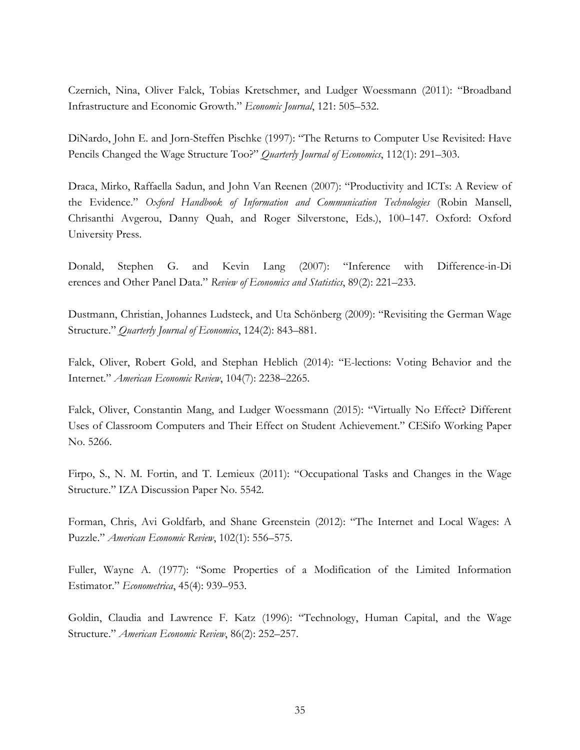Czernich, Nina, Oliver Falck, Tobias Kretschmer, and Ludger Woessmann (2011): "Broadband Infrastructure and Economic Growth." *Economic Journal*, 121: 505–532.

DiNardo, John E. and Jorn-Steffen Pischke (1997): "The Returns to Computer Use Revisited: Have Pencils Changed the Wage Structure Too?" *Quarterly Journal of Economics*, 112(1): 291–303.

Draca, Mirko, Raffaella Sadun, and John Van Reenen (2007): "Productivity and ICTs: A Review of the Evidence." *Oxford Handbook of Information and Communication Technologies* (Robin Mansell, Chrisanthi Avgerou, Danny Quah, and Roger Silverstone, Eds.), 100–147. Oxford: Oxford University Press.

Donald, Stephen G. and Kevin Lang (2007): "Inference with Difference-in-Di erences and Other Panel Data." *Review of Economics and Statistics*, 89(2): 221–233.

Dustmann, Christian, Johannes Ludsteck, and Uta Schönberg (2009): "Revisiting the German Wage Structure." *Quarterly Journal of Economics*, 124(2): 843–881.

Falck, Oliver, Robert Gold, and Stephan Heblich (2014): "E-lections: Voting Behavior and the Internet." *American Economic Review*, 104(7): 2238–2265.

Falck, Oliver, Constantin Mang, and Ludger Woessmann (2015): "Virtually No Effect? Different Uses of Classroom Computers and Their Effect on Student Achievement." CESifo Working Paper No. 5266.

Firpo, S., N. M. Fortin, and T. Lemieux (2011): "Occupational Tasks and Changes in the Wage Structure." IZA Discussion Paper No. 5542.

Forman, Chris, Avi Goldfarb, and Shane Greenstein (2012): "The Internet and Local Wages: A Puzzle." *American Economic Review*, 102(1): 556–575.

Fuller, Wayne A. (1977): "Some Properties of a Modification of the Limited Information Estimator." *Econometrica*, 45(4): 939–953.

Goldin, Claudia and Lawrence F. Katz (1996): "Technology, Human Capital, and the Wage Structure." *American Economic Review*, 86(2): 252–257.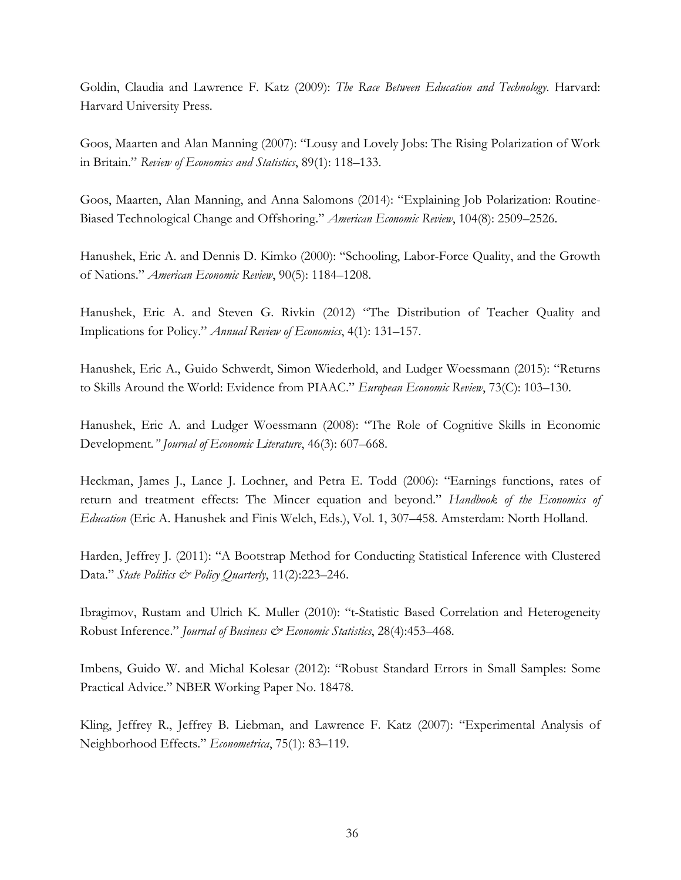Goldin, Claudia and Lawrence F. Katz (2009): *The Race Between Education and Technology*. Harvard: Harvard University Press.

Goos, Maarten and Alan Manning (2007): "Lousy and Lovely Jobs: The Rising Polarization of Work in Britain." *Review of Economics and Statistics*, 89(1): 118–133.

Goos, Maarten, Alan Manning, and Anna Salomons (2014): "Explaining Job Polarization: Routine-Biased Technological Change and Offshoring." *American Economic Review*, 104(8): 2509–2526.

Hanushek, Eric A. and Dennis D. Kimko (2000): "Schooling, Labor-Force Quality, and the Growth of Nations." *American Economic Review*, 90(5): 1184–1208.

Hanushek, Eric A. and Steven G. Rivkin (2012) "The Distribution of Teacher Quality and Implications for Policy." *Annual Review of Economics*, 4(1): 131–157.

Hanushek, Eric A., Guido Schwerdt, Simon Wiederhold, and Ludger Woessmann (2015): "Returns to Skills Around the World: Evidence from PIAAC." *European Economic Review*, 73(C): 103–130.

Hanushek, Eric A. and Ludger Woessmann (2008): "The Role of Cognitive Skills in Economic Development." *Journal of Economic Literature*, 46(3): 607–668.

Heckman, James J., Lance J. Lochner, and Petra E. Todd (2006): "Earnings functions, rates of return and treatment effects: The Mincer equation and beyond." *Handbook of the Economics of Education* (Eric A. Hanushek and Finis Welch, Eds.), Vol. 1, 307–458. Amsterdam: North Holland.

Harden, Jeffrey J. (2011): "A Bootstrap Method for Conducting Statistical Inference with Clustered Data." *State Politics & Policy Quarterly*, 11(2):223–246.

Ibragimov, Rustam and Ulrich K. Muller (2010): "t-Statistic Based Correlation and Heterogeneity Robust Inference." *Journal of Business & Economic Statistics*, 28(4):453–468.

Imbens, Guido W. and Michal Kolesar (2012): "Robust Standard Errors in Small Samples: Some Practical Advice." NBER Working Paper No. 18478.

Kling, Jeffrey R., Jeffrey B. Liebman, and Lawrence F. Katz (2007): "Experimental Analysis of Neighborhood Effects." *Econometrica*, 75(1): 83–119.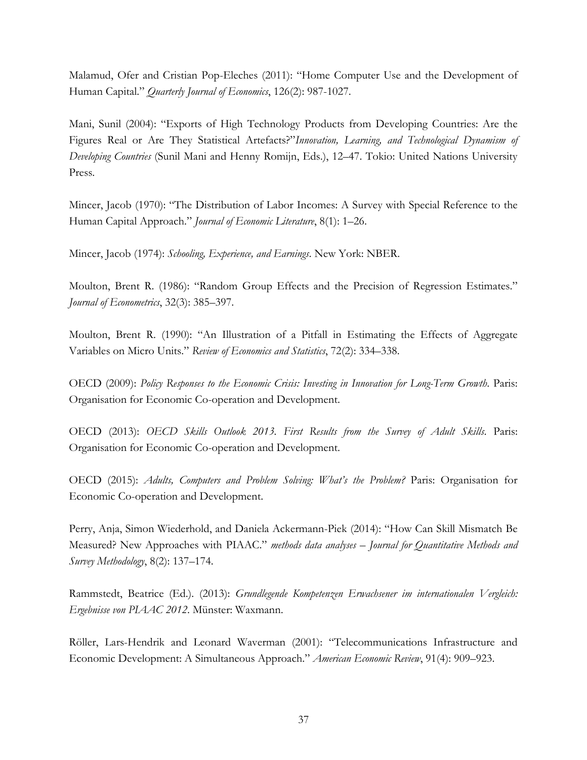Malamud, Ofer and Cristian Pop-Eleches (2011): "Home Computer Use and the Development of Human Capital." *Quarterly Journal of Economics*, 126(2): 987-1027.

Mani, Sunil (2004): "Exports of High Technology Products from Developing Countries: Are the Figures Real or Are They Statistical Artefacts?"*Innovation, Learning, and Technological Dynamism of Developing Countries* (Sunil Mani and Henny Romijn, Eds.), 12–47. Tokio: United Nations University Press.

Mincer, Jacob (1970): "The Distribution of Labor Incomes: A Survey with Special Reference to the Human Capital Approach." *Journal of Economic Literature*, 8(1): 1–26.

Mincer, Jacob (1974): *Schooling, Experience, and Earnings*. New York: NBER.

Moulton, Brent R. (1986): "Random Group Effects and the Precision of Regression Estimates." *Journal of Econometrics*, 32(3): 385–397.

Moulton, Brent R. (1990): "An Illustration of a Pitfall in Estimating the Effects of Aggregate Variables on Micro Units." *Review of Economics and Statistics*, 72(2): 334–338.

OECD (2009): *Policy Responses to the Economic Crisis: Investing in Innovation for Long-Term Growth*. Paris: Organisation for Economic Co-operation and Development.

OECD (2013): *OECD Skills Outlook 2013. First Results from the Survey of Adult Skills*. Paris: Organisation for Economic Co-operation and Development.

OECD (2015): *Adults, Computers and Problem Solving: What's the Problem?* Paris: Organisation for Economic Co-operation and Development.

Perry, Anja, Simon Wiederhold, and Daniela Ackermann-Piek (2014): "How Can Skill Mismatch Be Measured? New Approaches with PIAAC." *methods data analyses – Journal for Quantitative Methods and Survey Methodology*, 8(2): 137–174.

Rammstedt, Beatrice (Ed.). (2013): *Grundlegende Kompetenzen Erwachsener im internationalen Vergleich: Ergebnisse von PIAAC 2012*. Münster: Waxmann.

Röller, Lars-Hendrik and Leonard Waverman (2001): "Telecommunications Infrastructure and Economic Development: A Simultaneous Approach." *American Economic Review*, 91(4): 909–923.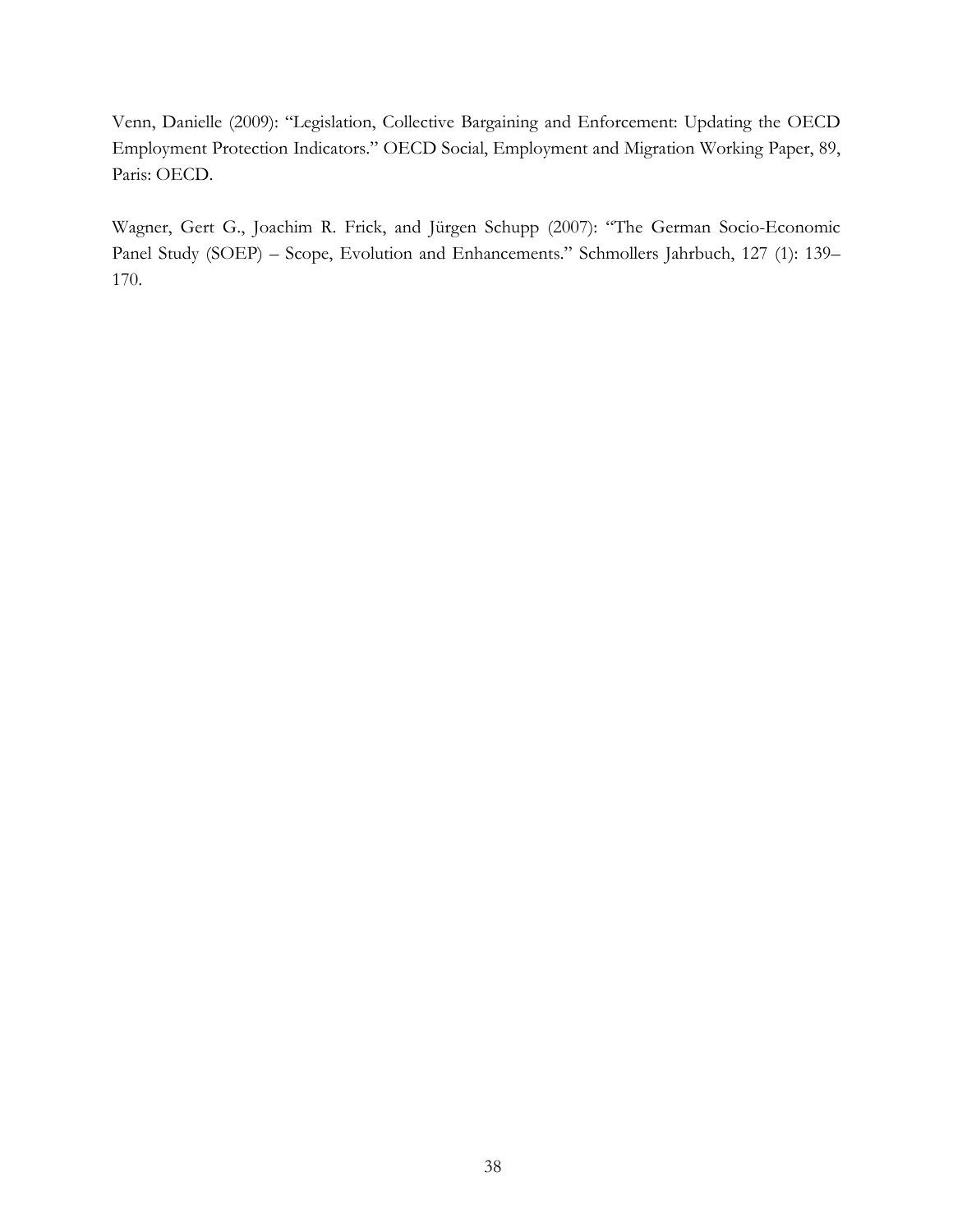Venn, Danielle (2009): "Legislation, Collective Bargaining and Enforcement: Updating the OECD Employment Protection Indicators." OECD Social, Employment and Migration Working Paper, 89, Paris: OECD.

Wagner, Gert G., Joachim R. Frick, and Jürgen Schupp (2007): "The German Socio-Economic Panel Study (SOEP) – Scope, Evolution and Enhancements." Schmollers Jahrbuch, 127 (1): 139–170.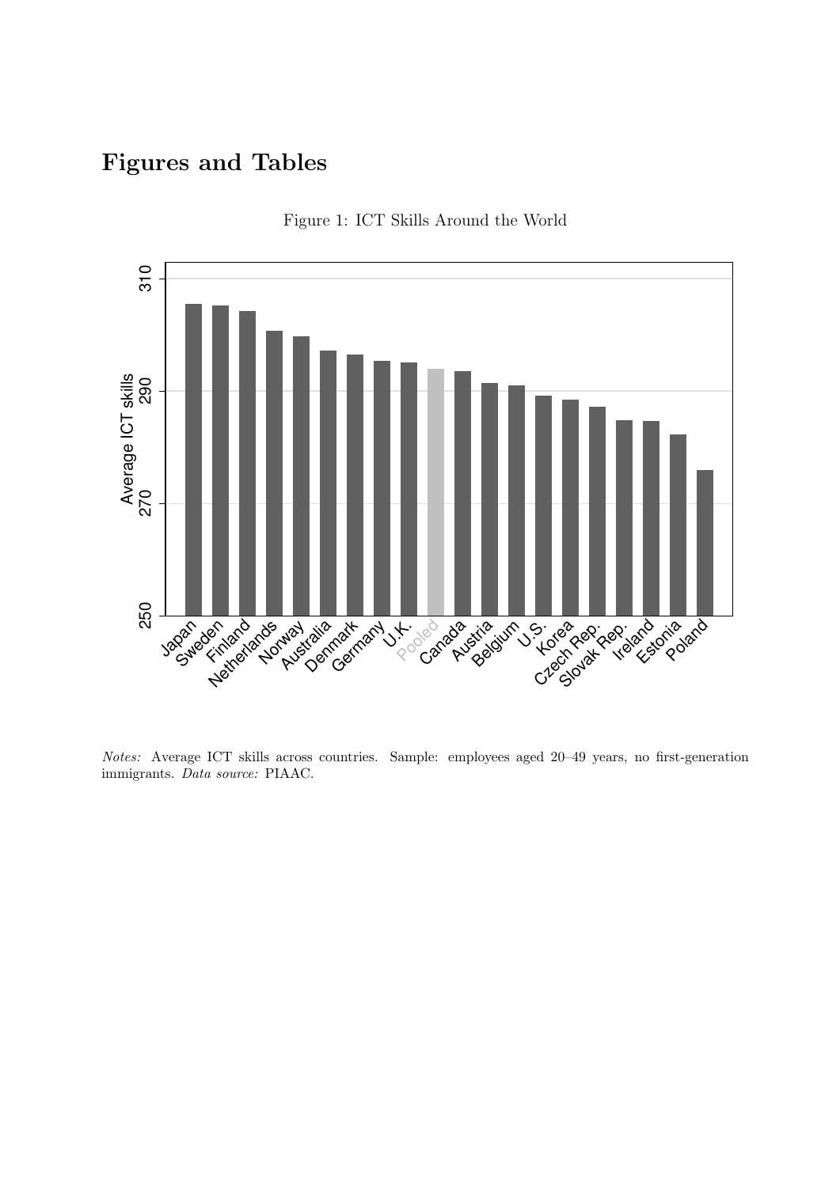# Figures and Tables

Figure 1: ICT Skills Around the World

*Notes:* Average ICT skills across countries. Sample: employees aged 20–49 years, no first-generation immigrants. *Data source:* PIAAC.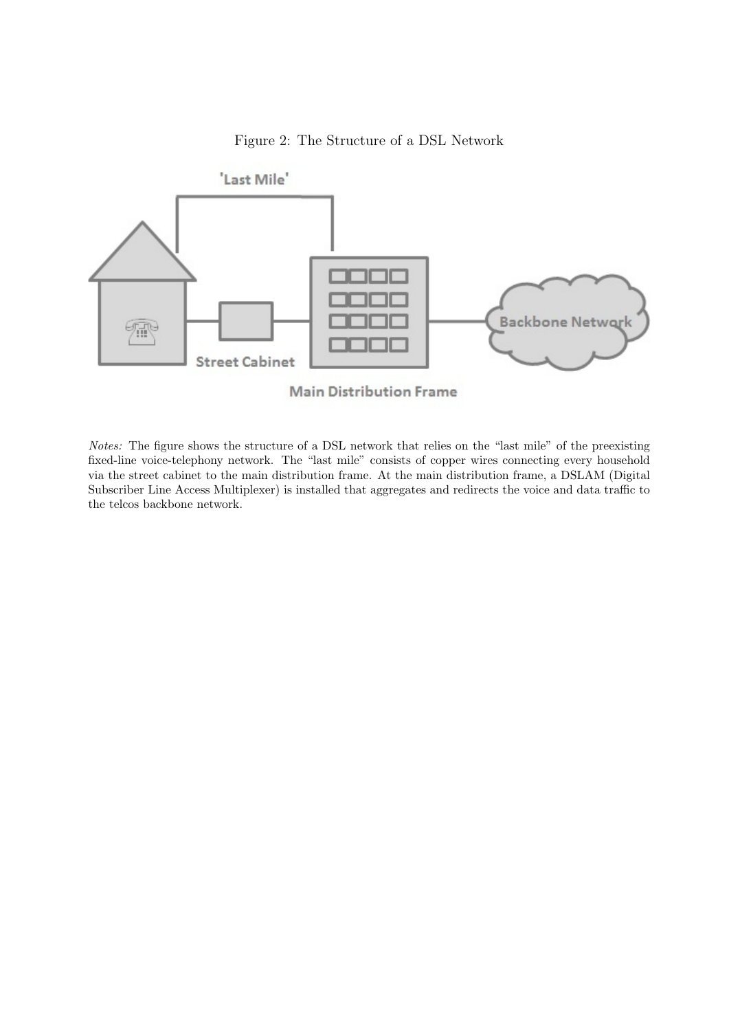Figure 2: The Structure of a DSL Network

*Notes:* The figure shows the structure of a DSL network that relies on the "last mile" of the preexisting fixed-line voice-telephony network. The "last mile" consists of copper wires connecting every household via the street cabinet to the main distribution frame. At the main distribution frame, a DSLAM (Digital Subscriber Line Access Multiplexer) is installed that aggregates and redirects the voice and data traffic to the telcos backbone network.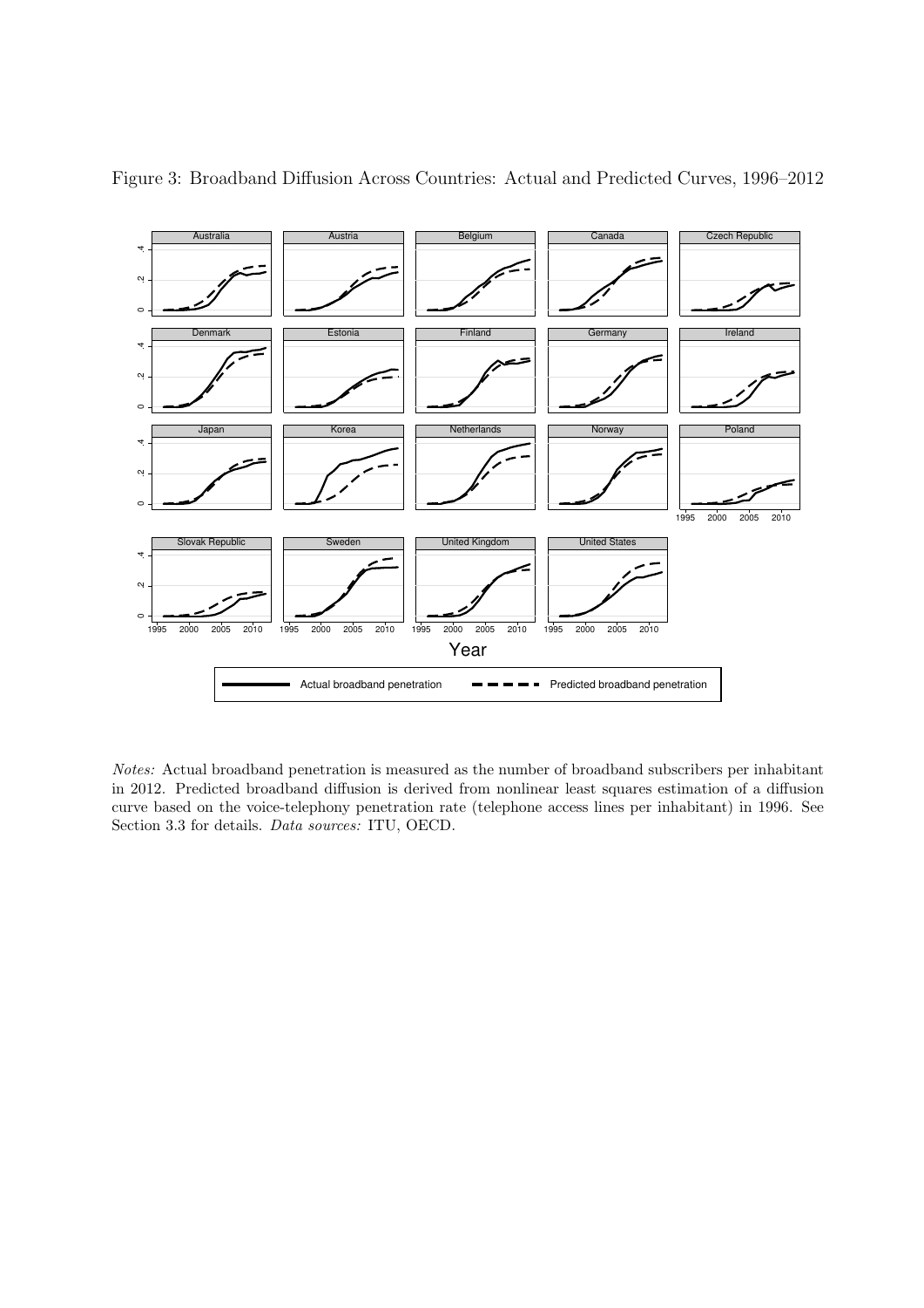Figure 3: Broadband Diffusion Across Countries: Actual and Predicted Curves, 1996–2012

*Notes:* Actual broadband penetration is measured as the number of broadband subscribers per inhabitant in 2012. Predicted broadband diffusion is derived from nonlinear least squares estimation of a diffusion curve based on the voice-telephony penetration rate (telephone access lines per inhabitant) in 1996. See Section 3.3 for details. *Data sources:* ITU, OECD.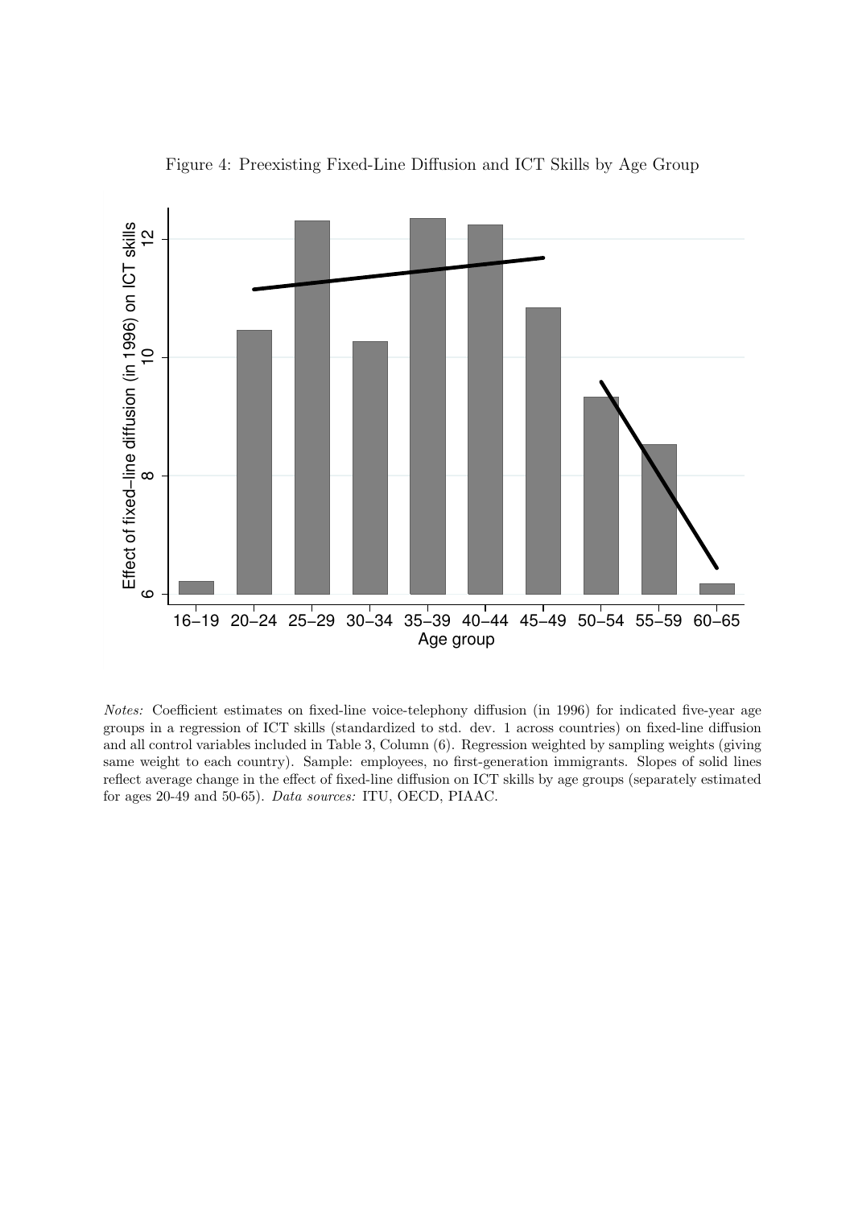Figure 4: Preexisting Fixed-Line Diffusion and ICT Skills by Age Group

*Notes:* Coefficient estimates on fixed-line voice-telephony diffusion (in 1996) for indicated five-year age groups in a regression of ICT skills (standardized to std. dev. 1 across countries) on fixed-line diffusion and all control variables included in Table 3, Column (6). Regression weighted by sampling weights (giving same weight to each country). Sample: employees, no first-generation immigrants. Slopes of solid lines reflect average change in the effect of fixed-line diffusion on ICT skills by age groups (separately estimated for ages 20-49 and 50-65). *Data sources:* ITU, OECD, PIAAC.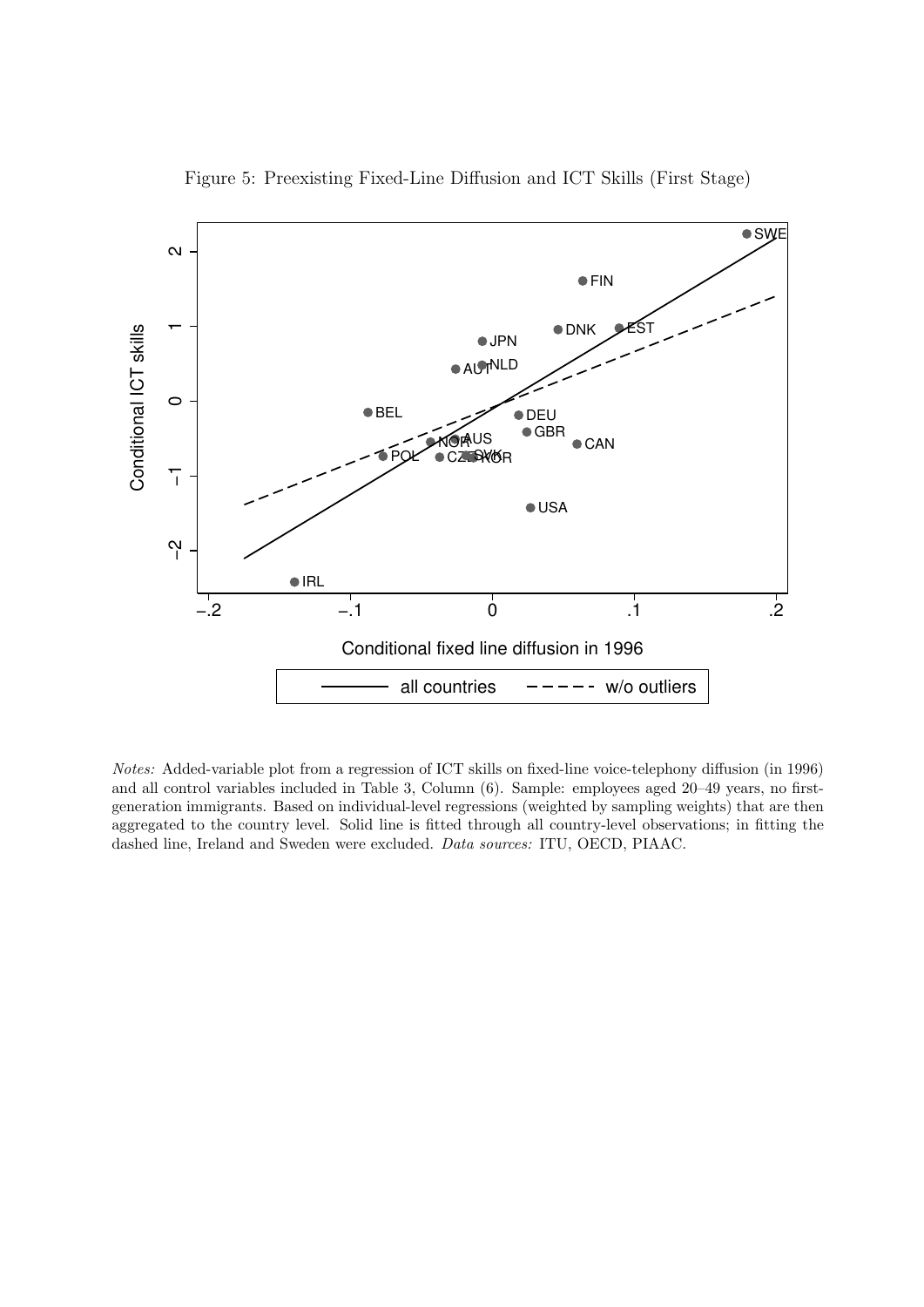Figure 5: Preexisting Fixed-Line Diffusion and ICT Skills (First Stage)

*Notes:* Added-variable plot from a regression of ICT skills on fixed-line voice-telephony diffusion (in 1996) and all control variables included in Table 3, Column (6). Sample: employees aged 20–49 years, no first-generation immigrants. Based on individual-level regressions (weighted by sampling weights) that are then aggregated to the country level. Solid line is fitted through all country-level observations; in fitting the dashed line, Ireland and Sweden were excluded. *Data sources:* ITU, OECD, PIAAC.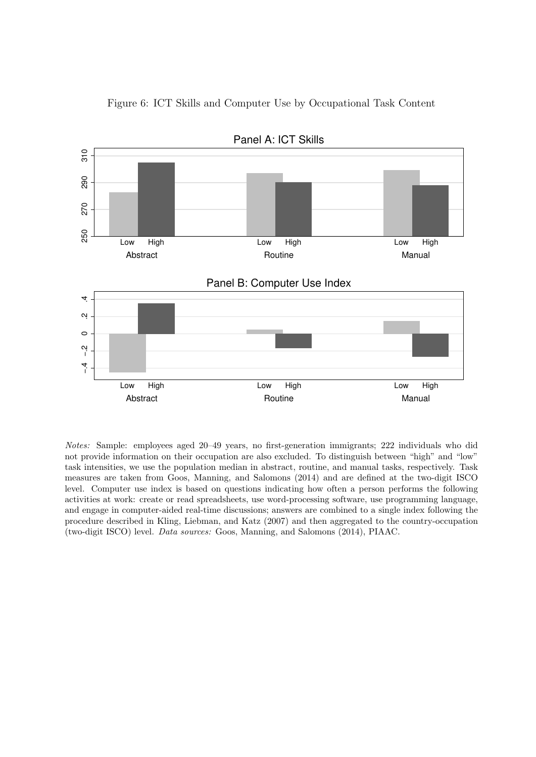Figure 6: ICT Skills and Computer Use by Occupational Task Content

*Notes:* Sample: employees aged 20–49 years, no first-generation immigrants; 222 individuals who did not provide information on their occupation are also excluded. To distinguish between "high" and "low" task intensities, we use the population median in abstract, routine, and manual tasks, respectively. Task measures are taken from Goos, Manning, and Salomons (2014) and are defined at the two-digit ISCO level. Computer use index is based on questions indicating how often a person performs the following activities at work: create or read spreadsheets, use word-processing software, use programming language, and engage in computer-aided real-time discussions; answers are combined to a single index following the procedure described in Kling, Liebman, and Katz (2007) and then aggregated to the country-occupation (two-digit ISCO) level. *Data sources:* Goos, Manning, and Salomons (2014), PIAAC.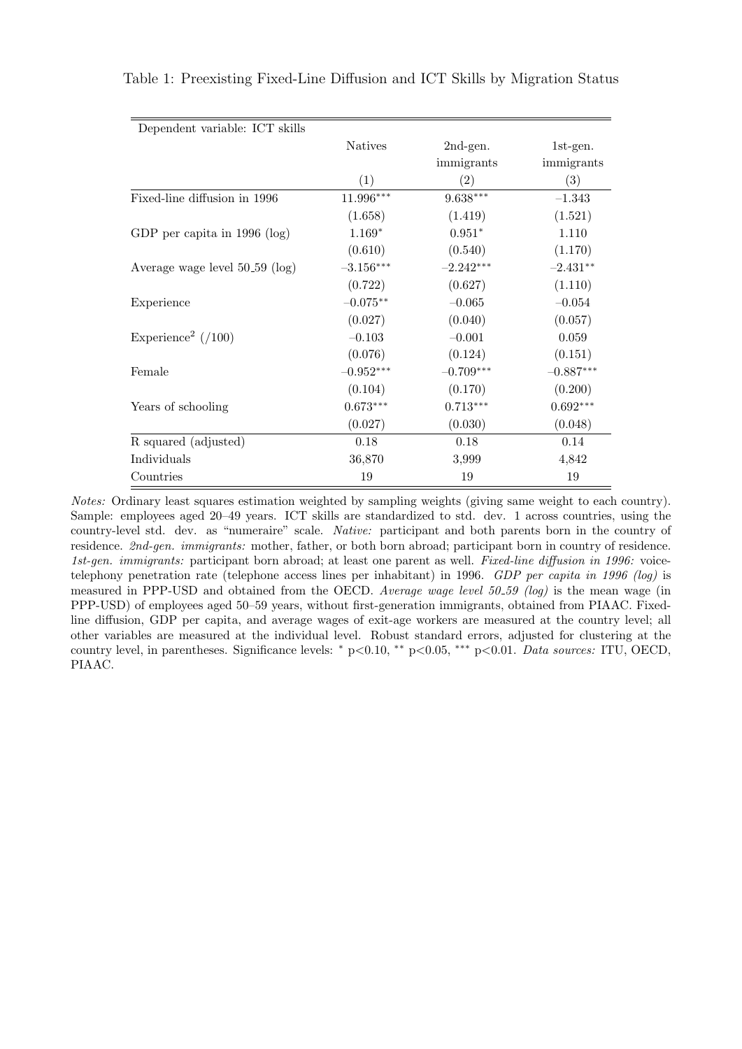Table 1: Preexisting Fixed-Line Diffusion and ICT Skills by Migration Status

| Dependent variable: ICT skills | Natives | 2nd-gen. immigrants | 1st-gen. immigrants |
|---|---|---|---|
| | (1) | (2) | (3) |
| Fixed-line diffusion in 1996 | 11.996*** | 9.638*** | −1.343 |
| | (1.658) | (1.419) | (1.521) |
| GDP per capita in 1996 (log) | 1.169* | 0.951* | 1.110 |
| | (0.610) | (0.540) | (1.170) |
| Average wage level 50_59 (log) | −3.156*** | −2.242*** | −2.431** |
| | (0.722) | (0.627) | (1.110) |
| Experience | −0.075** | −0.065 | −0.054 |
| | (0.027) | (0.040) | (0.057) |
| Experience$^2$ (/100) | −0.103 | −0.001 | 0.059 |
| | (0.076) | (0.124) | (0.151) |
| Female | −0.952*** | −0.709*** | −0.887*** |
| | (0.104) | (0.170) | (0.200) |
| Years of schooling | 0.673*** | 0.713*** | 0.692*** |
| | (0.027) | (0.030) | (0.048) |
| R squared (adjusted) | 0.18 | 0.18 | 0.14 |
| Individuals | 36,870 | 3,999 | 4,842 |
| Countries | 19 | 19 | 19 |

*Notes:* Ordinary least squares estimation weighted by sampling weights (giving same weight to each country). Sample: employees aged 20–49 years. ICT skills are standardized to std. dev. 1 across countries, using the country-level std. dev. as "numeraire" scale. *Native:* participant and both parents born in the country of residence. *2nd-gen. immigrants:* mother, father, or both born abroad; participant born in country of residence. *1st-gen. immigrants:* participant born abroad; at least one parent as well. *Fixed-line diffusion in 1996:* voice-telephony penetration rate (telephone access lines per inhabitant) in 1996. *GDP per capita in 1996 (log)* is measured in PPP-USD and obtained from the OECD. *Average wage level 50_59 (log)* is the mean wage (in PPP-USD) of employees aged 50–59 years, without first-generation immigrants, obtained from PIAAC. Fixed-line diffusion, GDP per capita, and average wages of exit-age workers are measured at the country level; all other variables are measured at the individual level. Robust standard errors, adjusted for clustering at the country level, in parentheses. Significance levels: * p<0.10, ** p<0.05, *** p<0.01. *Data sources:* ITU, OECD, PIAAC.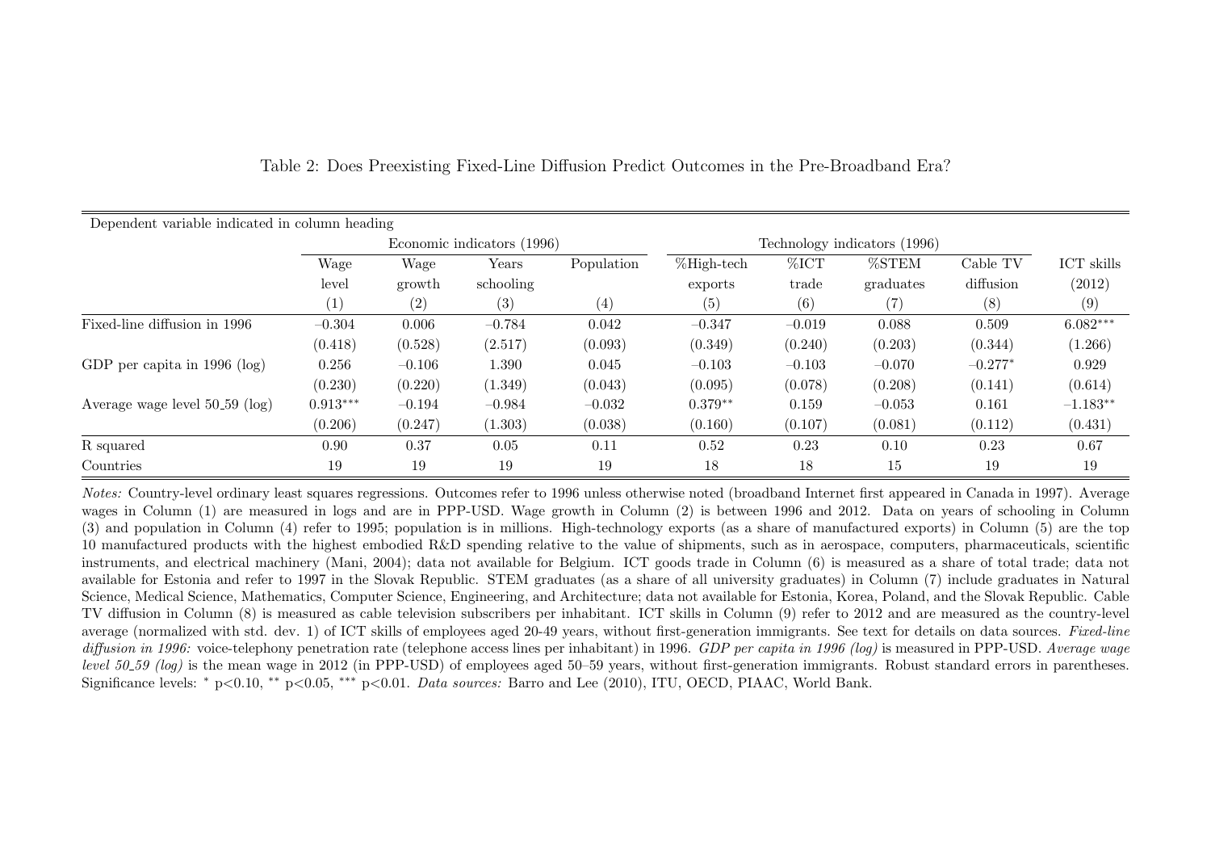Table 2: Does Preexisting Fixed-Line Diffusion Predict Outcomes in the Pre-Broadband Era?

| Dependent variable indicated in column heading | Economic indicators (1996) | | | | Technology indicators (1996) | | | | |
|---|---|---|---|---|---|---|---|---|---|
| | Wage level | Wage growth | Years schooling | Population | %High-tech exports | %ICT trade | %STEM graduates | Cable TV diffusion | ICT skills (2012) |
| | (1) | (2) | (3) | (4) | (5) | (6) | (7) | (8) | (9) |
| Fixed-line diffusion in 1996 | −0.304 | 0.006 | −0.784 | 0.042 | −0.347 | −0.019 | 0.088 | 0.509 | 6.082*** |
| | (0.418) | (0.528) | (2.517) | (0.093) | (0.349) | (0.240) | (0.203) | (0.344) | (1.266) |
| GDP per capita in 1996 (log) | 0.256 | −0.106 | 1.390 | 0.045 | −0.103 | −0.103 | −0.070 | −0.277* | 0.929 |
| | (0.230) | (0.220) | (1.349) | (0.043) | (0.095) | (0.078) | (0.208) | (0.141) | (0.614) |
| Average wage level 50_59 (log) | 0.913*** | −0.194 | −0.984 | −0.032 | 0.379** | 0.159 | −0.053 | 0.161 | −1.183** |
| | (0.206) | (0.247) | (1.303) | (0.038) | (0.160) | (0.107) | (0.081) | (0.112) | (0.431) |
| R squared | 0.90 | 0.37 | 0.05 | 0.11 | 0.52 | 0.23 | 0.10 | 0.23 | 0.67 |
| Countries | 19 | 19 | 19 | 19 | 18 | 18 | 15 | 19 | 19 |

*Notes:* Country-level ordinary least squares regressions. Outcomes refer to 1996 unless otherwise noted (broadband Internet first appeared in Canada in 1997). Average wages in Column (1) are measured in logs and are in PPP-USD. Wage growth in Column (2) is between 1996 and 2012. Data on years of schooling in Column (3) and population in Column (4) refer to 1995; population is in millions. High-technology exports (as a share of manufactured exports) in Column (5) are the top 10 manufactured products with the highest embodied R&D spending relative to the value of shipments, such as in aerospace, computers, pharmaceuticals, scientific instruments, and electrical machinery (Mani, 2004); data not available for Belgium. ICT goods trade in Column (6) is measured as a share of total trade; data not available for Estonia and refer to 1997 in the Slovak Republic. STEM graduates (as a share of all university graduates) in Column (7) include graduates in Natural Science, Medical Science, Mathematics, Computer Science, Engineering, and Architecture; data not available for Estonia, Korea, Poland, and the Slovak Republic. Cable TV diffusion in Column (8) is measured as cable television subscribers per inhabitant. ICT skills in Column (9) refer to 2012 and are measured as the country-level average (normalized with std. dev. 1) of ICT skills of employees aged 20-49 years, without first-generation immigrants. See text for details on data sources. *Fixed-line diffusion in 1996:* voice-telephony penetration rate (telephone access lines per inhabitant) in 1996. *GDP per capita in 1996 (log)* is measured in PPP-USD. *Average wage level 50_59 (log)* is the mean wage in 2012 (in PPP-USD) of employees aged 50–59 years, without first-generation immigrants. Robust standard errors in parentheses. Significance levels: * p<0.10, ** p<0.05, *** p<0.01. *Data sources:* Barro and Lee (2010), ITU, OECD, PIAAC, World Bank.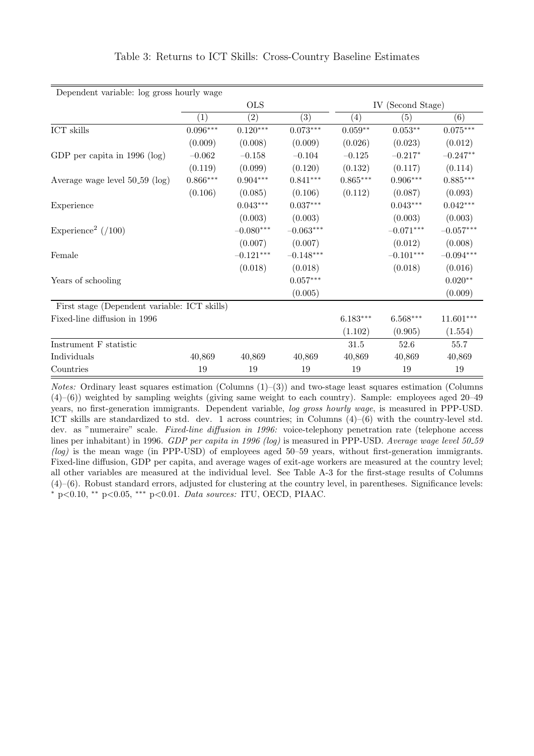Table 3: Returns to ICT Skills: Cross-Country Baseline Estimates

| Dependent variable: log gross hourly wage | | | | | | |
|---|---|---|---|---|---|---|
| | OLS | | | IV (Second Stage) | | |
| | (1) | (2) | (3) | (4) | (5) | (6) |
| ICT skills | $0.096^{***}$ | $0.120^{***}$ | $0.073^{***}$ | $0.059^{**}$ | $0.053^{**}$ | $0.075^{***}$ |
| | (0.009) | (0.008) | (0.009) | (0.026) | (0.023) | (0.012) |
| GDP per capita in 1996 (log) | −0.062 | −0.158 | −0.104 | −0.125 | $-0.217^{*}$ | $-0.247^{**}$ |
| | (0.119) | (0.099) | (0.120) | (0.132) | (0.117) | (0.114) |
| Average wage level 50_59 (log) | $0.866^{***}$ | $0.904^{***}$ | $0.841^{***}$ | $0.865^{***}$ | $0.906^{***}$ | $0.885^{***}$ |
| | (0.106) | (0.085) | (0.106) | (0.112) | (0.087) | (0.093) |
| Experience | | $0.043^{***}$ | $0.037^{***}$ | | $0.043^{***}$ | $0.042^{***}$ |
| | | (0.003) | (0.003) | | (0.003) | (0.003) |
| Experience$^2$ (/100) | | $-0.080^{***}$ | $-0.063^{***}$ | | $-0.071^{***}$ | $-0.057^{***}$ |
| | | (0.007) | (0.007) | | (0.012) | (0.008) |
| Female | | $-0.121^{***}$ | $-0.148^{***}$ | | $-0.101^{***}$ | $-0.094^{***}$ |
| | | (0.018) | (0.018) | | (0.018) | (0.016) |
| Years of schooling | | | $0.057^{***}$ | | | $0.020^{**}$ |
| | | | (0.005) | | | (0.009) |
| First stage (Dependent variable: ICT skills) | | | | | | |
| Fixed-line diffusion in 1996 | | | | $6.183^{***}$ | $6.568^{***}$ | $11.601^{***}$ |
| | | | | (1.102) | (0.905) | (1.554) |
| Instrument F statistic | | | | 31.5 | 52.6 | 55.7 |
| Individuals | 40,869 | 40,869 | 40,869 | 40,869 | 40,869 | 40,869 |
| Countries | 19 | 19 | 19 | 19 | 19 | 19 |

*Notes:* Ordinary least squares estimation (Columns (1)–(3)) and two-stage least squares estimation (Columns (4)–(6)) weighted by sampling weights (giving same weight to each country). Sample: employees aged 20–49 years, no first-generation immigrants. Dependent variable, *log gross hourly wage*, is measured in PPP-USD. ICT skills are standardized to std. dev. 1 across countries; in Columns (4)–(6) with the country-level std. dev. as "numeraire" scale. *Fixed-line diffusion in 1996:* voice-telephony penetration rate (telephone access lines per inhabitant) in 1996. *GDP per capita in 1996 (log)* is measured in PPP-USD. *Average wage level 50_59 (log)* is the mean wage (in PPP-USD) of employees aged 50–59 years, without first-generation immigrants. Fixed-line diffusion, GDP per capita, and average wages of exit-age workers are measured at the country level; all other variables are measured at the individual level. See Table A-3 for the first-stage results of Columns (4)–(6). Robust standard errors, adjusted for clustering at the country level, in parentheses. Significance levels: * p<0.10, ** p<0.05, *** p<0.01. *Data sources:* ITU, OECD, PIAAC.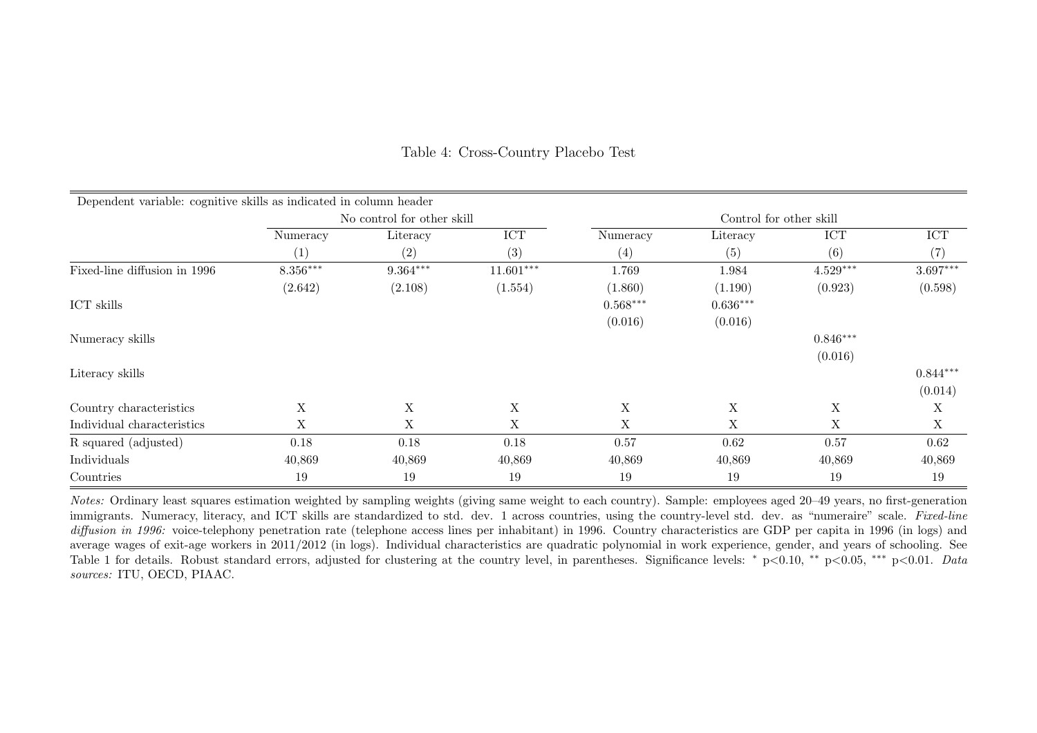Table 4: Cross-Country Placebo Test

| Dependent variable: cognitive skills as indicated in column header | No control for other skill | | | Control for other skill | | | |
|---|---|---|---|---|---|---|---|
| | Numeracy | Literacy | ICT | Numeracy | Literacy | ICT | ICT |
| | (1) | (2) | (3) | (4) | (5) | (6) | (7) |
| Fixed-line diffusion in 1996 | 8.356*** | 9.364*** | 11.601*** | 1.769 | 1.984 | 4.529*** | 3.697*** |
| | (2.642) | (2.108) | (1.554) | (1.860) | (1.190) | (0.923) | (0.598) |
| ICT skills | | | | 0.568*** | 0.636*** | | |
| | | | | (0.016) | (0.016) | | |
| Numeracy skills | | | | | | 0.846*** | |
| | | | | | | (0.016) | |
| Literacy skills | | | | | | | 0.844*** |
| | | | | | | | (0.014) |
| Country characteristics | X | X | X | X | X | X | X |
| Individual characteristics | X | X | X | X | X | X | X |
| R squared (adjusted) | 0.18 | 0.18 | 0.18 | 0.57 | 0.62 | 0.57 | 0.62 |
| Individuals | 40,869 | 40,869 | 40,869 | 40,869 | 40,869 | 40,869 | 40,869 |
| Countries | 19 | 19 | 19 | 19 | 19 | 19 | 19 |

*Notes:* Ordinary least squares estimation weighted by sampling weights (giving same weight to each country). Sample: employees aged 20–49 years, no first-generation immigrants. Numeracy, literacy, and ICT skills are standardized to std. dev. 1 across countries, using the country-level std. dev. as "numeraire" scale. *Fixed-line diffusion in 1996:* voice-telephony penetration rate (telephone access lines per inhabitant) in 1996. Country characteristics are GDP per capita in 1996 (in logs) and average wages of exit-age workers in 2011/2012 (in logs). Individual characteristics are quadratic polynomial in work experience, gender, and years of schooling. See Table 1 for details. Robust standard errors, adjusted for clustering at the country level, in parentheses. Significance levels: * p<0.10, ** p<0.05, *** p<0.01. *Data sources:* ITU, OECD, PIAAC.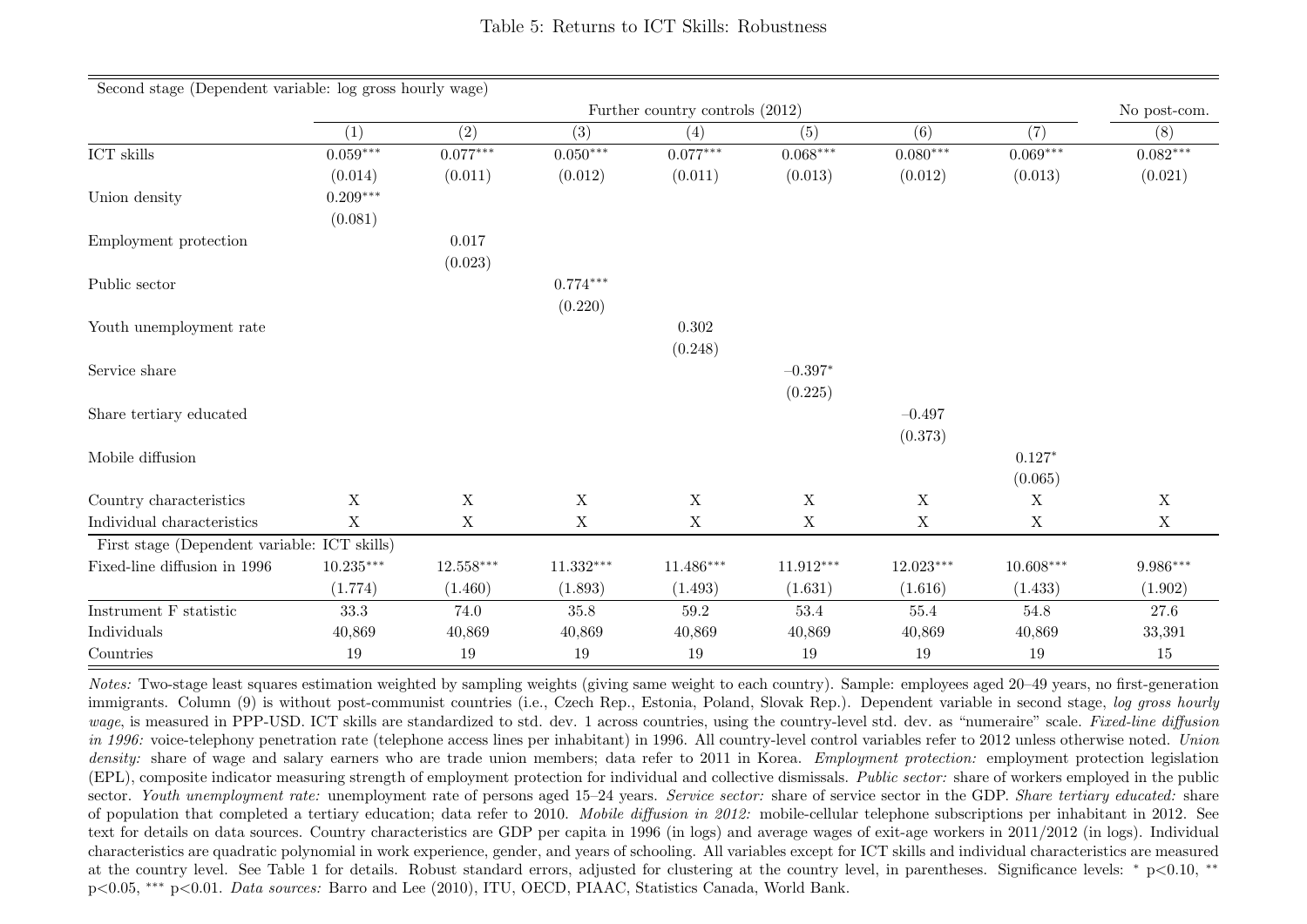Table 5: Returns to ICT Skills: Robustness

| Second stage (Dependent variable: log gross hourly wage) | Further country controls (2012) | | | | | | | No post-com. |
|---|---|---|---|---|---|---|---|---|
| | (1) | (2) | (3) | (4) | (5) | (6) | (7) | (8) |
| ICT skills | 0.059*** | 0.077*** | 0.050*** | 0.077*** | 0.068*** | 0.080*** | 0.069*** | 0.082*** |
| | (0.014) | (0.011) | (0.012) | (0.011) | (0.013) | (0.012) | (0.013) | (0.021) |
| Union density | 0.209*** | | | | | | | |
| | (0.081) | | | | | | | |
| Employment protection | | 0.017 | | | | | | |
| | | (0.023) | | | | | | |
| Public sector | | | 0.774*** | | | | | |
| | | | (0.220) | | | | | |
| Youth unemployment rate | | | | 0.302 | | | | |
| | | | | (0.248) | | | | |
| Service share | | | | | –0.397* | | | |
| | | | | | (0.225) | | | |
| Share tertiary educated | | | | | | –0.497 | | |
| | | | | | | (0.373) | | |
| Mobile diffusion | | | | | | | 0.127* | |
| | | | | | | | (0.065) | |
| Country characteristics | X | X | X | X | X | X | X | X |
| Individual characteristics | X | X | X | X | X | X | X | X |
| First stage (Dependent variable: ICT skills) | | | | | | | | |
| Fixed-line diffusion in 1996 | 10.235*** | 12.558*** | 11.332*** | 11.486*** | 11.912*** | 12.023*** | 10.608*** | 9.986*** |
| | (1.774) | (1.460) | (1.893) | (1.493) | (1.631) | (1.616) | (1.433) | (1.902) |
| Instrument F statistic | 33.3 | 74.0 | 35.8 | 59.2 | 53.4 | 55.4 | 54.8 | 27.6 |
| Individuals | 40,869 | 40,869 | 40,869 | 40,869 | 40,869 | 40,869 | 40,869 | 33,391 |
| Countries | 19 | 19 | 19 | 19 | 19 | 19 | 19 | 15 |

*Notes:* Two-stage least squares estimation weighted by sampling weights (giving same weight to each country). Sample: employees aged 20–49 years, no first-generation immigrants. Column (9) is without post-communist countries (i.e., Czech Rep., Estonia, Poland, Slovak Rep.). Dependent variable in second stage, *log gross hourly wage*, is measured in PPP-USD. ICT skills are standardized to std. dev. 1 across countries, using the country-level std. dev. as "numeraire" scale. *Fixed-line diffusion in 1996:* voice-telephony penetration rate (telephone access lines per inhabitant) in 1996. All country-level control variables refer to 2012 unless otherwise noted. *Union density:* share of wage and salary earners who are trade union members; data refer to 2011 in Korea. *Employment protection:* employment protection legislation (EPL), composite indicator measuring strength of employment protection for individual and collective dismissals. *Public sector:* share of workers employed in the public sector. *Youth unemployment rate:* unemployment rate of persons aged 15–24 years. *Service sector:* share of service sector in the GDP. *Share tertiary educated:* share of population that completed a tertiary education; data refer to 2010. *Mobile diffusion in 2012:* mobile-cellular telephone subscriptions per inhabitant in 2012. See text for details on data sources. Country characteristics are GDP per capita in 1996 (in logs) and average wages of exit-age workers in 2011/2012 (in logs). Individual characteristics are quadratic polynomial in work experience, gender, and years of schooling. All variables except for ICT skills and individual characteristics are measured at the country level. See Table 1 for details. Robust standard errors, adjusted for clustering at the country level, in parentheses. Significance levels: * p<0.10, ** p<0.05, *** p<0.01. *Data sources:* Barro and Lee (2010), ITU, OECD, PIAAC, Statistics Canada, World Bank.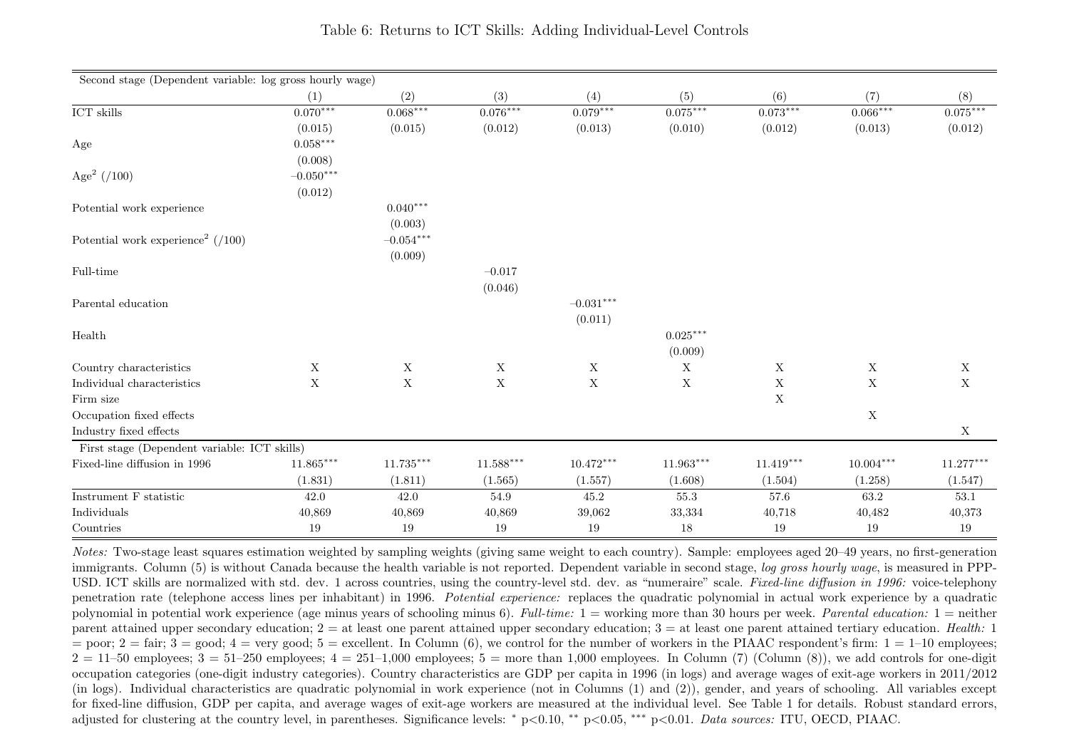Table 6: Returns to ICT Skills: Adding Individual-Level Controls

| Second stage (Dependent variable: log gross hourly wage) | | | | | | | | |
|---|---|---|---|---|---|---|---|---|
| | (1) | (2) | (3) | (4) | (5) | (6) | (7) | (8) |
| ICT skills | 0.070*** | 0.068*** | 0.076*** | 0.079*** | 0.075*** | 0.073*** | 0.066*** | 0.075*** |
| | (0.015) | (0.015) | (0.012) | (0.013) | (0.010) | (0.012) | (0.013) | (0.012) |
| Age | 0.058*** | | | | | | | |
| | (0.008) | | | | | | | |
| Age$^2$ (/100) | −0.050*** | | | | | | | |
| | (0.012) | | | | | | | |
| Potential work experience | | 0.040*** | | | | | | |
| | | (0.003) | | | | | | |
| Potential work experience$^2$ (/100) | | −0.054*** | | | | | | |
| | | (0.009) | | | | | | |
| Full-time | | | −0.017 | | | | | |
| | | | (0.046) | | | | | |
| Parental education | | | | −0.031*** | | | | |
| | | | | (0.011) | | | | |
| Health | | | | | 0.025*** | | | |
| | | | | | (0.009) | | | |
| Country characteristics | X | X | X | X | X | X | X | X |
| Individual characteristics | X | X | X | X | X | X | X | X |
| Firm size | | | | | | X | | |
| Occupation fixed effects | | | | | | | X | |
| Industry fixed effects | | | | | | | | X |
| First stage (Dependent variable: ICT skills) | | | | | | | | |
| Fixed-line diffusion in 1996 | 11.865*** | 11.735*** | 11.588*** | 10.472*** | 11.963*** | 11.419*** | 10.004*** | 11.277*** |
| | (1.831) | (1.811) | (1.565) | (1.557) | (1.608) | (1.504) | (1.258) | (1.547) |
| Instrument F statistic | 42.0 | 42.0 | 54.9 | 45.2 | 55.3 | 57.6 | 63.2 | 53.1 |
| Individuals | 40,869 | 40,869 | 40,869 | 39,062 | 33,334 | 40,718 | 40,482 | 40,373 |
| Countries | 19 | 19 | 19 | 19 | 18 | 19 | 19 | 19 |

*Notes:* Two-stage least squares estimation weighted by sampling weights (giving same weight to each country). Sample: employees aged 20–49 years, no first-generation immigrants. Column (5) is without Canada because the health variable is not reported. Dependent variable in second stage, *log gross hourly wage*, is measured in PPP-USD. ICT skills are normalized with std. dev. 1 across countries, using the country-level std. dev. as "numeraire" scale. *Fixed-line diffusion in 1996:* voice-telephony penetration rate (telephone access lines per inhabitant) in 1996. *Potential experience:* replaces the quadratic polynomial in actual work experience by a quadratic polynomial in potential work experience (age minus years of schooling minus 6). *Full-time:* 1 = working more than 30 hours per week. *Parental education:* 1 = neither parent attained upper secondary education; 2 = at least one parent attained upper secondary education; 3 = at least one parent attained tertiary education. *Health:* 1 = poor; 2 = fair; 3 = good; 4 = very good; 5 = excellent. In Column (6), we control for the number of workers in the PIAAC respondent's firm: 1 = 1–10 employees; 2 = 11–50 employees; 3 = 51–250 employees; 4 = 251–1,000 employees; 5 = more than 1,000 employees. In Column (7) (Column (8)), we add controls for one-digit occupation categories (one-digit industry categories). Country characteristics are GDP per capita in 1996 (in logs) and average wages of exit-age workers in 2011/2012 (in logs). Individual characteristics are quadratic polynomial in work experience (not in Columns (1) and (2)), gender, and years of schooling. All variables except for fixed-line diffusion, GDP per capita, and average wages of exit-age workers are measured at the individual level. See Table 1 for details. Robust standard errors, adjusted for clustering at the country level, in parentheses. Significance levels: * p<0.10, ** p<0.05, *** p<0.01. *Data sources:* ITU, OECD, PIAAC.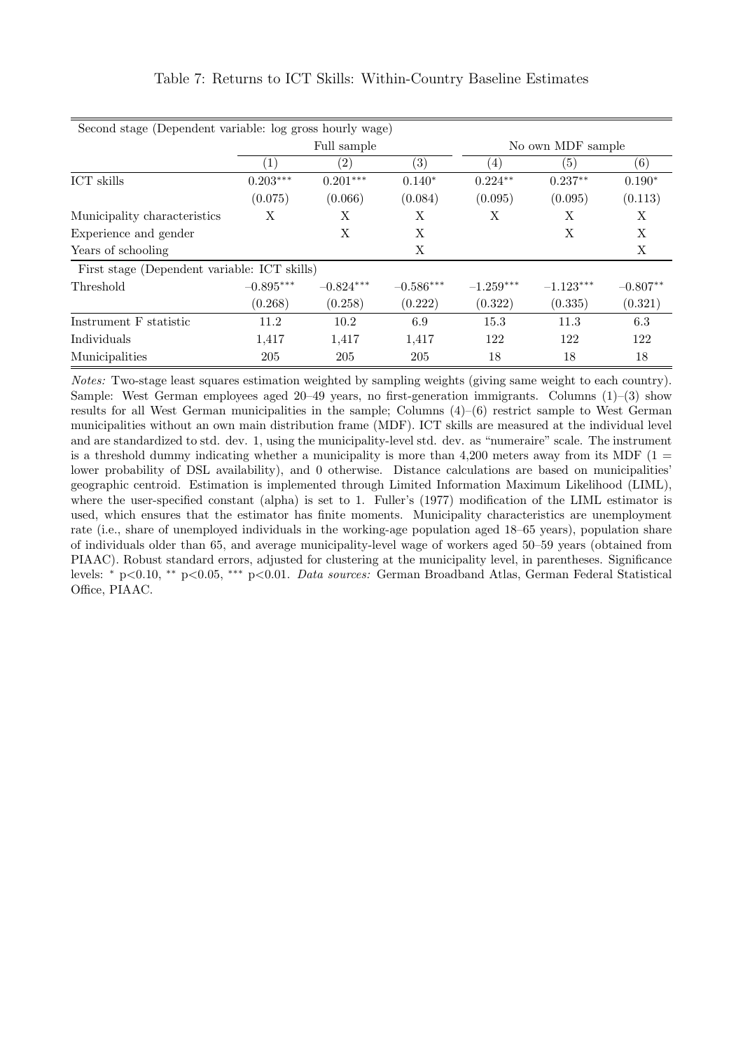Table 7: Returns to ICT Skills: Within-Country Baseline Estimates

| Second stage (Dependent variable: log gross hourly wage) | Full sample | | | No own MDF sample | | |
|---|---|---|---|---|---|---|
| | (1) | (2) | (3) | (4) | (5) | (6) |
| ICT skills | 0.203*** | 0.201*** | 0.140* | 0.224** | 0.237** | 0.190* |
| | (0.075) | (0.066) | (0.084) | (0.095) | (0.095) | (0.113) |
| Municipality characteristics | X | X | X | X | X | X |
| Experience and gender | | X | X | | X | X |
| Years of schooling | | | X | | | X |
| First stage (Dependent variable: ICT skills) | | | | | | |
| Threshold | −0.895*** | −0.824*** | −0.586*** | −1.259*** | −1.123*** | −0.807** |
| | (0.268) | (0.258) | (0.222) | (0.322) | (0.335) | (0.321) |
| Instrument F statistic | 11.2 | 10.2 | 6.9 | 15.3 | 11.3 | 6.3 |
| Individuals | 1,417 | 1,417 | 1,417 | 122 | 122 | 122 |
| Municipalities | 205 | 205 | 205 | 18 | 18 | 18 |

*Notes:* Two-stage least squares estimation weighted by sampling weights (giving same weight to each country). Sample: West German employees aged 20–49 years, no first-generation immigrants. Columns (1)–(3) show results for all West German municipalities in the sample; Columns (4)–(6) restrict sample to West German municipalities without an own main distribution frame (MDF). ICT skills are measured at the individual level and are standardized to std. dev. 1, using the municipality-level std. dev. as "numeraire" scale. The instrument is a threshold dummy indicating whether a municipality is more than 4,200 meters away from its MDF (1 = lower probability of DSL availability), and 0 otherwise. Distance calculations are based on municipalities' geographic centroid. Estimation is implemented through Limited Information Maximum Likelihood (LIML), where the user-specified constant (alpha) is set to 1. Fuller's (1977) modification of the LIML estimator is used, which ensures that the estimator has finite moments. Municipality characteristics are unemployment rate (i.e., share of unemployed individuals in the working-age population aged 18–65 years), population share of individuals older than 65, and average municipality-level wage of workers aged 50–59 years (obtained from PIAAC). Robust standard errors, adjusted for clustering at the municipality level, in parentheses. Significance levels: * p<0.10, ** p<0.05, *** p<0.01. *Data sources:* German Broadband Atlas, German Federal Statistical Office, PIAAC.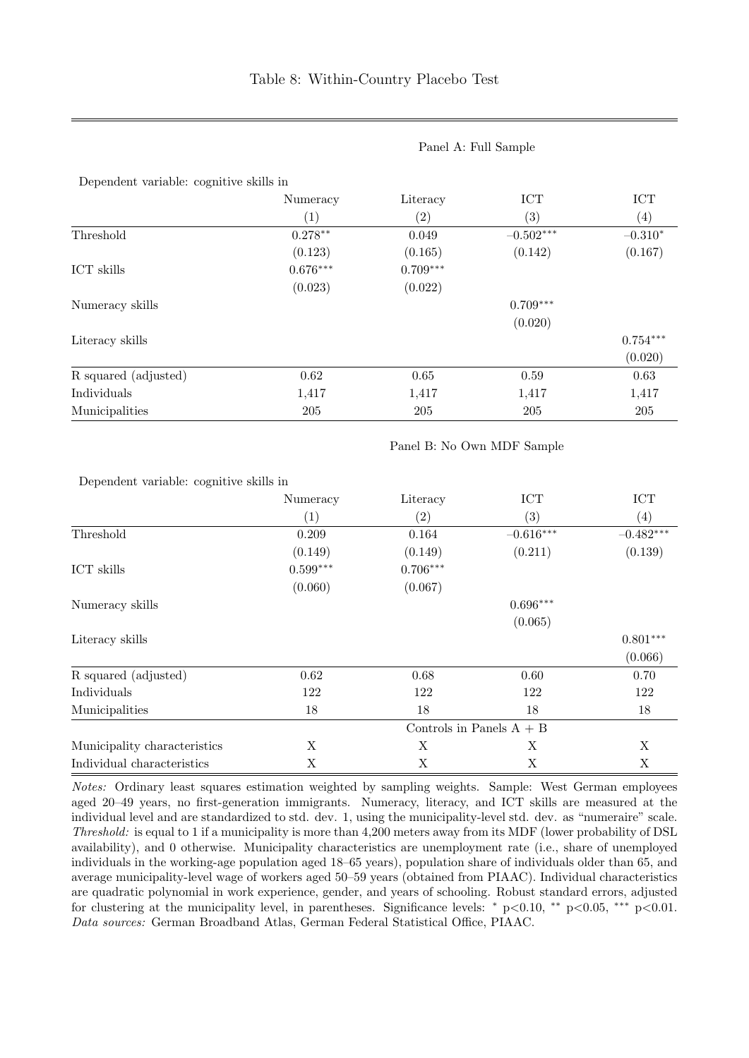Table 8: Within-Country Placebo Test

| | Panel A: Full Sample | | | |
|---|---|---|---|---|
| Dependent variable: cognitive skills in | Numeracy | Literacy | ICT | ICT |
| | (1) | (2) | (3) | (4) |
| Threshold | 0.278** | 0.049 | −0.502*** | −0.310* |
| | (0.123) | (0.165) | (0.142) | (0.167) |
| ICT skills | 0.676*** | 0.709*** | | |
| | (0.023) | (0.022) | | |
| Numeracy skills | | | 0.709*** | |
| | | | (0.020) | |
| Literacy skills | | | | 0.754*** |
| | | | | (0.020) |
| R squared (adjusted) | 0.62 | 0.65 | 0.59 | 0.63 |
| Individuals | 1,417 | 1,417 | 1,417 | 1,417 |
| Municipalities | 205 | 205 | 205 | 205 |
| | Panel B: No Own MDF Sample | | | |
| Dependent variable: cognitive skills in | Numeracy | Literacy | ICT | ICT |
| | (1) | (2) | (3) | (4) |
| Threshold | 0.209 | 0.164 | −0.616*** | −0.482*** |
| | (0.149) | (0.149) | (0.211) | (0.139) |
| ICT skills | 0.599*** | 0.706*** | | |
| | (0.060) | (0.067) | | |
| Numeracy skills | | | 0.696*** | |
| | | | (0.065) | |
| Literacy skills | | | | 0.801*** |
| | | | | (0.066) |
| R squared (adjusted) | 0.62 | 0.68 | 0.60 | 0.70 |
| Individuals | 122 | 122 | 122 | 122 |
| Municipalities | 18 | 18 | 18 | 18 |
| | Controls in Panels A + B | | | |
| Municipality characteristics | X | X | X | X |
| Individual characteristics | X | X | X | X |

*Notes:* Ordinary least squares estimation weighted by sampling weights. Sample: West German employees aged 20–49 years, no first-generation immigrants. Numeracy, literacy, and ICT skills are measured at the individual level and are standardized to std. dev. 1, using the municipality-level std. dev. as "numeraire" scale. *Threshold:* is equal to 1 if a municipality is more than 4,200 meters away from its MDF (lower probability of DSL availability), and 0 otherwise. Municipality characteristics are unemployment rate (i.e., share of unemployed individuals in the working-age population aged 18–65 years), population share of individuals older than 65, and average municipality-level wage of workers aged 50–59 years (obtained from PIAAC). Individual characteristics are quadratic polynomial in work experience, gender, and years of schooling. Robust standard errors, adjusted for clustering at the municipality level, in parentheses. Significance levels: * p<0.10, ** p<0.05, *** p<0.01.
*Data sources:* German Broadband Atlas, German Federal Statistical Office, PIAAC.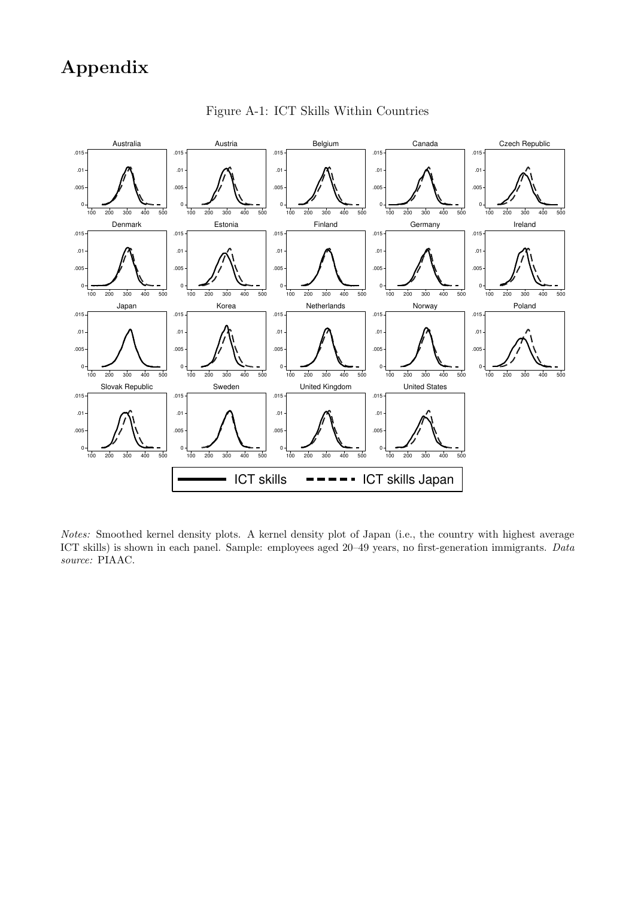# Appendix

Figure A-1: ICT Skills Within Countries

*Notes:* Smoothed kernel density plots. A kernel density plot of Japan (i.e., the country with highest average ICT skills) is shown in each panel. Sample: employees aged 20–49 years, no first-generation immigrants. *Data source:* PIAAC.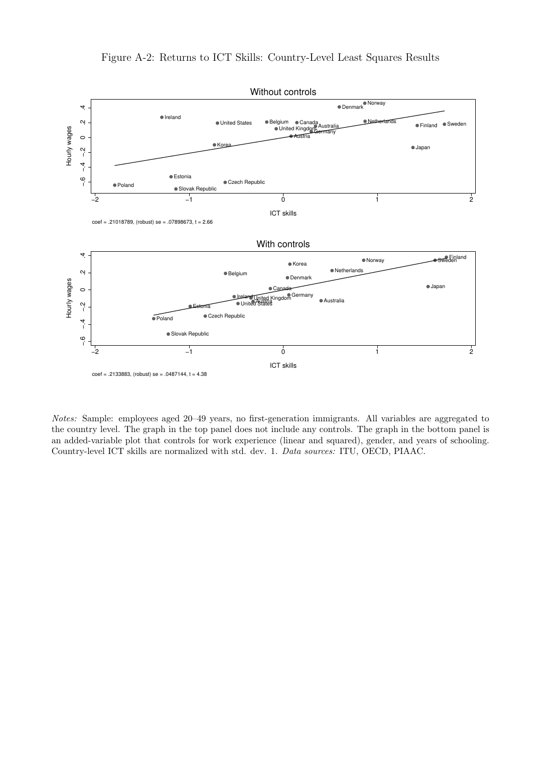Figure A-2: Returns to ICT Skills: Country-Level Least Squares Results

coef = .21018789, (robust) se = .07898673, t = 2.66

coef = .2133883, (robust) se = .0487144, t = 4.38

*Notes:* Sample: employees aged 20–49 years, no first-generation immigrants. All variables are aggregated to the country level. The graph in the top panel does not include any controls. The graph in the bottom panel is an added-variable plot that controls for work experience (linear and squared), gender, and years of schooling. Country-level ICT skills are normalized with std. dev. 1. *Data sources:* ITU, OECD, PIAAC.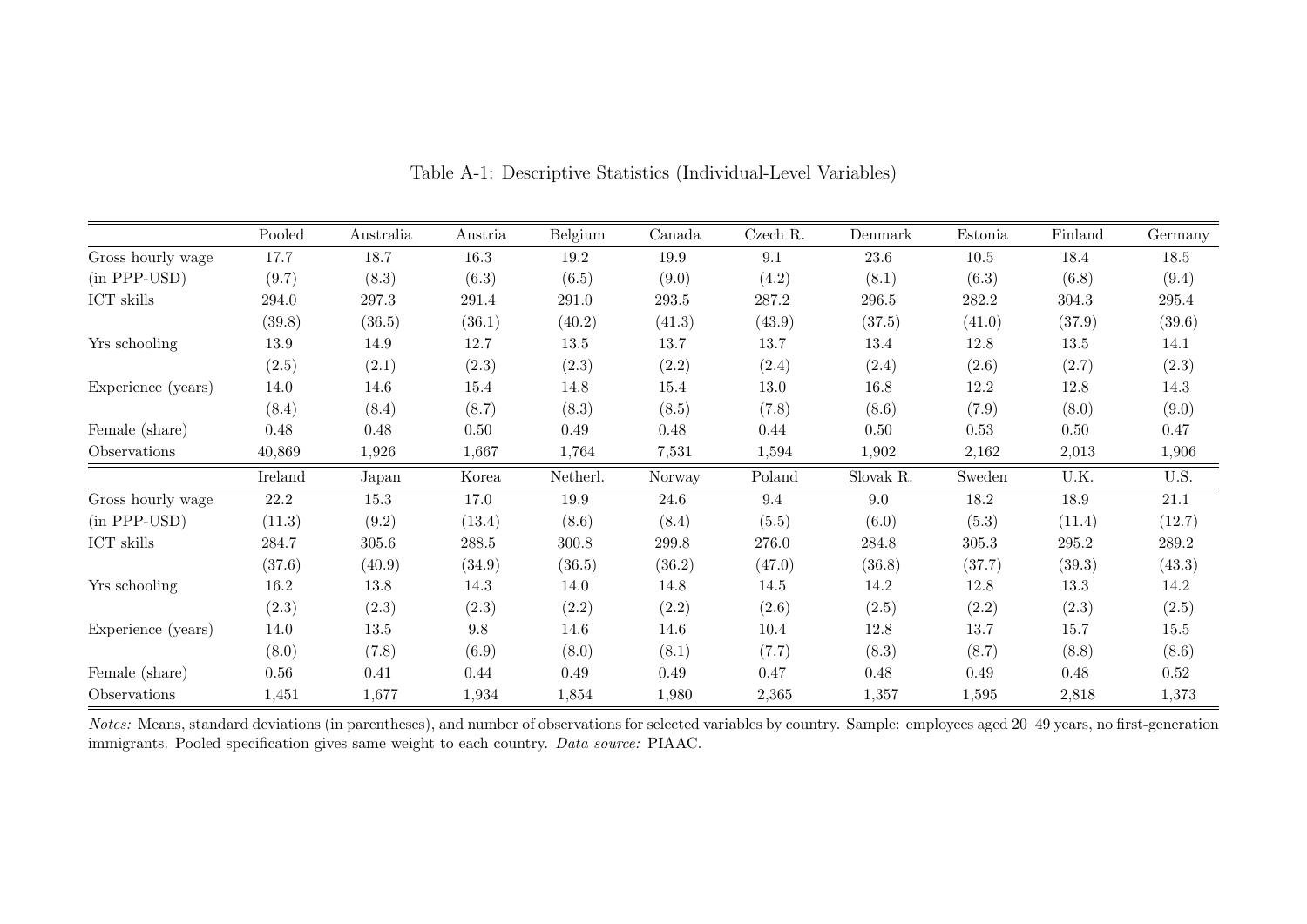Table A-1: Descriptive Statistics (Individual-Level Variables)

| | Pooled | Australia | Austria | Belgium | Canada | Czech R. | Denmark | Estonia | Finland | Germany |
|---|---|---|---|---|---|---|---|---|---|---|
| Gross hourly wage | 17.7 | 18.7 | 16.3 | 19.2 | 19.9 | 9.1 | 23.6 | 10.5 | 18.4 | 18.5 |
| (in PPP-USD) | (9.7) | (8.3) | (6.3) | (6.5) | (9.0) | (4.2) | (8.1) | (6.3) | (6.8) | (9.4) |
| ICT skills | 294.0 | 297.3 | 291.4 | 291.0 | 293.5 | 287.2 | 296.5 | 282.2 | 304.3 | 295.4 |
| | (39.8) | (36.5) | (36.1) | (40.2) | (41.3) | (43.9) | (37.5) | (41.0) | (37.9) | (39.6) |
| Yrs schooling | 13.9 | 14.9 | 12.7 | 13.5 | 13.7 | 13.7 | 13.4 | 12.8 | 13.5 | 14.1 |
| | (2.5) | (2.1) | (2.3) | (2.3) | (2.2) | (2.4) | (2.4) | (2.6) | (2.7) | (2.3) |
| Experience (years) | 14.0 | 14.6 | 15.4 | 14.8 | 15.4 | 13.0 | 16.8 | 12.2 | 12.8 | 14.3 |
| | (8.4) | (8.4) | (8.7) | (8.3) | (8.5) | (7.8) | (8.6) | (7.9) | (8.0) | (9.0) |
| Female (share) | 0.48 | 0.48 | 0.50 | 0.49 | 0.48 | 0.44 | 0.50 | 0.53 | 0.50 | 0.47 |
| Observations | 40,869 | 1,926 | 1,667 | 1,764 | 7,531 | 1,594 | 1,902 | 2,162 | 2,013 | 1,906 |
| | **Ireland** | **Japan** | **Korea** | **Netherl.** | **Norway** | **Poland** | **Slovak R.** | **Sweden** | **U.K.** | **U.S.** |
| Gross hourly wage | 22.2 | 15.3 | 17.0 | 19.9 | 24.6 | 9.4 | 9.0 | 18.2 | 18.9 | 21.1 |
| (in PPP-USD) | (11.3) | (9.2) | (13.4) | (8.6) | (8.4) | (5.5) | (6.0) | (5.3) | (11.4) | (12.7) |
| ICT skills | 284.7 | 305.6 | 288.5 | 300.8 | 299.8 | 276.0 | 284.8 | 305.3 | 295.2 | 289.2 |
| | (37.6) | (40.9) | (34.9) | (36.5) | (36.2) | (47.0) | (36.8) | (37.7) | (39.3) | (43.3) |
| Yrs schooling | 16.2 | 13.8 | 14.3 | 14.0 | 14.8 | 14.5 | 14.2 | 12.8 | 13.3 | 14.2 |
| | (2.3) | (2.3) | (2.3) | (2.2) | (2.2) | (2.6) | (2.5) | (2.2) | (2.3) | (2.5) |
| Experience (years) | 14.0 | 13.5 | 9.8 | 14.6 | 14.6 | 10.4 | 12.8 | 13.7 | 15.7 | 15.5 |
| | (8.0) | (7.8) | (6.9) | (8.0) | (8.1) | (7.7) | (8.3) | (8.7) | (8.8) | (8.6) |
| Female (share) | 0.56 | 0.41 | 0.44 | 0.49 | 0.49 | 0.47 | 0.48 | 0.49 | 0.48 | 0.52 |
| Observations | 1,451 | 1,677 | 1,934 | 1,854 | 1,980 | 2,365 | 1,357 | 1,595 | 2,818 | 1,373 |

*Notes:* Means, standard deviations (in parentheses), and number of observations for selected variables by country. Sample: employees aged 20–49 years, no first-generation immigrants. Pooled specification gives same weight to each country. *Data source:* PIAAC.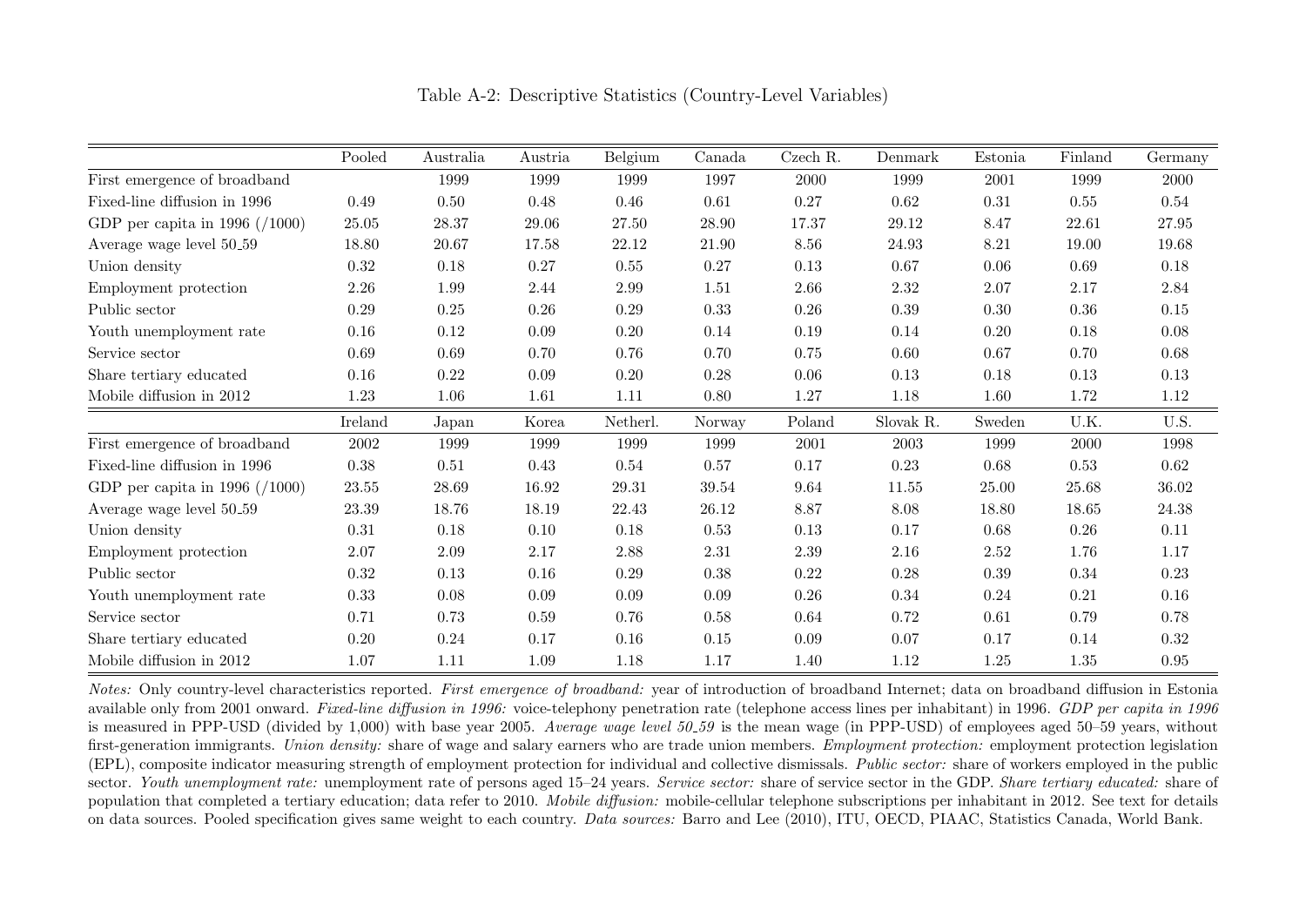Table A-2: Descriptive Statistics (Country-Level Variables)

| | Pooled | Australia | Austria | Belgium | Canada | Czech R. | Denmark | Estonia | Finland | Germany |
|---|---|---|---|---|---|---|---|---|---|---|
| First emergence of broadband | | 1999 | 1999 | 1999 | 1997 | 2000 | 1999 | 2001 | 1999 | 2000 |
| Fixed-line diffusion in 1996 | 0.49 | 0.50 | 0.48 | 0.46 | 0.61 | 0.27 | 0.62 | 0.31 | 0.55 | 0.54 |
| GDP per capita in 1996 (/1000) | 25.05 | 28.37 | 29.06 | 27.50 | 28.90 | 17.37 | 29.12 | 8.47 | 22.61 | 27.95 |
| Average wage level 50_59 | 18.80 | 20.67 | 17.58 | 22.12 | 21.90 | 8.56 | 24.93 | 8.21 | 19.00 | 19.68 |
| Union density | 0.32 | 0.18 | 0.27 | 0.55 | 0.27 | 0.13 | 0.67 | 0.06 | 0.69 | 0.18 |
| Employment protection | 2.26 | 1.99 | 2.44 | 2.99 | 1.51 | 2.66 | 2.32 | 2.07 | 2.17 | 2.84 |
| Public sector | 0.29 | 0.25 | 0.26 | 0.29 | 0.33 | 0.26 | 0.39 | 0.30 | 0.36 | 0.15 |
| Youth unemployment rate | 0.16 | 0.12 | 0.09 | 0.20 | 0.14 | 0.19 | 0.14 | 0.20 | 0.18 | 0.08 |
| Service sector | 0.69 | 0.69 | 0.70 | 0.76 | 0.70 | 0.75 | 0.60 | 0.67 | 0.70 | 0.68 |
| Share tertiary educated | 0.16 | 0.22 | 0.09 | 0.20 | 0.28 | 0.06 | 0.13 | 0.18 | 0.13 | 0.13 |
| Mobile diffusion in 2012 | 1.23 | 1.06 | 1.61 | 1.11 | 0.80 | 1.27 | 1.18 | 1.60 | 1.72 | 1.12 |
| | **Ireland** | **Japan** | **Korea** | **Netherl.** | **Norway** | **Poland** | **Slovak R.** | **Sweden** | **U.K.** | **U.S.** |
| First emergence of broadband | 2002 | 1999 | 1999 | 1999 | 1999 | 2001 | 2003 | 1999 | 2000 | 1998 |
| Fixed-line diffusion in 1996 | 0.38 | 0.51 | 0.43 | 0.54 | 0.57 | 0.17 | 0.23 | 0.68 | 0.53 | 0.62 |
| GDP per capita in 1996 (/1000) | 23.55 | 28.69 | 16.92 | 29.31 | 39.54 | 9.64 | 11.55 | 25.00 | 25.68 | 36.02 |
| Average wage level 50_59 | 23.39 | 18.76 | 18.19 | 22.43 | 26.12 | 8.87 | 8.08 | 18.80 | 18.65 | 24.38 |
| Union density | 0.31 | 0.18 | 0.10 | 0.18 | 0.53 | 0.13 | 0.17 | 0.68 | 0.26 | 0.11 |
| Employment protection | 2.07 | 2.09 | 2.17 | 2.88 | 2.31 | 2.39 | 2.16 | 2.52 | 1.76 | 1.17 |
| Public sector | 0.32 | 0.13 | 0.16 | 0.29 | 0.38 | 0.22 | 0.28 | 0.39 | 0.34 | 0.23 |
| Youth unemployment rate | 0.33 | 0.08 | 0.09 | 0.09 | 0.09 | 0.26 | 0.34 | 0.24 | 0.21 | 0.16 |
| Service sector | 0.71 | 0.73 | 0.59 | 0.76 | 0.58 | 0.64 | 0.72 | 0.61 | 0.79 | 0.78 |
| Share tertiary educated | 0.20 | 0.24 | 0.17 | 0.16 | 0.15 | 0.09 | 0.07 | 0.17 | 0.14 | 0.32 |
| Mobile diffusion in 2012 | 1.07 | 1.11 | 1.09 | 1.18 | 1.17 | 1.40 | 1.12 | 1.25 | 1.35 | 0.95 |

*Notes:* Only country-level characteristics reported. *First emergence of broadband:* year of introduction of broadband Internet; data on broadband diffusion in Estonia available only from 2001 onward. *Fixed-line diffusion in 1996:* voice-telephony penetration rate (telephone access lines per inhabitant) in 1996. *GDP per capita in 1996* is measured in PPP-USD (divided by 1,000) with base year 2005. *Average wage level 50_59* is the mean wage (in PPP-USD) of employees aged 50–59 years, without first-generation immigrants. *Union density:* share of wage and salary earners who are trade union members. *Employment protection:* employment protection legislation (EPL), composite indicator measuring strength of employment protection for individual and collective dismissals. *Public sector:* share of workers employed in the public sector. *Youth unemployment rate:* unemployment rate of persons aged 15–24 years. *Service sector:* share of service sector in the GDP. *Share tertiary educated:* share of population that completed a tertiary education; data refer to 2010. *Mobile diffusion:* mobile-cellular telephone subscriptions per inhabitant in 2012. See text for details on data sources. Pooled specification gives same weight to each country. *Data sources:* Barro and Lee (2010), ITU, OECD, PIAAC, Statistics Canada, World Bank.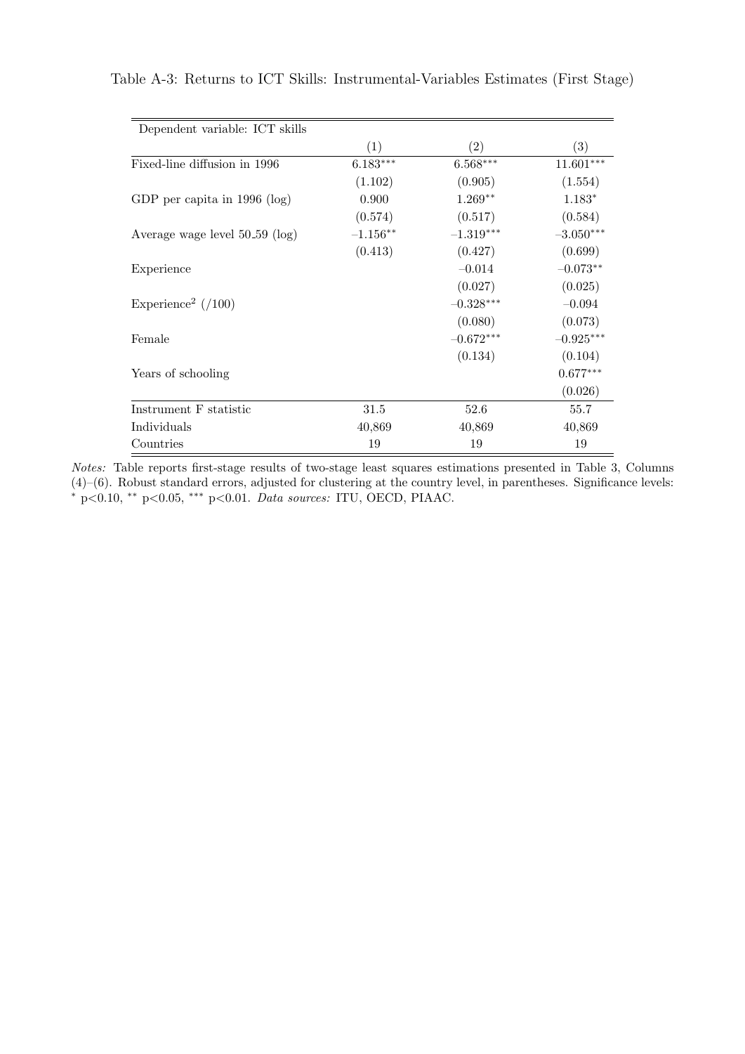Table A-3: Returns to ICT Skills: Instrumental-Variables Estimates (First Stage)

| Dependent variable: ICT skills | (1) | (2) | (3) |
|---|---|---|---|
| Fixed-line diffusion in 1996 | 6.183*** | 6.568*** | 11.601*** |
| | (1.102) | (0.905) | (1.554) |
| GDP per capita in 1996 (log) | 0.900 | 1.269** | 1.183* |
| | (0.574) | (0.517) | (0.584) |
| Average wage level 50_59 (log) | –1.156** | –1.319*** | –3.050*** |
| | (0.413) | (0.427) | (0.699) |
| Experience | | –0.014 | –0.073** |
| | | (0.027) | (0.025) |
| Experience$^2$ (/100) | | –0.328*** | –0.094 |
| | | (0.080) | (0.073) |
| Female | | –0.672*** | –0.925*** |
| | | (0.134) | (0.104) |
| Years of schooling | | | 0.677*** |
| | | | (0.026) |
| Instrument F statistic | 31.5 | 52.6 | 55.7 |
| Individuals | 40,869 | 40,869 | 40,869 |
| Countries | 19 | 19 | 19 |

*Notes:* Table reports first-stage results of two-stage least squares estimations presented in Table 3, Columns (4)–(6). Robust standard errors, adjusted for clustering at the country level, in parentheses. Significance levels: * p<0.10, ** p<0.05, *** p<0.01. *Data sources:* ITU, OECD, PIAAC.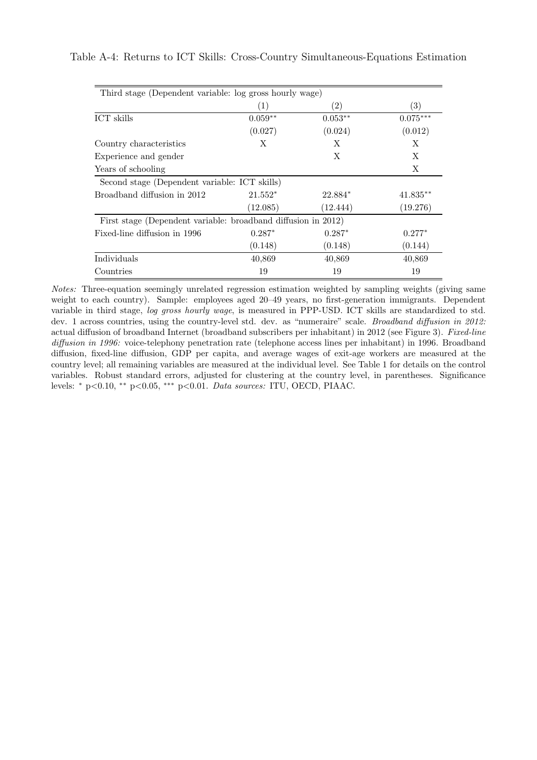Table A-4: Returns to ICT Skills: Cross-Country Simultaneous-Equations Estimation

| Third stage (Dependent variable: log gross hourly wage) | | | |
|---|---|---|---|
| | (1) | (2) | (3) |
| ICT skills | $0.059^{**}$ | $0.053^{**}$ | $0.075^{***}$ |
| | (0.027) | (0.024) | (0.012) |
| Country characteristics | X | X | X |
| Experience and gender | | X | X |
| Years of schooling | | | X |
| Second stage (Dependent variable: ICT skills) | | | |
| Broadband diffusion in 2012 | $21.552^{*}$ | $22.884^{*}$ | $41.835^{**}$ |
| | (12.085) | (12.444) | (19.276) |
| First stage (Dependent variable: broadband diffusion in 2012) | | | |
| Fixed-line diffusion in 1996 | $0.287^{*}$ | $0.287^{*}$ | $0.277^{*}$ |
| | (0.148) | (0.148) | (0.144) |
| Individuals | 40,869 | 40,869 | 40,869 |
| Countries | 19 | 19 | 19 |

*Notes:* Three-equation seemingly unrelated regression estimation weighted by sampling weights (giving same weight to each country). Sample: employees aged 20–49 years, no first-generation immigrants. Dependent variable in third stage, *log gross hourly wage*, is measured in PPP-USD. ICT skills are standardized to std. dev. 1 across countries, using the country-level std. dev. as "numeraire" scale. *Broadband diffusion in 2012:* actual diffusion of broadband Internet (broadband subscribers per inhabitant) in 2012 (see Figure 3). *Fixed-line diffusion in 1996:* voice-telephony penetration rate (telephone access lines per inhabitant) in 1996. Broadband diffusion, fixed-line diffusion, GDP per capita, and average wages of exit-age workers are measured at the country level; all remaining variables are measured at the individual level. See Table 1 for details on the control variables. Robust standard errors, adjusted for clustering at the country level, in parentheses. Significance levels: $^{*}$ $p<0.10$, $^{**}$ $p<0.05$, $^{***}$ $p<0.01$. *Data sources:* ITU, OECD, PIAAC.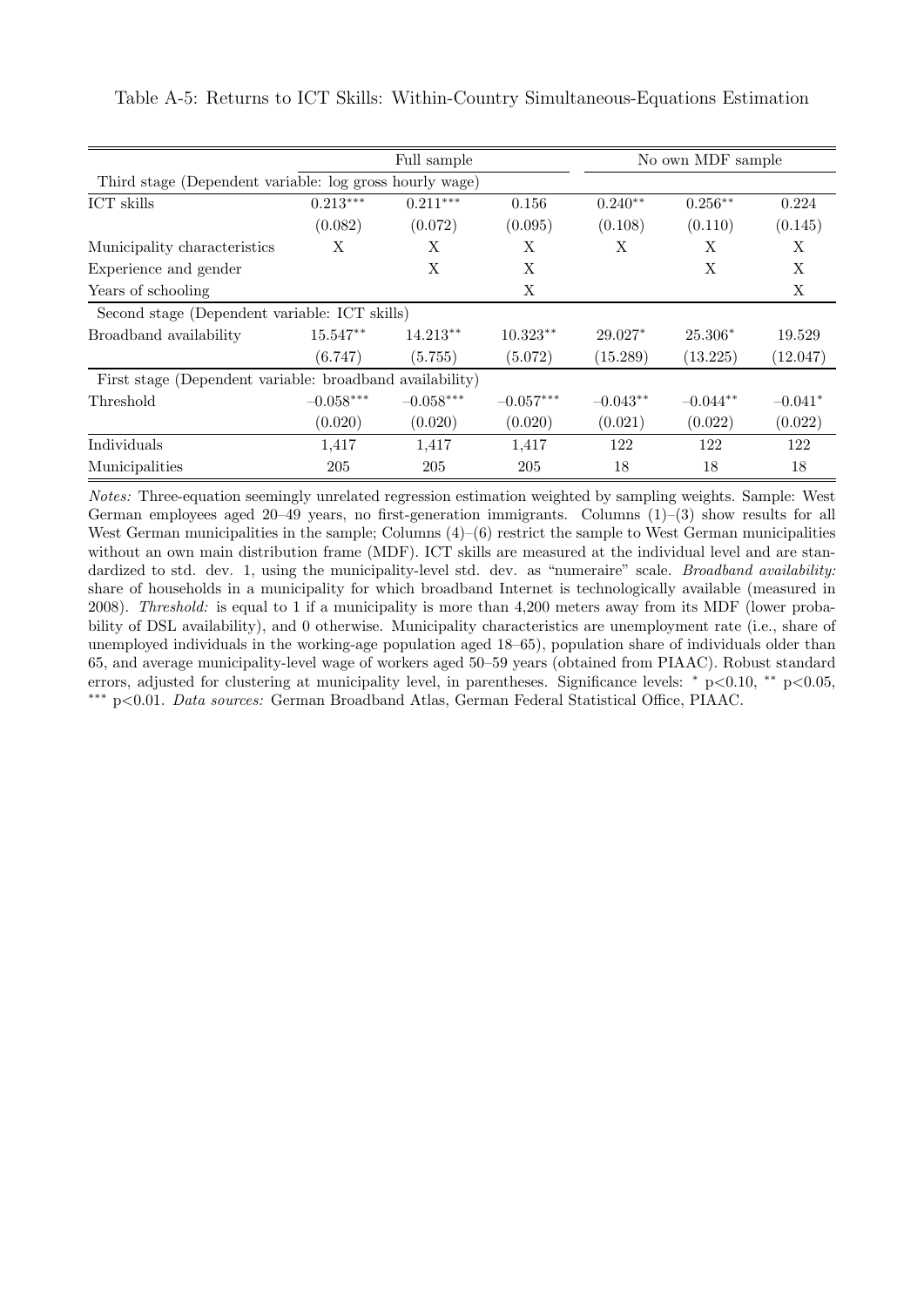Table A-5: Returns to ICT Skills: Within-Country Simultaneous-Equations Estimation

| | Full sample | | | No own MDF sample | | |
|---|---|---|---|---|---|---|
| Third stage (Dependent variable: log gross hourly wage) | | | | | | |
| ICT skills | 0.213*** | 0.211*** | 0.156 | 0.240** | 0.256** | 0.224 |
| | (0.082) | (0.072) | (0.095) | (0.108) | (0.110) | (0.145) |
| Municipality characteristics | X | X | X | X | X | X |
| Experience and gender | | X | X | | X | X |
| Years of schooling | | | X | | | X |
| Second stage (Dependent variable: ICT skills) | | | | | | |
| Broadband availability | 15.547** | 14.213** | 10.323** | 29.027* | 25.306* | 19.529 |
| | (6.747) | (5.755) | (5.072) | (15.289) | (13.225) | (12.047) |
| First stage (Dependent variable: broadband availability) | | | | | | |
| Threshold | −0.058*** | −0.058*** | −0.057*** | −0.043** | −0.044** | −0.041* |
| | (0.020) | (0.020) | (0.020) | (0.021) | (0.022) | (0.022) |
| Individuals | 1,417 | 1,417 | 1,417 | 122 | 122 | 122 |
| Municipalities | 205 | 205 | 205 | 18 | 18 | 18 |

*Notes:* Three-equation seemingly unrelated regression estimation weighted by sampling weights. Sample: West German employees aged 20–49 years, no first-generation immigrants. Columns (1)–(3) show results for all West German municipalities in the sample; Columns (4)–(6) restrict the sample to West German municipalities without an own main distribution frame (MDF). ICT skills are measured at the individual level and are standardized to std. dev. 1, using the municipality-level std. dev. as "numeraire" scale. *Broadband availability:* share of households in a municipality for which broadband Internet is technologically available (measured in 2008). *Threshold:* is equal to 1 if a municipality is more than 4,200 meters away from its MDF (lower probability of DSL availability), and 0 otherwise. Municipality characteristics are unemployment rate (i.e., share of unemployed individuals in the working-age population aged 18–65), population share of individuals older than 65, and average municipality-level wage of workers aged 50–59 years (obtained from PIAAC). Robust standard errors, adjusted for clustering at municipality level, in parentheses. Significance levels: * $p<0.10$, ** $p<0.05$, *** $p<0.01$. *Data sources:* German Broadband Atlas, German Federal Statistical Office, PIAAC.